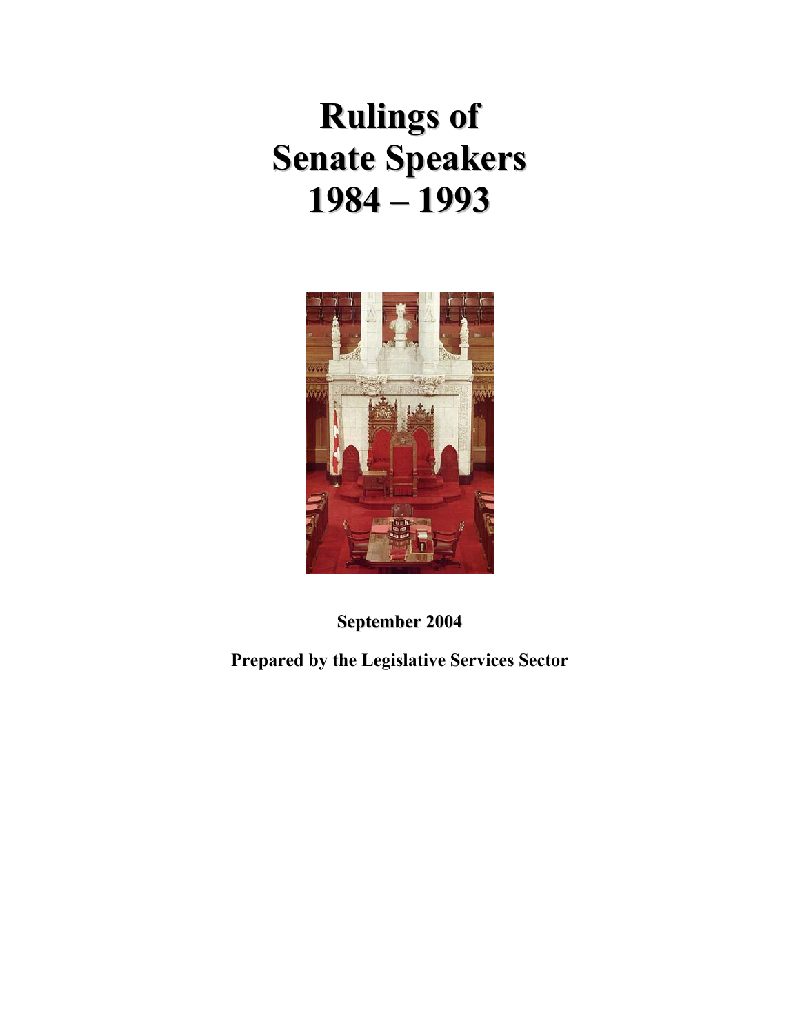# Rulings of Senate Speakers 1984 – 1993

**September 2004**

**Prepared by the Legislative Services Sector**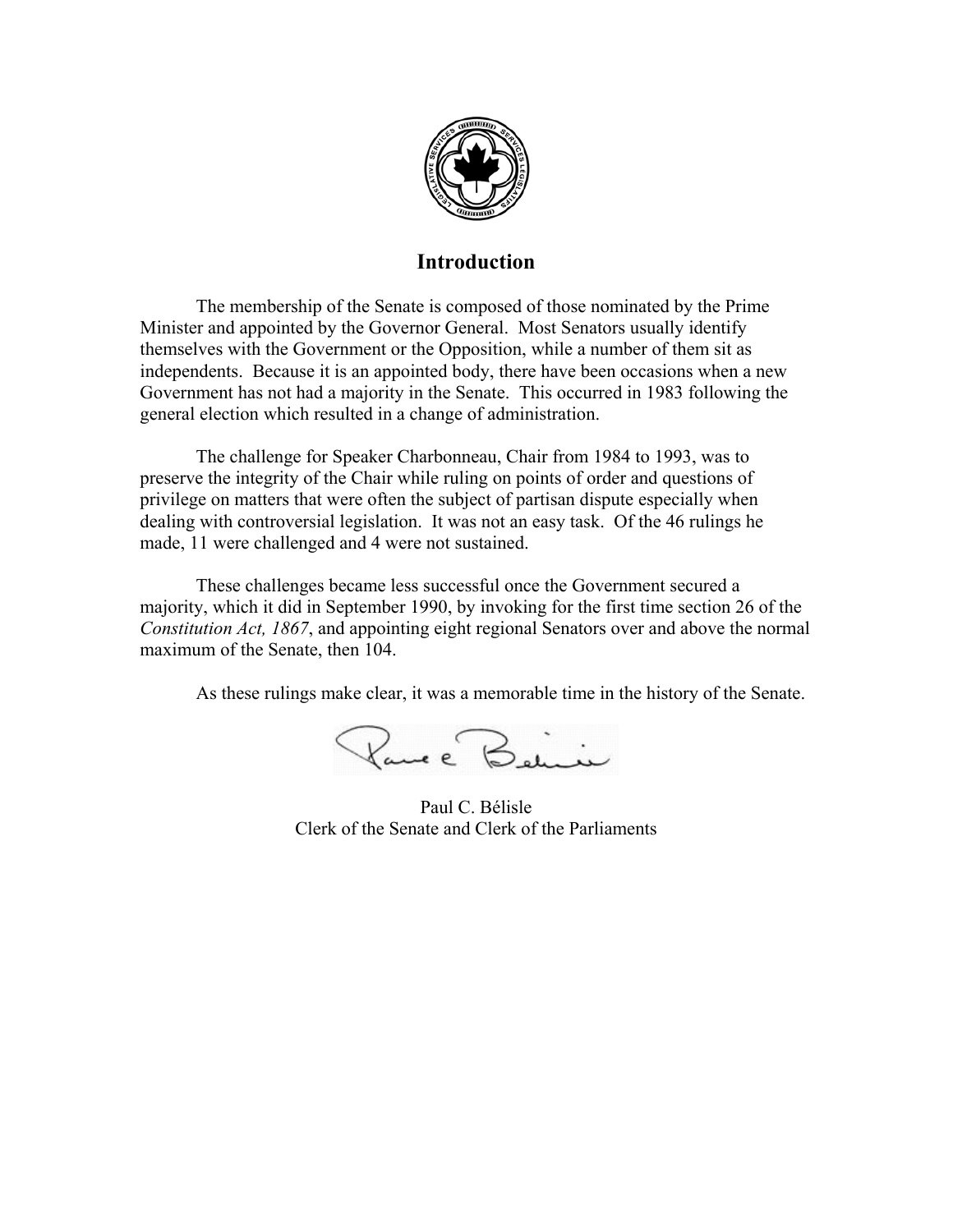## Introduction

The membership of the Senate is composed of those nominated by the Prime Minister and appointed by the Governor General. Most Senators usually identify themselves with the Government or the Opposition, while a number of them sit as independents. Because it is an appointed body, there have been occasions when a new Government has not had a majority in the Senate. This occurred in 1983 following the general election which resulted in a change of administration.

The challenge for Speaker Charbonneau, Chair from 1984 to 1993, was to preserve the integrity of the Chair while ruling on points of order and questions of privilege on matters that were often the subject of partisan dispute especially when dealing with controversial legislation. It was not an easy task. Of the 46 rulings he made, 11 were challenged and 4 were not sustained.

These challenges became less successful once the Government secured a majority, which it did in September 1990, by invoking for the first time section 26 of the *Constitution Act, 1867*, and appointing eight regional Senators over and above the normal maximum of the Senate, then 104.

As these rulings make clear, it was a memorable time in the history of the Senate.

Paul C. Bélisle
Clerk of the Senate and Clerk of the Parliaments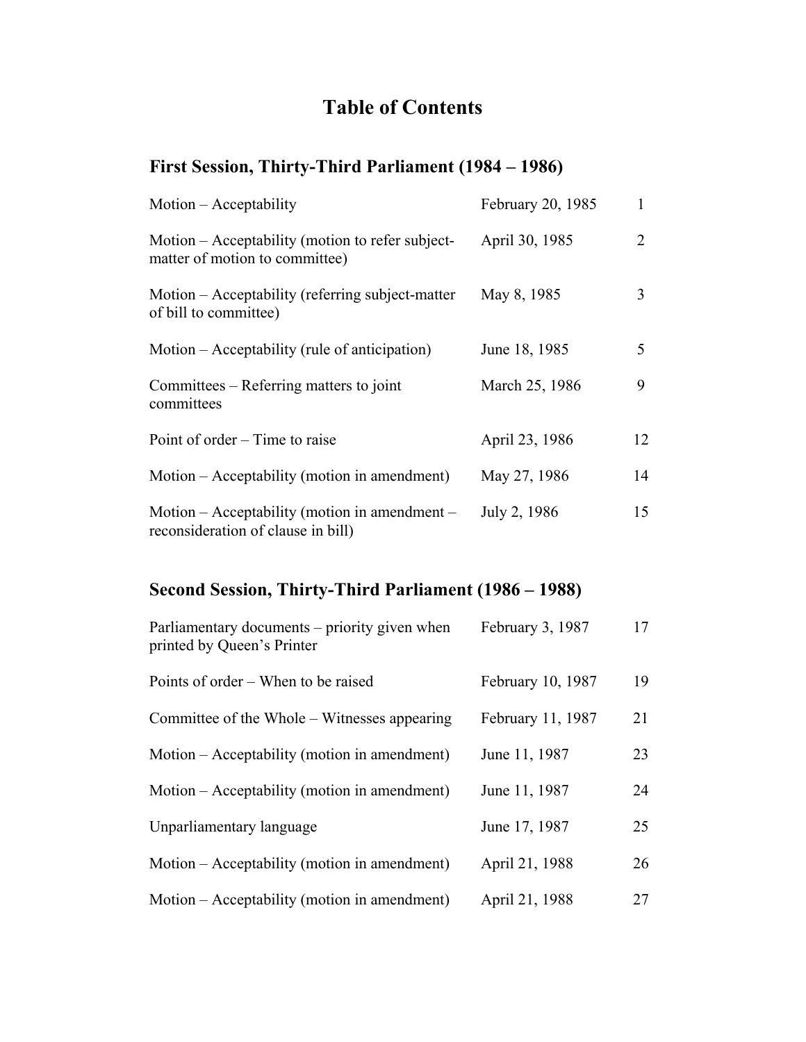# Table of Contents

## First Session, Thirty-Third Parliament (1984 – 1986)

| | | |
|---|---|---|
| Motion – Acceptability | February 20, 1985 | 1 |
| Motion – Acceptability (motion to refer subject-matter of motion to committee) | April 30, 1985 | 2 |
| Motion – Acceptability (referring subject-matter of bill to committee) | May 8, 1985 | 3 |
| Motion – Acceptability (rule of anticipation) | June 18, 1985 | 5 |
| Committees – Referring matters to joint committees | March 25, 1986 | 9 |
| Point of order – Time to raise | April 23, 1986 | 12 |
| Motion – Acceptability (motion in amendment) | May 27, 1986 | 14 |
| Motion – Acceptability (motion in amendment – reconsideration of clause in bill) | July 2, 1986 | 15 |

## Second Session, Thirty-Third Parliament (1986 – 1988)

| | | |
|---|---|---|
| Parliamentary documents – priority given when printed by Queen's Printer | February 3, 1987 | 17 |
| Points of order – When to be raised | February 10, 1987 | 19 |
| Committee of the Whole – Witnesses appearing | February 11, 1987 | 21 |
| Motion – Acceptability (motion in amendment) | June 11, 1987 | 23 |
| Motion – Acceptability (motion in amendment) | June 11, 1987 | 24 |
| Unparliamentary language | June 17, 1987 | 25 |
| Motion – Acceptability (motion in amendment) | April 21, 1988 | 26 |
| Motion – Acceptability (motion in amendment) | April 21, 1988 | 27 |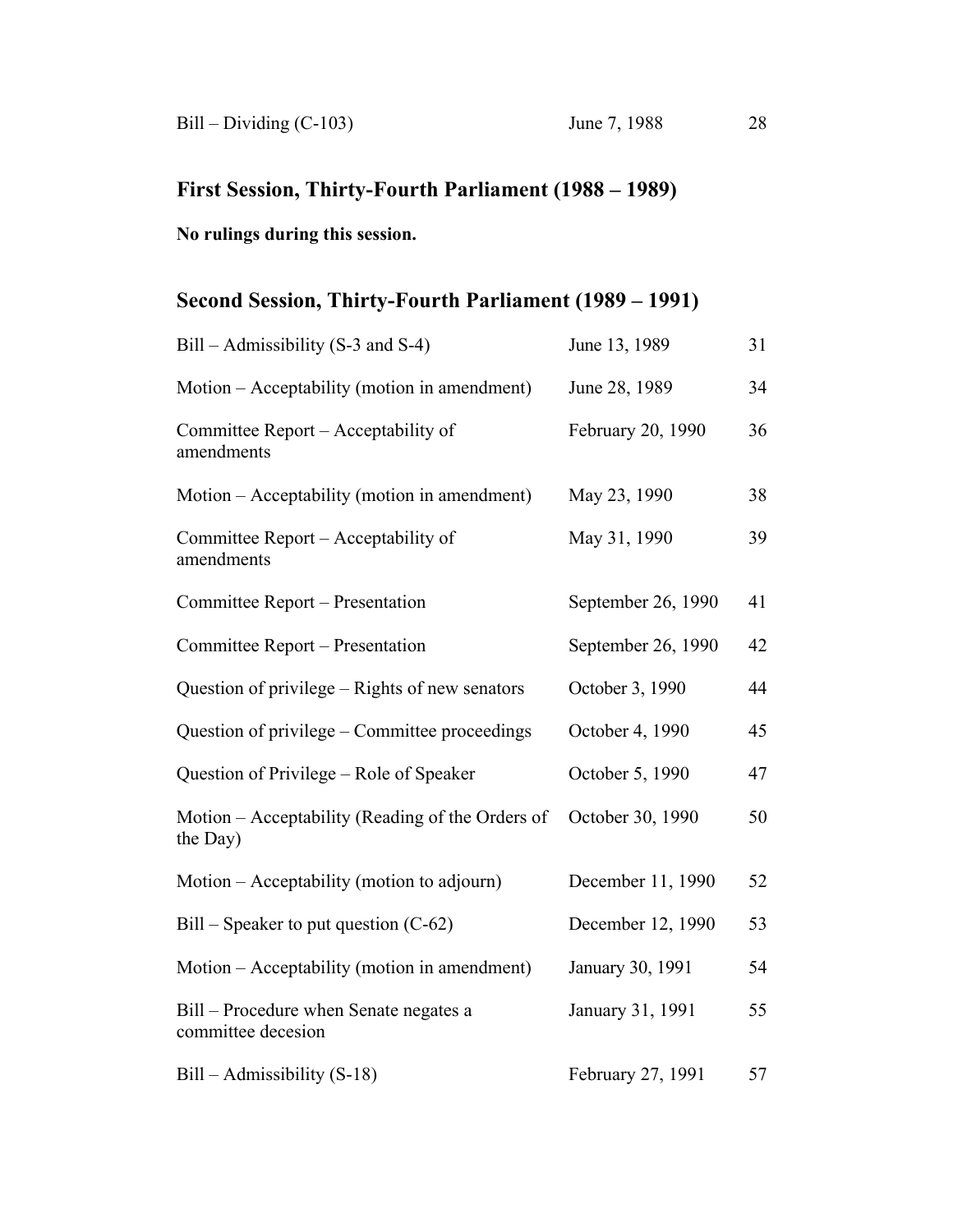| | | |
|---|---|---|
| Bill – Dividing (C-103) | June 7, 1988 | 28 |

## First Session, Thirty-Fourth Parliament (1988 – 1989)

**No rulings during this session.**

## Second Session, Thirty-Fourth Parliament (1989 – 1991)

| | | |
|---|---|---|
| Bill – Admissibility (S-3 and S-4) | June 13, 1989 | 31 |
| Motion – Acceptability (motion in amendment) | June 28, 1989 | 34 |
| Committee Report – Acceptability of amendments | February 20, 1990 | 36 |
| Motion – Acceptability (motion in amendment) | May 23, 1990 | 38 |
| Committee Report – Acceptability of amendments | May 31, 1990 | 39 |
| Committee Report – Presentation | September 26, 1990 | 41 |
| Committee Report – Presentation | September 26, 1990 | 42 |
| Question of privilege – Rights of new senators | October 3, 1990 | 44 |
| Question of privilege – Committee proceedings | October 4, 1990 | 45 |
| Question of Privilege – Role of Speaker | October 5, 1990 | 47 |
| Motion – Acceptability (Reading of the Orders of the Day) | October 30, 1990 | 50 |
| Motion – Acceptability (motion to adjourn) | December 11, 1990 | 52 |
| Bill – Speaker to put question (C-62) | December 12, 1990 | 53 |
| Motion – Acceptability (motion in amendment) | January 30, 1991 | 54 |
| Bill – Procedure when Senate negates a committee decesion | January 31, 1991 | 55 |
| Bill – Admissibility (S-18) | February 27, 1991 | 57 |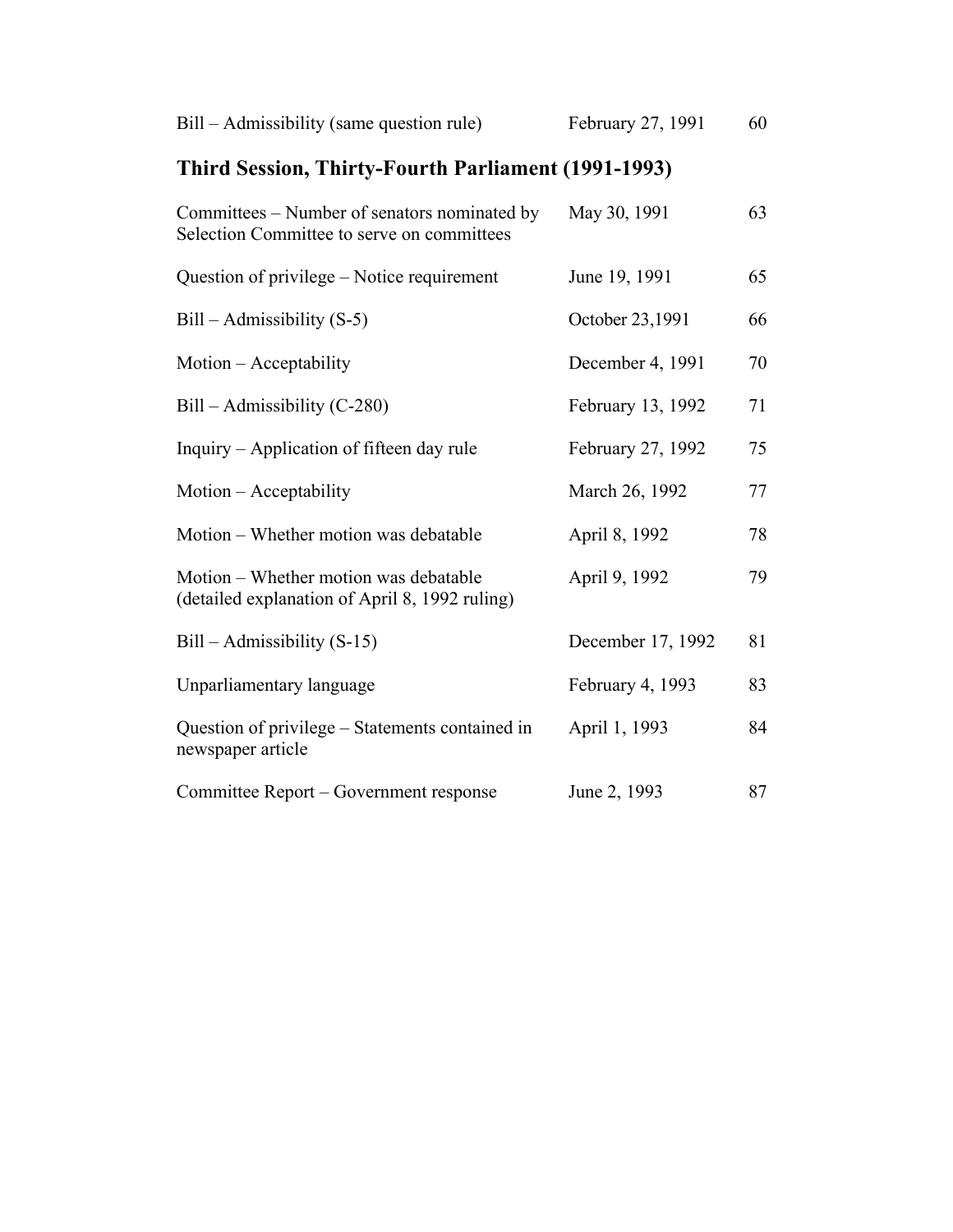| | | |
|---|---|---|
| Bill – Admissibility (same question rule) | February 27, 1991 | 60 |

## Third Session, Thirty-Fourth Parliament (1991-1993)

| | | |
|---|---|---|
| Committees – Number of senators nominated by Selection Committee to serve on committees | May 30, 1991 | 63 |
| Question of privilege – Notice requirement | June 19, 1991 | 65 |
| Bill – Admissibility (S-5) | October 23,1991 | 66 |
| Motion – Acceptability | December 4, 1991 | 70 |
| Bill – Admissibility (C-280) | February 13, 1992 | 71 |
| Inquiry – Application of fifteen day rule | February 27, 1992 | 75 |
| Motion – Acceptability | March 26, 1992 | 77 |
| Motion – Whether motion was debatable | April 8, 1992 | 78 |
| Motion – Whether motion was debatable (detailed explanation of April 8, 1992 ruling) | April 9, 1992 | 79 |
| Bill – Admissibility (S-15) | December 17, 1992 | 81 |
| Unparliamentary language | February 4, 1993 | 83 |
| Question of privilege – Statements contained in newspaper article | April 1, 1993 | 84 |
| Committee Report – Government response | June 2, 1993 | 87 |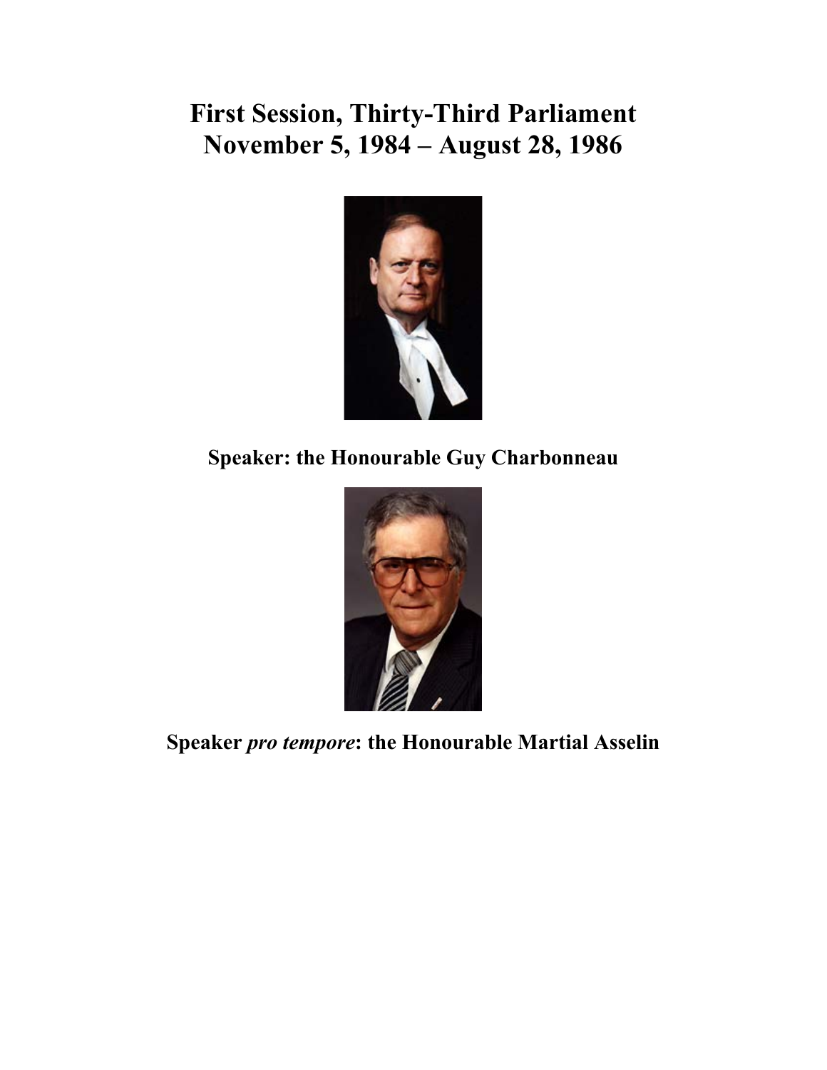# First Session, Thirty-Third Parliament
# November 5, 1984 – August 28, 1986

**Speaker: the Honourable Guy Charbonneau**

**Speaker *pro tempore*: the Honourable Martial Asselin**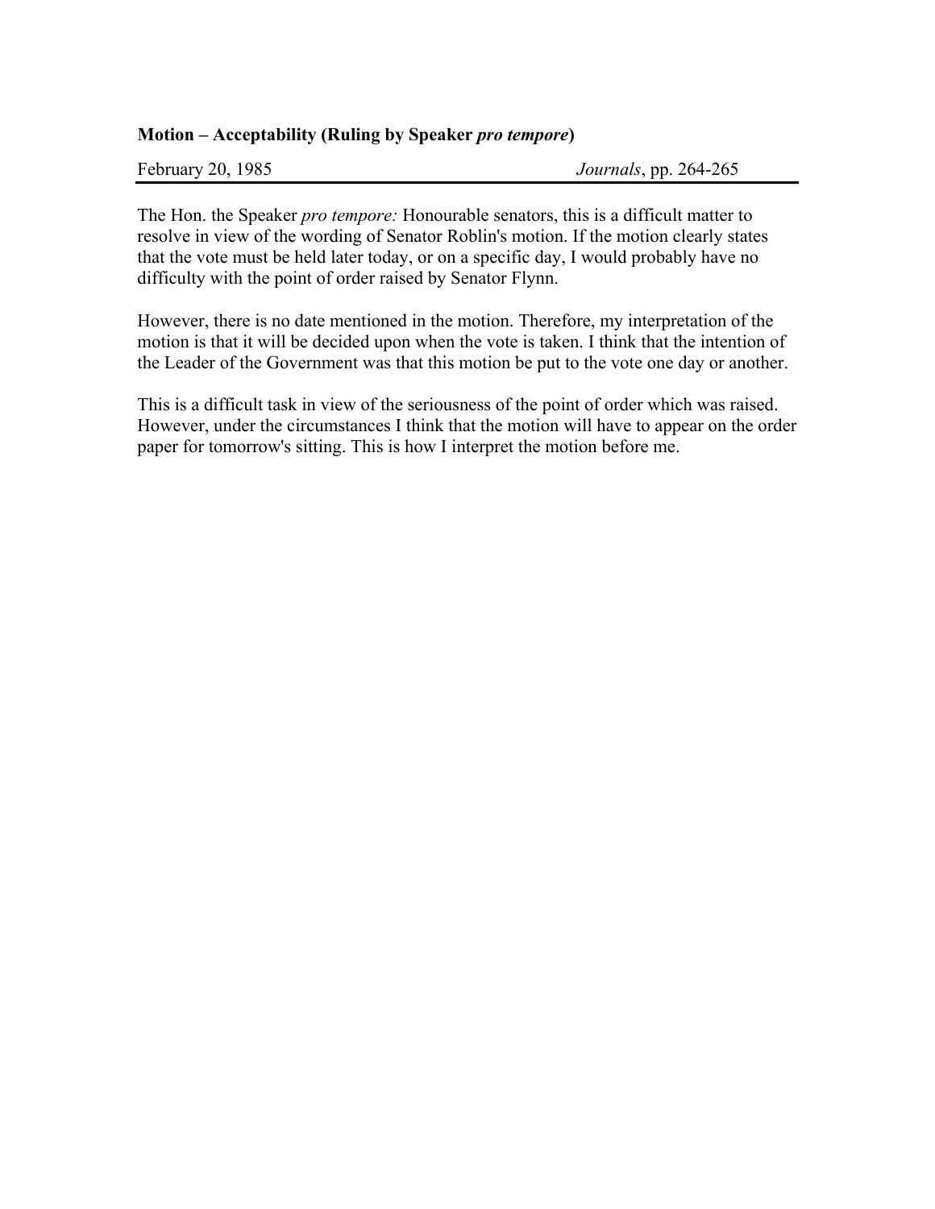**Motion – Acceptability (Ruling by Speaker *pro tempore*)**

February 20, 1985 *Journals*, pp. 264-265

The Hon. the Speaker *pro tempore:* Honourable senators, this is a difficult matter to resolve in view of the wording of Senator Roblin's motion. If the motion clearly states that the vote must be held later today, or on a specific day, I would probably have no difficulty with the point of order raised by Senator Flynn.

However, there is no date mentioned in the motion. Therefore, my interpretation of the motion is that it will be decided upon when the vote is taken. I think that the intention of the Leader of the Government was that this motion be put to the vote one day or another.

This is a difficult task in view of the seriousness of the point of order which was raised. However, under the circumstances I think that the motion will have to appear on the order paper for tomorrow's sitting. This is how I interpret the motion before me.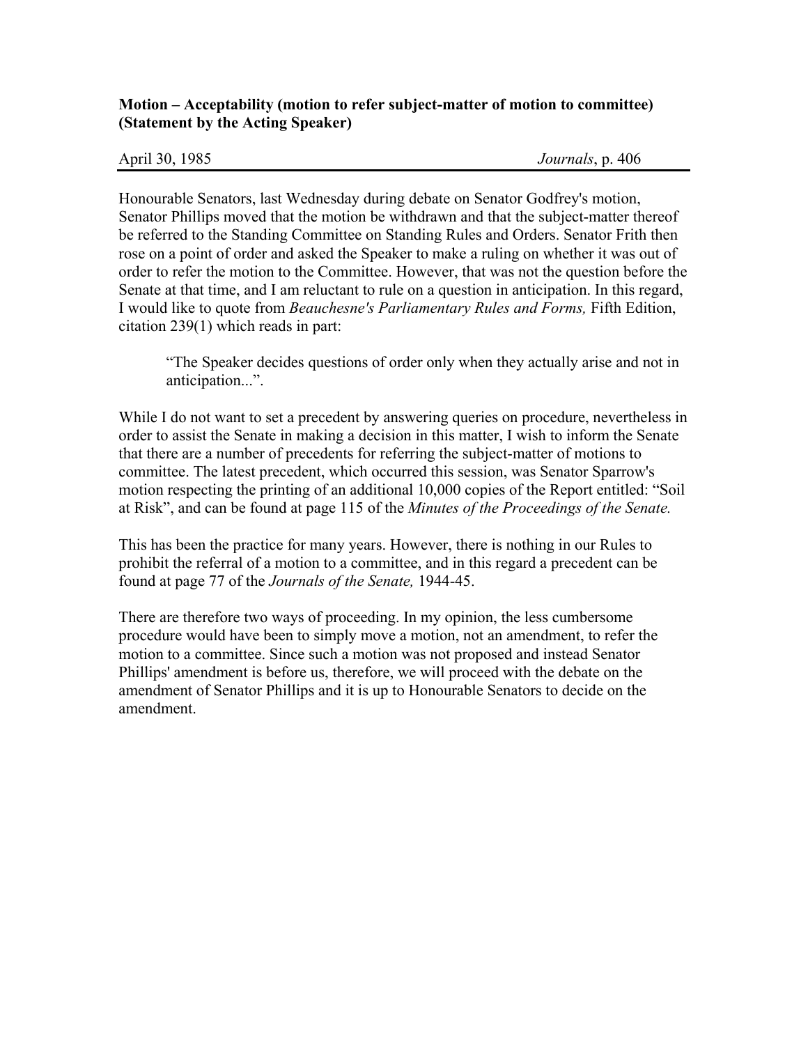**Motion – Acceptability (motion to refer subject-matter of motion to committee) (Statement by the Acting Speaker)**

April 30, 1985 *Journals*, p. 406

Honourable Senators, last Wednesday during debate on Senator Godfrey's motion, Senator Phillips moved that the motion be withdrawn and that the subject-matter thereof be referred to the Standing Committee on Standing Rules and Orders. Senator Frith then rose on a point of order and asked the Speaker to make a ruling on whether it was out of order to refer the motion to the Committee. However, that was not the question before the Senate at that time, and I am reluctant to rule on a question in anticipation. In this regard, I would like to quote from *Beauchesne's Parliamentary Rules and Forms,* Fifth Edition, citation 239(1) which reads in part:

> "The Speaker decides questions of order only when they actually arise and not in anticipation...".

While I do not want to set a precedent by answering queries on procedure, nevertheless in order to assist the Senate in making a decision in this matter, I wish to inform the Senate that there are a number of precedents for referring the subject-matter of motions to committee. The latest precedent, which occurred this session, was Senator Sparrow's motion respecting the printing of an additional 10,000 copies of the Report entitled: "Soil at Risk", and can be found at page 115 of the *Minutes of the Proceedings of the Senate.*

This has been the practice for many years. However, there is nothing in our Rules to prohibit the referral of a motion to a committee, and in this regard a precedent can be found at page 77 of the *Journals of the Senate,* 1944-45.

There are therefore two ways of proceeding. In my opinion, the less cumbersome procedure would have been to simply move a motion, not an amendment, to refer the motion to a committee. Since such a motion was not proposed and instead Senator Phillips' amendment is before us, therefore, we will proceed with the debate on the amendment of Senator Phillips and it is up to Honourable Senators to decide on the amendment.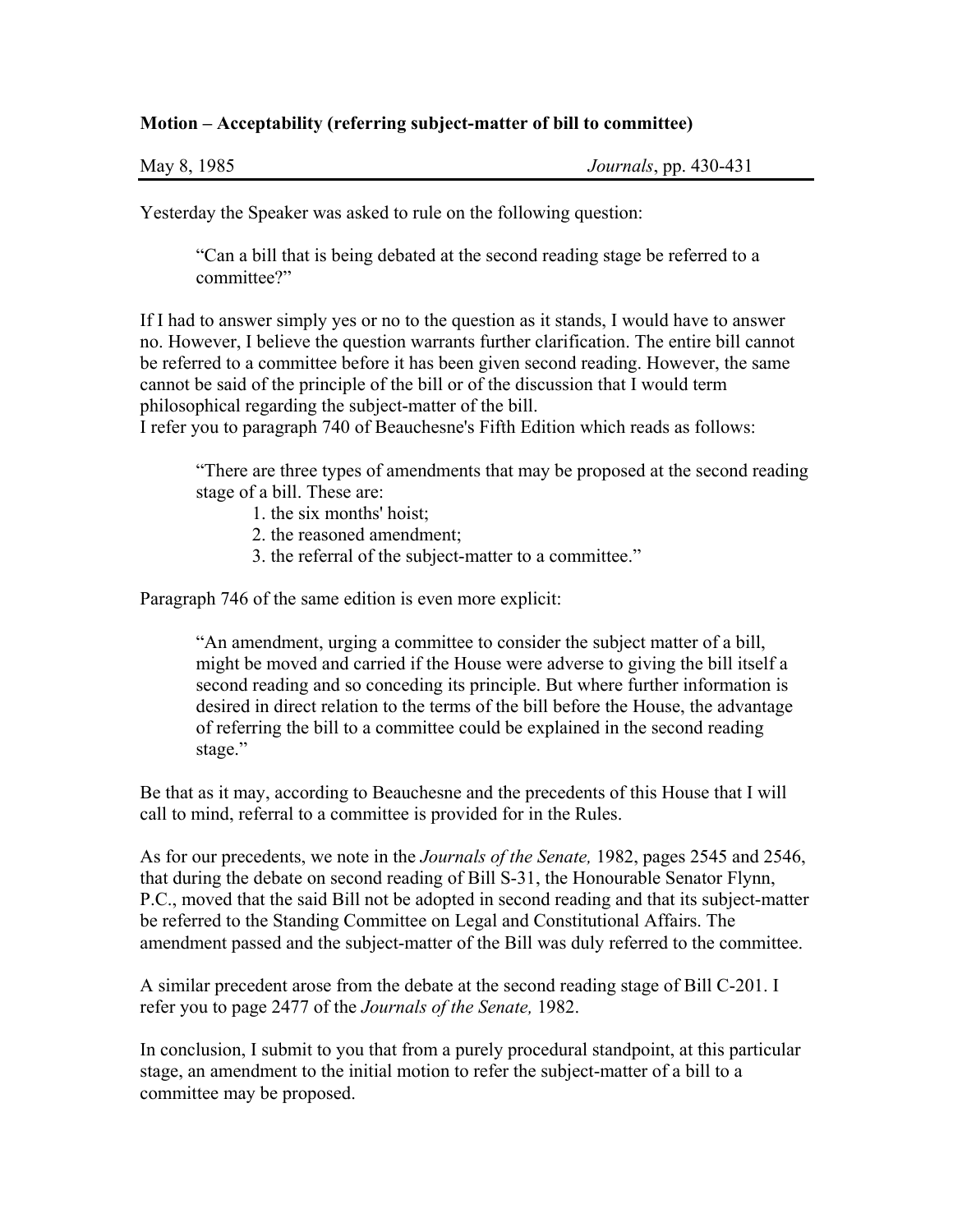**Motion – Acceptability (referring subject-matter of bill to committee)**

May 8, 1985 *Journals*, pp. 430-431

Yesterday the Speaker was asked to rule on the following question:

> "Can a bill that is being debated at the second reading stage be referred to a committee?"

If I had to answer simply yes or no to the question as it stands, I would have to answer no. However, I believe the question warrants further clarification. The entire bill cannot be referred to a committee before it has been given second reading. However, the same cannot be said of the principle of the bill or of the discussion that I would term philosophical regarding the subject-matter of the bill.

I refer you to paragraph 740 of Beauchesne's Fifth Edition which reads as follows:

> "There are three types of amendments that may be proposed at the second reading stage of a bill. These are:
> 1. the six months' hoist;
> 2. the reasoned amendment;
> 3. the referral of the subject-matter to a committee."

Paragraph 746 of the same edition is even more explicit:

> "An amendment, urging a committee to consider the subject matter of a bill, might be moved and carried if the House were adverse to giving the bill itself a second reading and so conceding its principle. But where further information is desired in direct relation to the terms of the bill before the House, the advantage of referring the bill to a committee could be explained in the second reading stage."

Be that as it may, according to Beauchesne and the precedents of this House that I will call to mind, referral to a committee is provided for in the Rules.

As for our precedents, we note in the *Journals of the Senate,* 1982, pages 2545 and 2546, that during the debate on second reading of Bill S-31, the Honourable Senator Flynn, P.C., moved that the said Bill not be adopted in second reading and that its subject-matter be referred to the Standing Committee on Legal and Constitutional Affairs. The amendment passed and the subject-matter of the Bill was duly referred to the committee.

A similar precedent arose from the debate at the second reading stage of Bill C-201. I refer you to page 2477 of the *Journals of the Senate,* 1982.

In conclusion, I submit to you that from a purely procedural standpoint, at this particular stage, an amendment to the initial motion to refer the subject-matter of a bill to a committee may be proposed.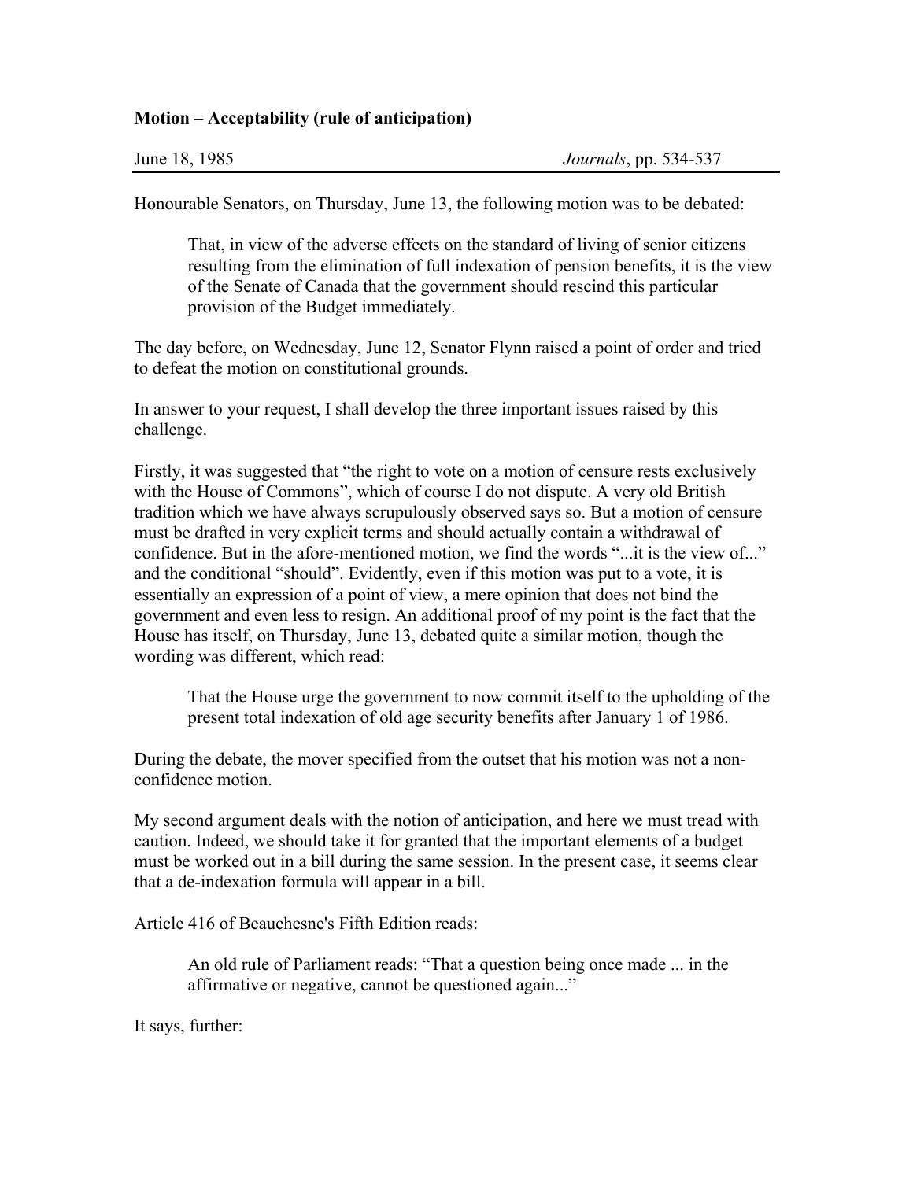**Motion – Acceptability (rule of anticipation)**

June 18, 1985 *Journals*, pp. 534-537

Honourable Senators, on Thursday, June 13, the following motion was to be debated:

> That, in view of the adverse effects on the standard of living of senior citizens resulting from the elimination of full indexation of pension benefits, it is the view of the Senate of Canada that the government should rescind this particular provision of the Budget immediately.

The day before, on Wednesday, June 12, Senator Flynn raised a point of order and tried to defeat the motion on constitutional grounds.

In answer to your request, I shall develop the three important issues raised by this challenge.

Firstly, it was suggested that "the right to vote on a motion of censure rests exclusively with the House of Commons", which of course I do not dispute. A very old British tradition which we have always scrupulously observed says so. But a motion of censure must be drafted in very explicit terms and should actually contain a withdrawal of confidence. But in the afore-mentioned motion, we find the words "...it is the view of..." and the conditional "should". Evidently, even if this motion was put to a vote, it is essentially an expression of a point of view, a mere opinion that does not bind the government and even less to resign. An additional proof of my point is the fact that the House has itself, on Thursday, June 13, debated quite a similar motion, though the wording was different, which read:

> That the House urge the government to now commit itself to the upholding of the present total indexation of old age security benefits after January 1 of 1986.

During the debate, the mover specified from the outset that his motion was not a non-confidence motion.

My second argument deals with the notion of anticipation, and here we must tread with caution. Indeed, we should take it for granted that the important elements of a budget must be worked out in a bill during the same session. In the present case, it seems clear that a de-indexation formula will appear in a bill.

Article 416 of Beauchesne's Fifth Edition reads:

> An old rule of Parliament reads: "That a question being once made ... in the affirmative or negative, cannot be questioned again..."

It says, further: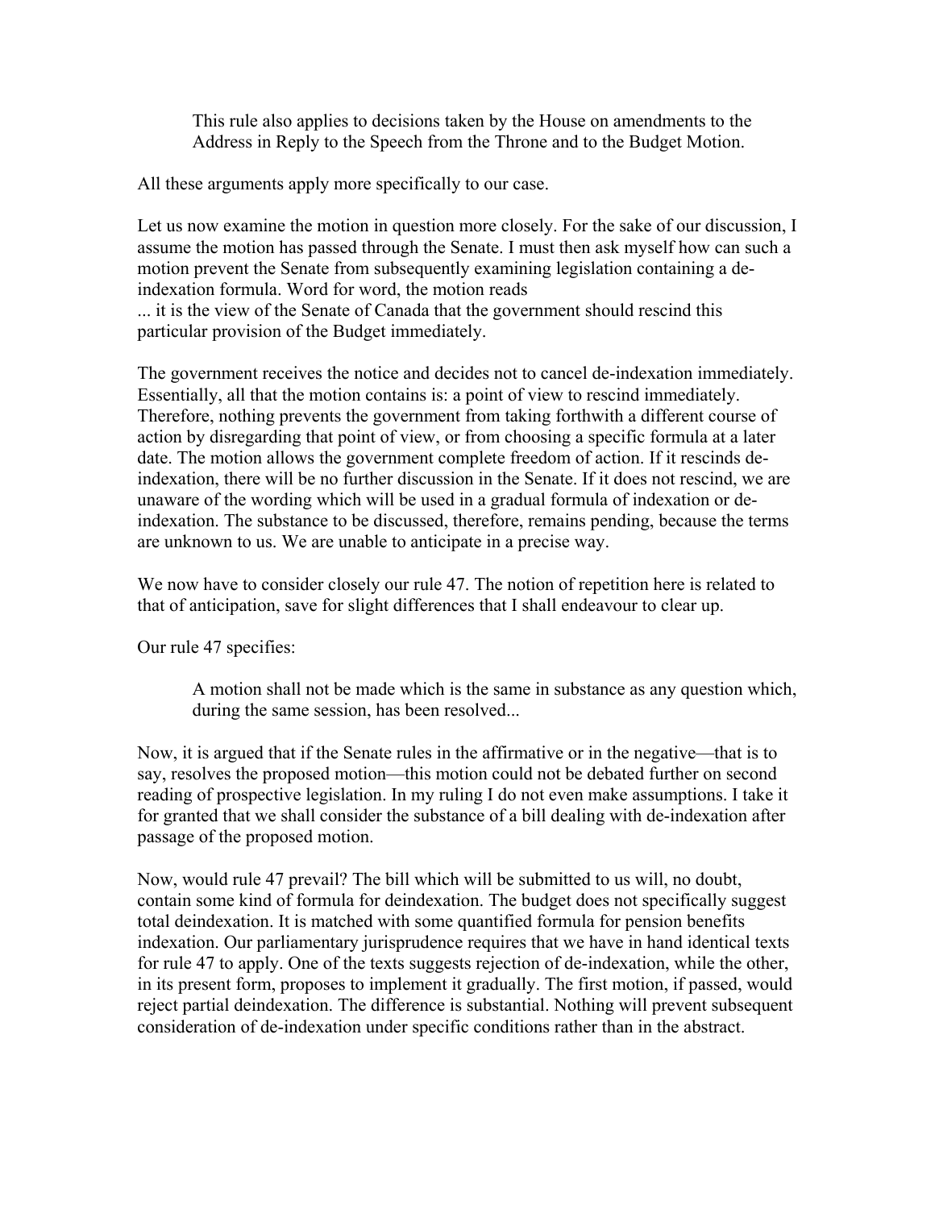> This rule also applies to decisions taken by the House on amendments to the Address in Reply to the Speech from the Throne and to the Budget Motion.

All these arguments apply more specifically to our case.

Let us now examine the motion in question more closely. For the sake of our discussion, I assume the motion has passed through the Senate. I must then ask myself how can such a motion prevent the Senate from subsequently examining legislation containing a de-indexation formula. Word for word, the motion reads
... it is the view of the Senate of Canada that the government should rescind this particular provision of the Budget immediately.

The government receives the notice and decides not to cancel de-indexation immediately. Essentially, all that the motion contains is: a point of view to rescind immediately. Therefore, nothing prevents the government from taking forthwith a different course of action by disregarding that point of view, or from choosing a specific formula at a later date. The motion allows the government complete freedom of action. If it rescinds de-indexation, there will be no further discussion in the Senate. If it does not rescind, we are unaware of the wording which will be used in a gradual formula of indexation or de-indexation. The substance to be discussed, therefore, remains pending, because the terms are unknown to us. We are unable to anticipate in a precise way.

We now have to consider closely our rule 47. The notion of repetition here is related to that of anticipation, save for slight differences that I shall endeavour to clear up.

Our rule 47 specifies:

> A motion shall not be made which is the same in substance as any question which, during the same session, has been resolved...

Now, it is argued that if the Senate rules in the affirmative or in the negative—that is to say, resolves the proposed motion—this motion could not be debated further on second reading of prospective legislation. In my ruling I do not even make assumptions. I take it for granted that we shall consider the substance of a bill dealing with de-indexation after passage of the proposed motion.

Now, would rule 47 prevail? The bill which will be submitted to us will, no doubt, contain some kind of formula for deindexation. The budget does not specifically suggest total deindexation. It is matched with some quantified formula for pension benefits indexation. Our parliamentary jurisprudence requires that we have in hand identical texts for rule 47 to apply. One of the texts suggests rejection of de-indexation, while the other, in its present form, proposes to implement it gradually. The first motion, if passed, would reject partial deindexation. The difference is substantial. Nothing will prevent subsequent consideration of de-indexation under specific conditions rather than in the abstract.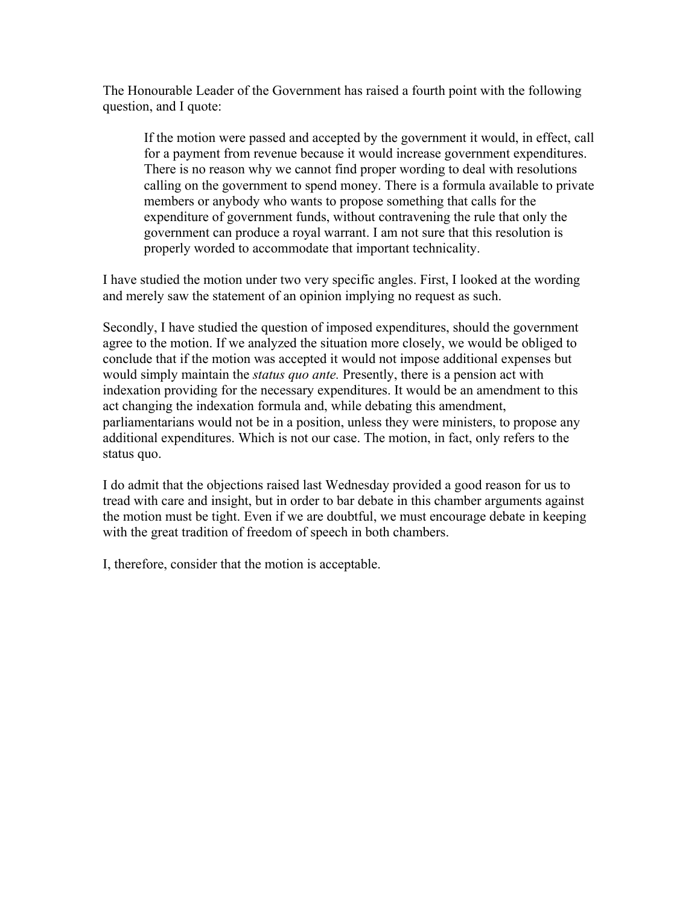The Honourable Leader of the Government has raised a fourth point with the following question, and I quote:

> If the motion were passed and accepted by the government it would, in effect, call for a payment from revenue because it would increase government expenditures. There is no reason why we cannot find proper wording to deal with resolutions calling on the government to spend money. There is a formula available to private members or anybody who wants to propose something that calls for the expenditure of government funds, without contravening the rule that only the government can produce a royal warrant. I am not sure that this resolution is properly worded to accommodate that important technicality.

I have studied the motion under two very specific angles. First, I looked at the wording and merely saw the statement of an opinion implying no request as such.

Secondly, I have studied the question of imposed expenditures, should the government agree to the motion. If we analyzed the situation more closely, we would be obliged to conclude that if the motion was accepted it would not impose additional expenses but would simply maintain the *status quo ante.* Presently, there is a pension act with indexation providing for the necessary expenditures. It would be an amendment to this act changing the indexation formula and, while debating this amendment, parliamentarians would not be in a position, unless they were ministers, to propose any additional expenditures. Which is not our case. The motion, in fact, only refers to the status quo.

I do admit that the objections raised last Wednesday provided a good reason for us to tread with care and insight, but in order to bar debate in this chamber arguments against the motion must be tight. Even if we are doubtful, we must encourage debate in keeping with the great tradition of freedom of speech in both chambers.

I, therefore, consider that the motion is acceptable.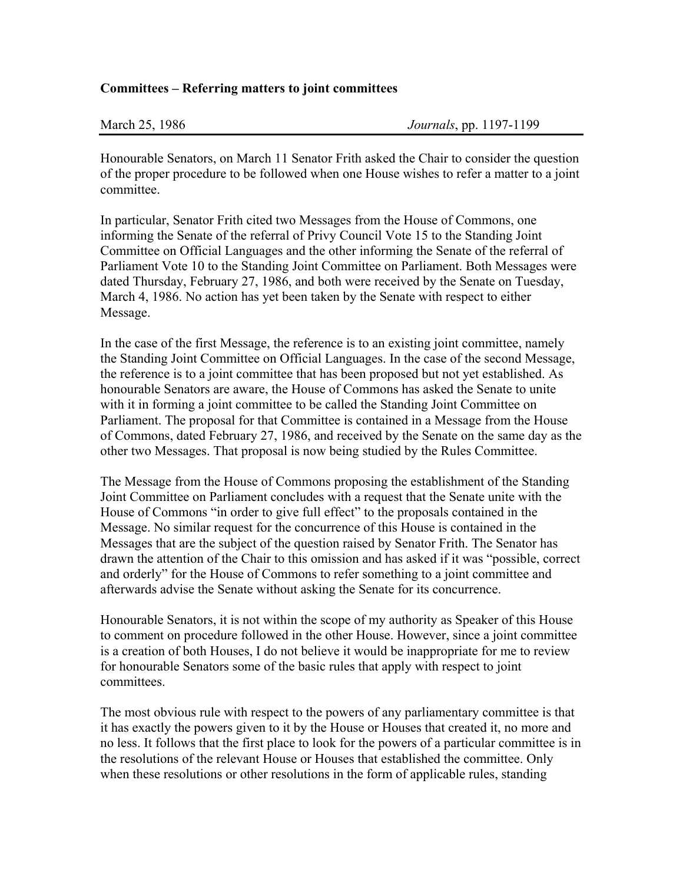**Committees – Referring matters to joint committees**

March 25, 1986 *Journals*, pp. 1197-1199

Honourable Senators, on March 11 Senator Frith asked the Chair to consider the question of the proper procedure to be followed when one House wishes to refer a matter to a joint committee.

In particular, Senator Frith cited two Messages from the House of Commons, one informing the Senate of the referral of Privy Council Vote 15 to the Standing Joint Committee on Official Languages and the other informing the Senate of the referral of Parliament Vote 10 to the Standing Joint Committee on Parliament. Both Messages were dated Thursday, February 27, 1986, and both were received by the Senate on Tuesday, March 4, 1986. No action has yet been taken by the Senate with respect to either Message.

In the case of the first Message, the reference is to an existing joint committee, namely the Standing Joint Committee on Official Languages. In the case of the second Message, the reference is to a joint committee that has been proposed but not yet established. As honourable Senators are aware, the House of Commons has asked the Senate to unite with it in forming a joint committee to be called the Standing Joint Committee on Parliament. The proposal for that Committee is contained in a Message from the House of Commons, dated February 27, 1986, and received by the Senate on the same day as the other two Messages. That proposal is now being studied by the Rules Committee.

The Message from the House of Commons proposing the establishment of the Standing Joint Committee on Parliament concludes with a request that the Senate unite with the House of Commons "in order to give full effect" to the proposals contained in the Message. No similar request for the concurrence of this House is contained in the Messages that are the subject of the question raised by Senator Frith. The Senator has drawn the attention of the Chair to this omission and has asked if it was "possible, correct and orderly" for the House of Commons to refer something to a joint committee and afterwards advise the Senate without asking the Senate for its concurrence.

Honourable Senators, it is not within the scope of my authority as Speaker of this House to comment on procedure followed in the other House. However, since a joint committee is a creation of both Houses, I do not believe it would be inappropriate for me to review for honourable Senators some of the basic rules that apply with respect to joint committees.

The most obvious rule with respect to the powers of any parliamentary committee is that it has exactly the powers given to it by the House or Houses that created it, no more and no less. It follows that the first place to look for the powers of a particular committee is in the resolutions of the relevant House or Houses that established the committee. Only when these resolutions or other resolutions in the form of applicable rules, standing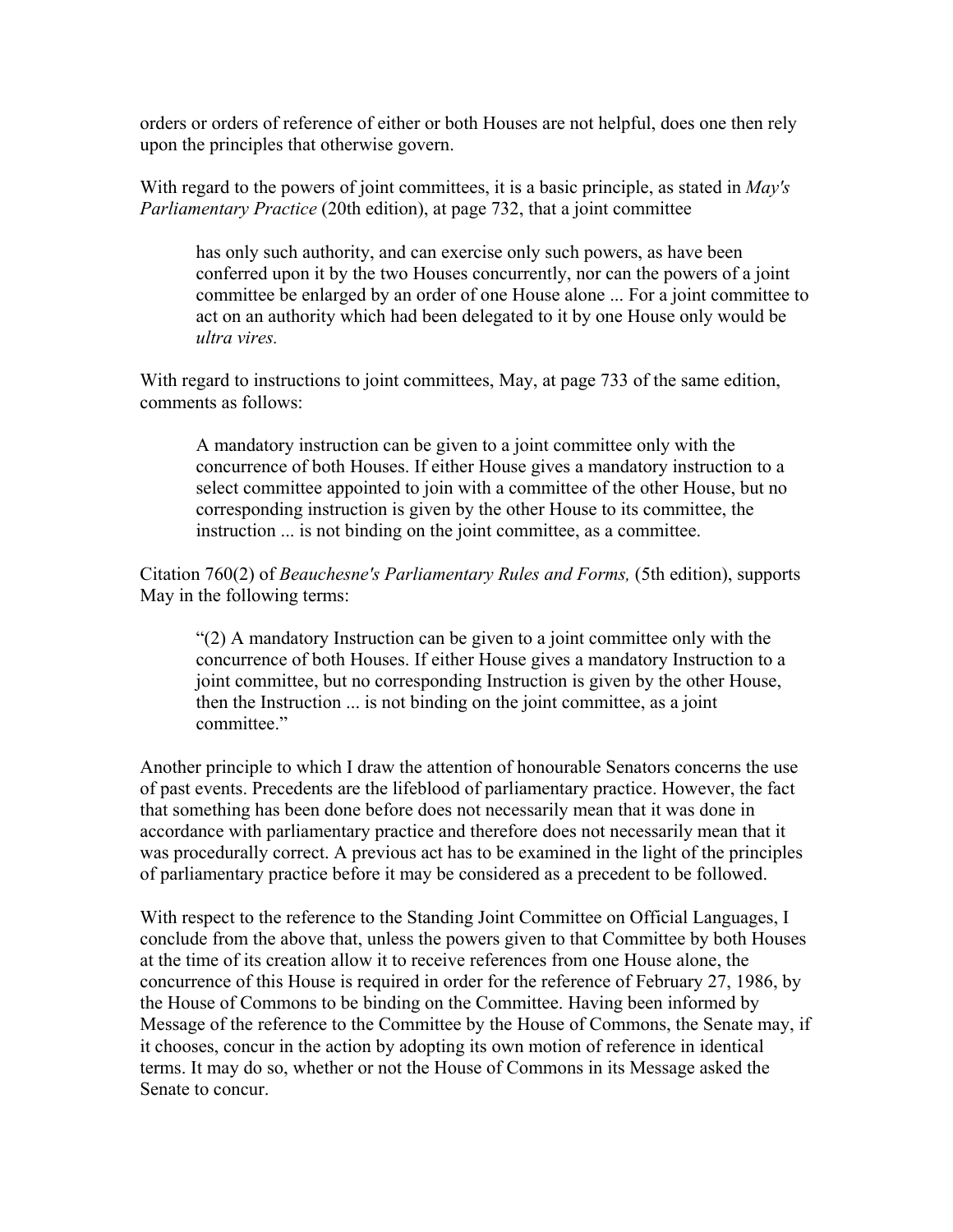orders or orders of reference of either or both Houses are not helpful, does one then rely upon the principles that otherwise govern.

With regard to the powers of joint committees, it is a basic principle, as stated in *May's Parliamentary Practice* (20th edition), at page 732, that a joint committee

> has only such authority, and can exercise only such powers, as have been conferred upon it by the two Houses concurrently, nor can the powers of a joint committee be enlarged by an order of one House alone ... For a joint committee to act on an authority which had been delegated to it by one House only would be *ultra vires.*

With regard to instructions to joint committees, May, at page 733 of the same edition, comments as follows:

> A mandatory instruction can be given to a joint committee only with the concurrence of both Houses. If either House gives a mandatory instruction to a select committee appointed to join with a committee of the other House, but no corresponding instruction is given by the other House to its committee, the instruction ... is not binding on the joint committee, as a committee.

Citation 760(2) of *Beauchesne's Parliamentary Rules and Forms,* (5th edition), supports May in the following terms:

> "(2) A mandatory Instruction can be given to a joint committee only with the concurrence of both Houses. If either House gives a mandatory Instruction to a joint committee, but no corresponding Instruction is given by the other House, then the Instruction ... is not binding on the joint committee, as a joint committee."

Another principle to which I draw the attention of honourable Senators concerns the use of past events. Precedents are the lifeblood of parliamentary practice. However, the fact that something has been done before does not necessarily mean that it was done in accordance with parliamentary practice and therefore does not necessarily mean that it was procedurally correct. A previous act has to be examined in the light of the principles of parliamentary practice before it may be considered as a precedent to be followed.

With respect to the reference to the Standing Joint Committee on Official Languages, I conclude from the above that, unless the powers given to that Committee by both Houses at the time of its creation allow it to receive references from one House alone, the concurrence of this House is required in order for the reference of February 27, 1986, by the House of Commons to be binding on the Committee. Having been informed by Message of the reference to the Committee by the House of Commons, the Senate may, if it chooses, concur in the action by adopting its own motion of reference in identical terms. It may do so, whether or not the House of Commons in its Message asked the Senate to concur.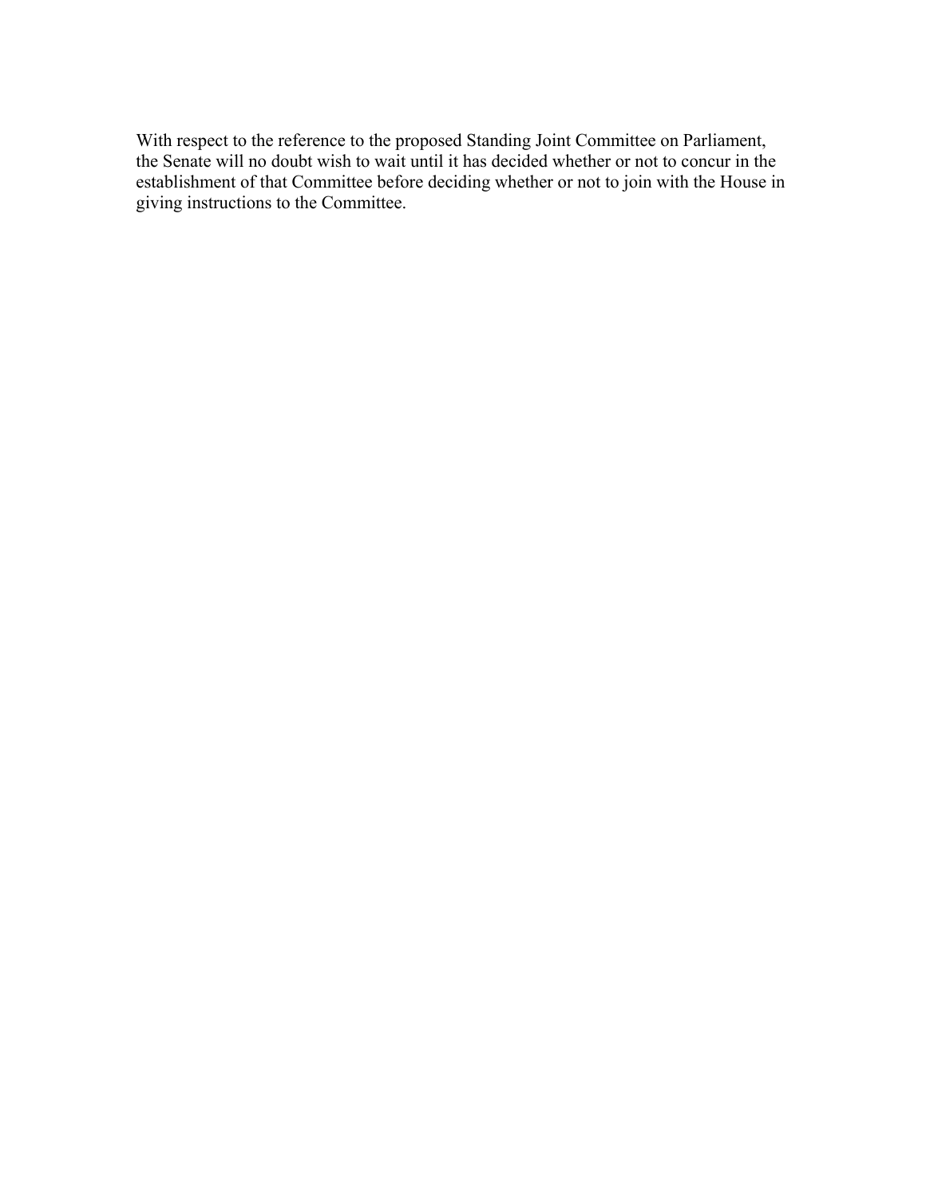With respect to the reference to the proposed Standing Joint Committee on Parliament, the Senate will no doubt wish to wait until it has decided whether or not to concur in the establishment of that Committee before deciding whether or not to join with the House in giving instructions to the Committee.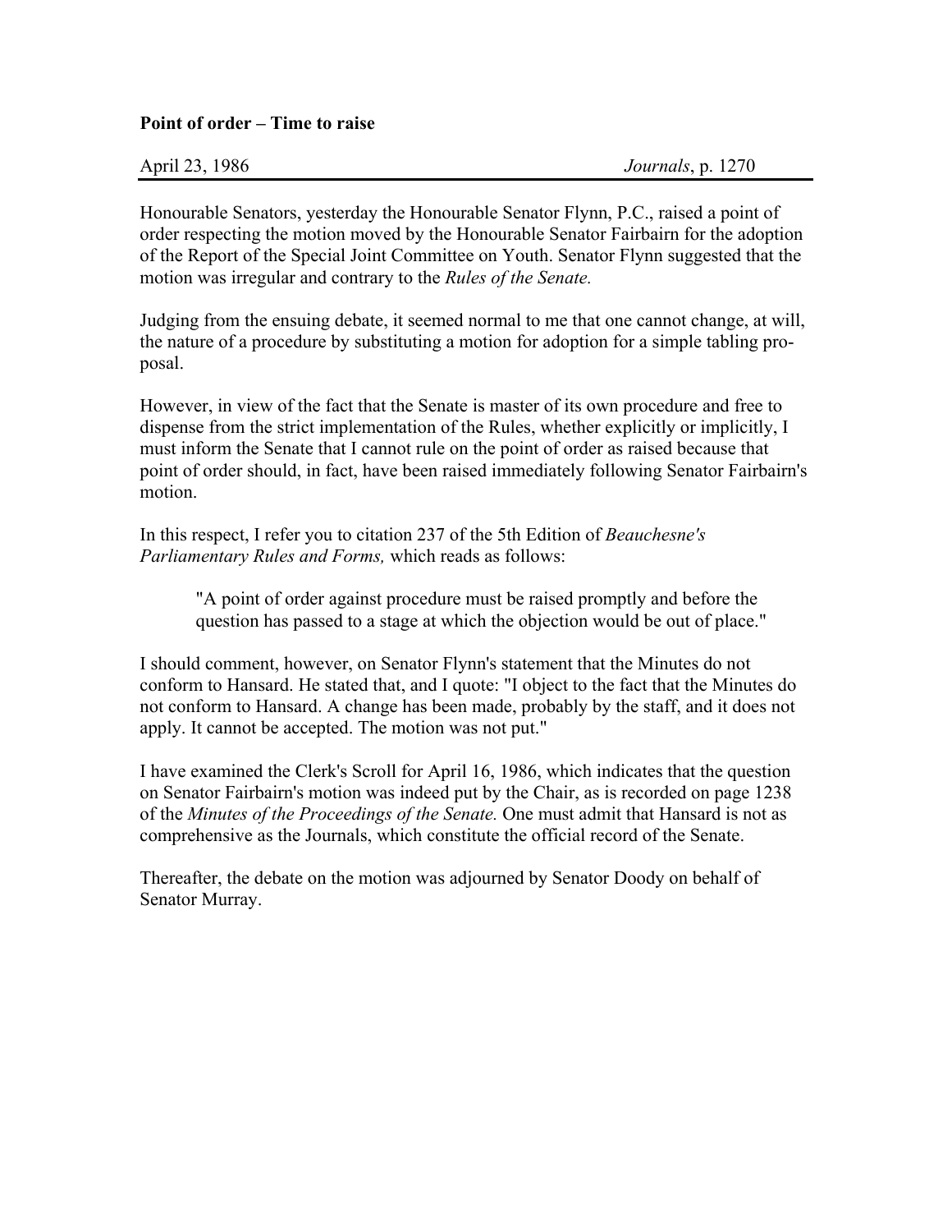**Point of order – Time to raise**

April 23, 1986 *Journals*, p. 1270

Honourable Senators, yesterday the Honourable Senator Flynn, P.C., raised a point of order respecting the motion moved by the Honourable Senator Fairbairn for the adoption of the Report of the Special Joint Committee on Youth. Senator Flynn suggested that the motion was irregular and contrary to the *Rules of the Senate.*

Judging from the ensuing debate, it seemed normal to me that one cannot change, at will, the nature of a procedure by substituting a motion for adoption for a simple tabling proposal.

However, in view of the fact that the Senate is master of its own procedure and free to dispense from the strict implementation of the Rules, whether explicitly or implicitly, I must inform the Senate that I cannot rule on the point of order as raised because that point of order should, in fact, have been raised immediately following Senator Fairbairn's motion.

In this respect, I refer you to citation 237 of the 5th Edition of *Beauchesne's Parliamentary Rules and Forms,* which reads as follows:

> "A point of order against procedure must be raised promptly and before the question has passed to a stage at which the objection would be out of place."

I should comment, however, on Senator Flynn's statement that the Minutes do not conform to Hansard. He stated that, and I quote: "I object to the fact that the Minutes do not conform to Hansard. A change has been made, probably by the staff, and it does not apply. It cannot be accepted. The motion was not put."

I have examined the Clerk's Scroll for April 16, 1986, which indicates that the question on Senator Fairbairn's motion was indeed put by the Chair, as is recorded on page 1238 of the *Minutes of the Proceedings of the Senate.* One must admit that Hansard is not as comprehensive as the Journals, which constitute the official record of the Senate.

Thereafter, the debate on the motion was adjourned by Senator Doody on behalf of Senator Murray.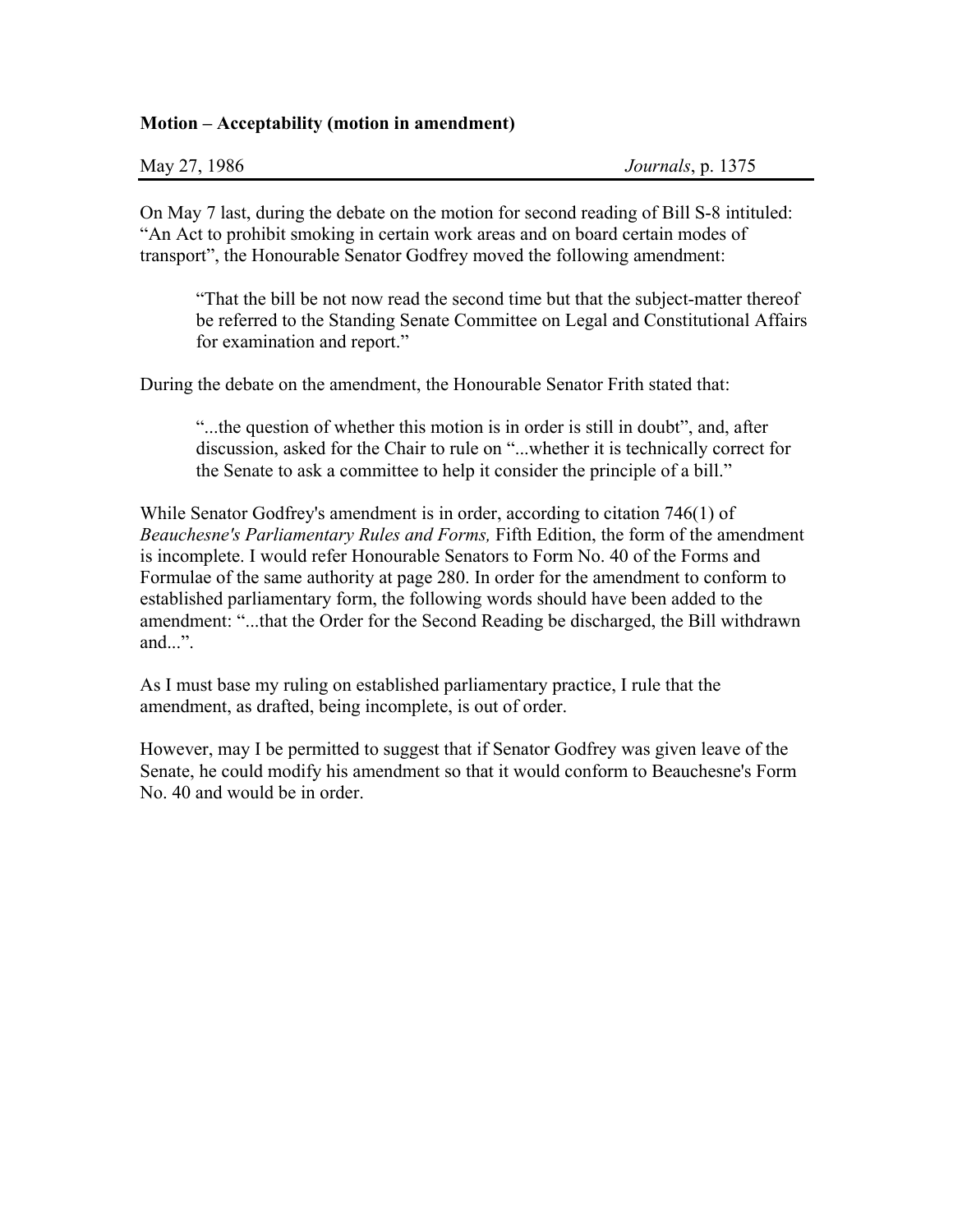**Motion – Acceptability (motion in amendment)**

May 27, 1986 *Journals*, p. 1375

On May 7 last, during the debate on the motion for second reading of Bill S-8 intituled: "An Act to prohibit smoking in certain work areas and on board certain modes of transport", the Honourable Senator Godfrey moved the following amendment:

> "That the bill be not now read the second time but that the subject-matter thereof be referred to the Standing Senate Committee on Legal and Constitutional Affairs for examination and report."

During the debate on the amendment, the Honourable Senator Frith stated that:

> "...the question of whether this motion is in order is still in doubt", and, after discussion, asked for the Chair to rule on "...whether it is technically correct for the Senate to ask a committee to help it consider the principle of a bill."

While Senator Godfrey's amendment is in order, according to citation 746(1) of *Beauchesne's Parliamentary Rules and Forms,* Fifth Edition, the form of the amendment is incomplete. I would refer Honourable Senators to Form No. 40 of the Forms and Formulae of the same authority at page 280. In order for the amendment to conform to established parliamentary form, the following words should have been added to the amendment: "...that the Order for the Second Reading be discharged, the Bill withdrawn and...".

As I must base my ruling on established parliamentary practice, I rule that the amendment, as drafted, being incomplete, is out of order.

However, may I be permitted to suggest that if Senator Godfrey was given leave of the Senate, he could modify his amendment so that it would conform to Beauchesne's Form No. 40 and would be in order.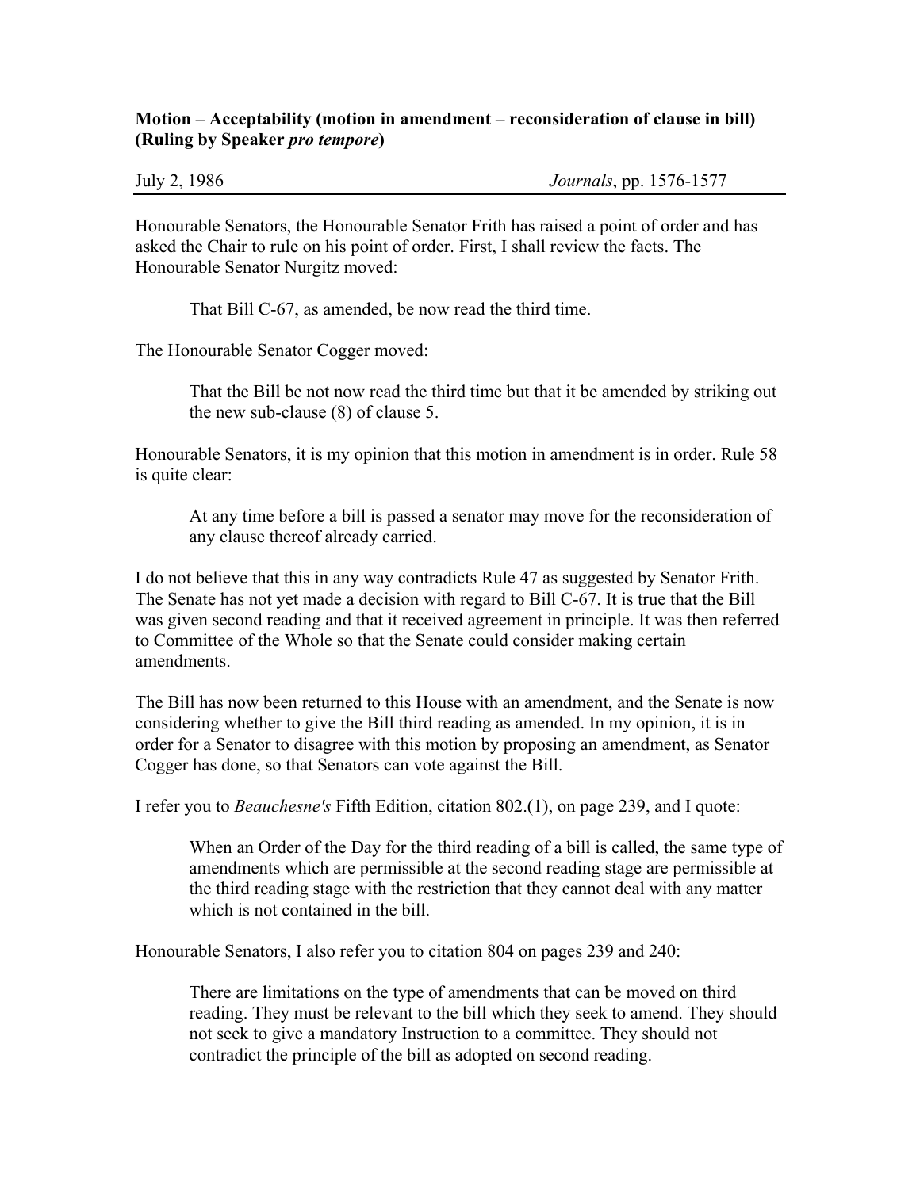**Motion – Acceptability (motion in amendment – reconsideration of clause in bill) (Ruling by Speaker *pro tempore*)**

July 2, 1986 *Journals*, pp. 1576-1577

Honourable Senators, the Honourable Senator Frith has raised a point of order and has asked the Chair to rule on his point of order. First, I shall review the facts. The Honourable Senator Nurgitz moved:

> That Bill C-67, as amended, be now read the third time.

The Honourable Senator Cogger moved:

> That the Bill be not now read the third time but that it be amended by striking out the new sub-clause (8) of clause 5.

Honourable Senators, it is my opinion that this motion in amendment is in order. Rule 58 is quite clear:

> At any time before a bill is passed a senator may move for the reconsideration of any clause thereof already carried.

I do not believe that this in any way contradicts Rule 47 as suggested by Senator Frith. The Senate has not yet made a decision with regard to Bill C-67. It is true that the Bill was given second reading and that it received agreement in principle. It was then referred to Committee of the Whole so that the Senate could consider making certain amendments.

The Bill has now been returned to this House with an amendment, and the Senate is now considering whether to give the Bill third reading as amended. In my opinion, it is in order for a Senator to disagree with this motion by proposing an amendment, as Senator Cogger has done, so that Senators can vote against the Bill.

I refer you to *Beauchesne's* Fifth Edition, citation 802.(1), on page 239, and I quote:

> When an Order of the Day for the third reading of a bill is called, the same type of amendments which are permissible at the second reading stage are permissible at the third reading stage with the restriction that they cannot deal with any matter which is not contained in the bill.

Honourable Senators, I also refer you to citation 804 on pages 239 and 240:

> There are limitations on the type of amendments that can be moved on third reading. They must be relevant to the bill which they seek to amend. They should not seek to give a mandatory Instruction to a committee. They should not contradict the principle of the bill as adopted on second reading.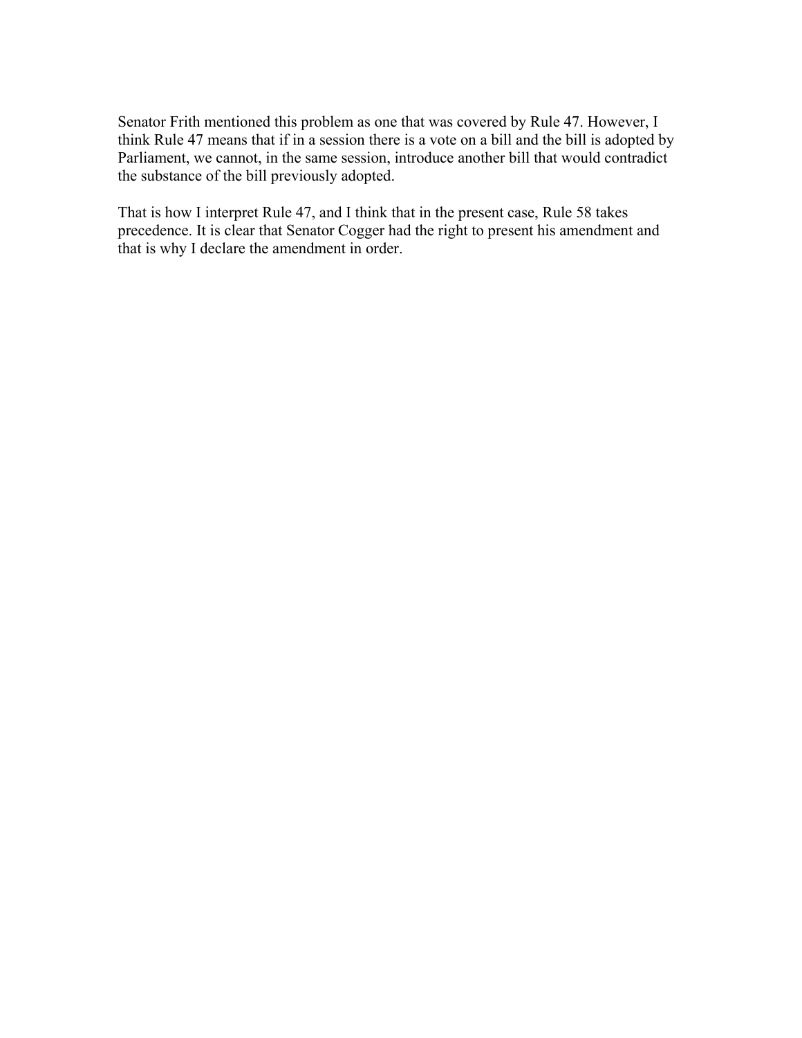Senator Frith mentioned this problem as one that was covered by Rule 47. However, I think Rule 47 means that if in a session there is a vote on a bill and the bill is adopted by Parliament, we cannot, in the same session, introduce another bill that would contradict the substance of the bill previously adopted.

That is how I interpret Rule 47, and I think that in the present case, Rule 58 takes precedence. It is clear that Senator Cogger had the right to present his amendment and that is why I declare the amendment in order.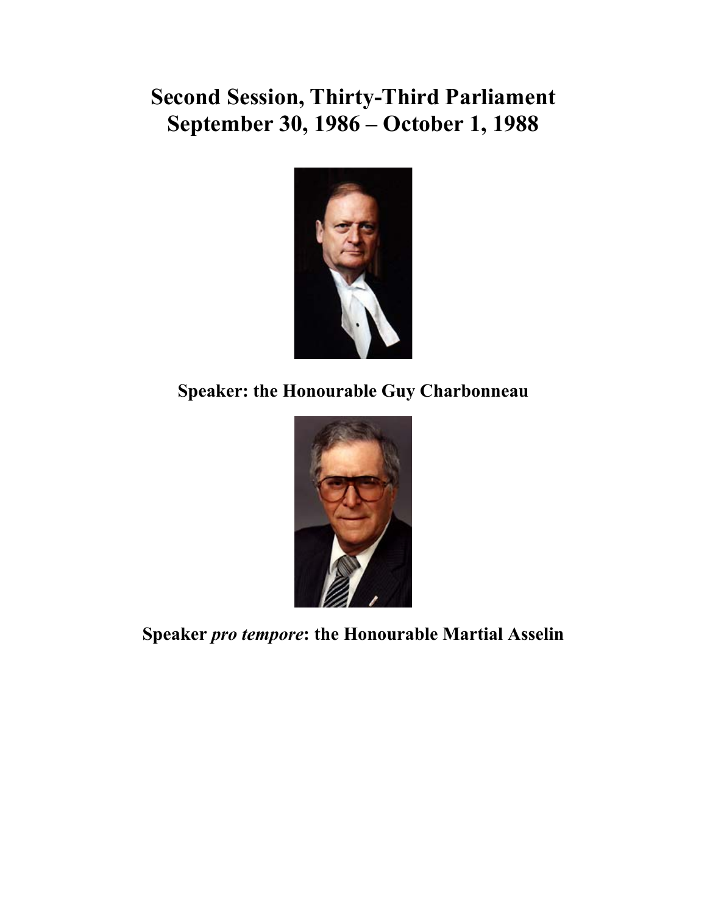# Second Session, Thirty-Third Parliament
# September 30, 1986 – October 1, 1988

**Speaker: the Honourable Guy Charbonneau**

**Speaker *pro tempore*: the Honourable Martial Asselin**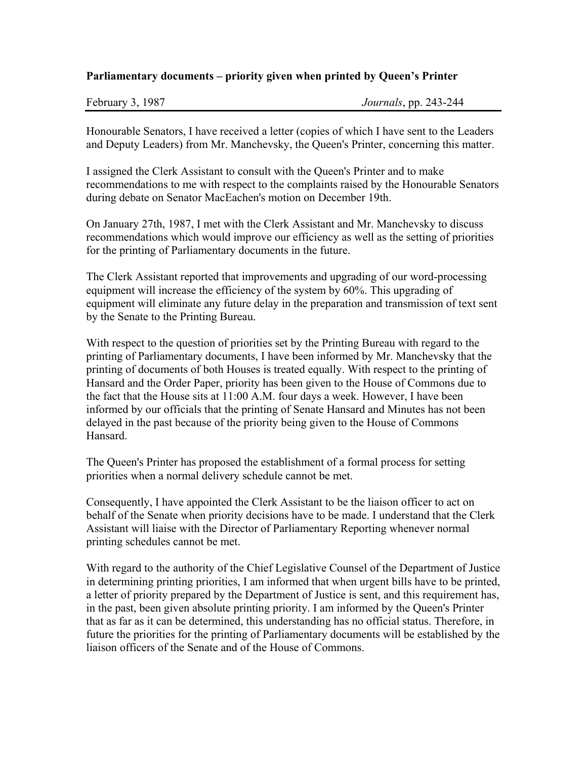**Parliamentary documents – priority given when printed by Queen's Printer**

February 3, 1987 *Journals*, pp. 243-244

Honourable Senators, I have received a letter (copies of which I have sent to the Leaders and Deputy Leaders) from Mr. Manchevsky, the Queen's Printer, concerning this matter.

I assigned the Clerk Assistant to consult with the Queen's Printer and to make recommendations to me with respect to the complaints raised by the Honourable Senators during debate on Senator MacEachen's motion on December 19th.

On January 27th, 1987, I met with the Clerk Assistant and Mr. Manchevsky to discuss recommendations which would improve our efficiency as well as the setting of priorities for the printing of Parliamentary documents in the future.

The Clerk Assistant reported that improvements and upgrading of our word-processing equipment will increase the efficiency of the system by 60%. This upgrading of equipment will eliminate any future delay in the preparation and transmission of text sent by the Senate to the Printing Bureau.

With respect to the question of priorities set by the Printing Bureau with regard to the printing of Parliamentary documents, I have been informed by Mr. Manchevsky that the printing of documents of both Houses is treated equally. With respect to the printing of Hansard and the Order Paper, priority has been given to the House of Commons due to the fact that the House sits at 11:00 A.M. four days a week. However, I have been informed by our officials that the printing of Senate Hansard and Minutes has not been delayed in the past because of the priority being given to the House of Commons Hansard.

The Queen's Printer has proposed the establishment of a formal process for setting priorities when a normal delivery schedule cannot be met.

Consequently, I have appointed the Clerk Assistant to be the liaison officer to act on behalf of the Senate when priority decisions have to be made. I understand that the Clerk Assistant will liaise with the Director of Parliamentary Reporting whenever normal printing schedules cannot be met.

With regard to the authority of the Chief Legislative Counsel of the Department of Justice in determining printing priorities, I am informed that when urgent bills have to be printed, a letter of priority prepared by the Department of Justice is sent, and this requirement has, in the past, been given absolute printing priority. I am informed by the Queen's Printer that as far as it can be determined, this understanding has no official status. Therefore, in future the priorities for the printing of Parliamentary documents will be established by the liaison officers of the Senate and of the House of Commons.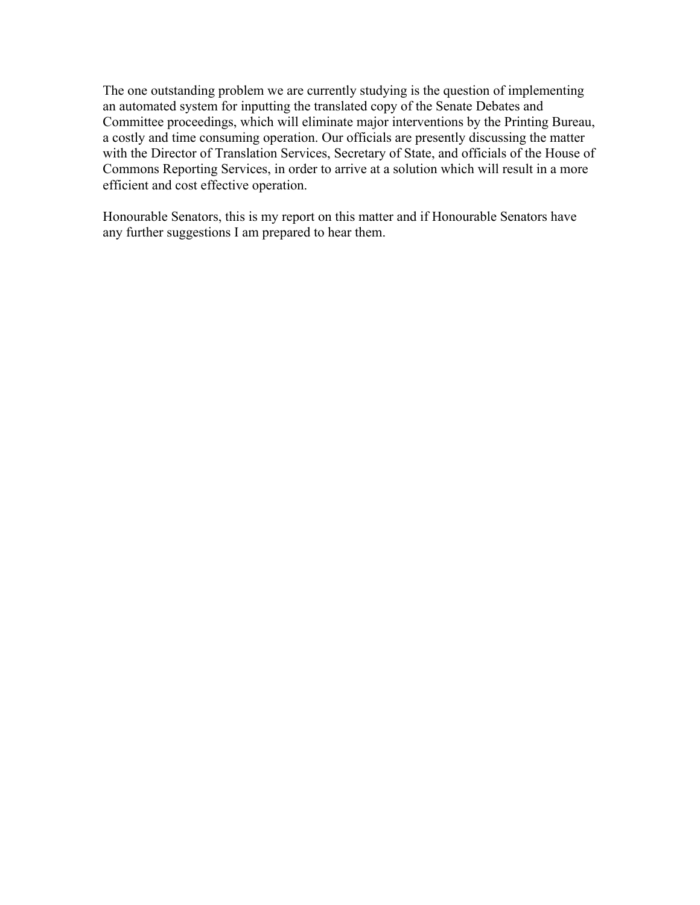The one outstanding problem we are currently studying is the question of implementing an automated system for inputting the translated copy of the Senate Debates and Committee proceedings, which will eliminate major interventions by the Printing Bureau, a costly and time consuming operation. Our officials are presently discussing the matter with the Director of Translation Services, Secretary of State, and officials of the House of Commons Reporting Services, in order to arrive at a solution which will result in a more efficient and cost effective operation.

Honourable Senators, this is my report on this matter and if Honourable Senators have any further suggestions I am prepared to hear them.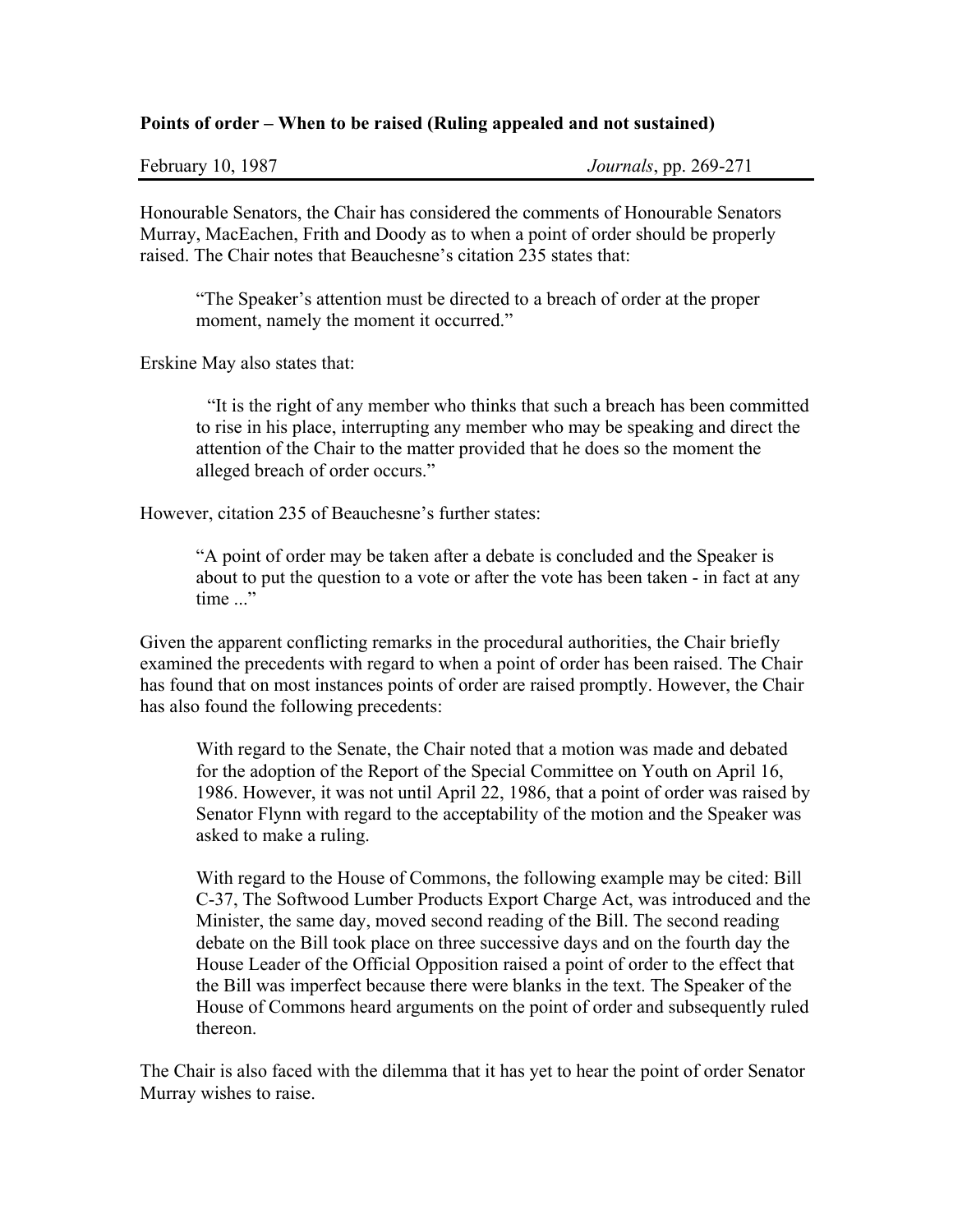**Points of order – When to be raised (Ruling appealed and not sustained)**

February 10, 1987 *Journals*, pp. 269-271

Honourable Senators, the Chair has considered the comments of Honourable Senators Murray, MacEachen, Frith and Doody as to when a point of order should be properly raised. The Chair notes that Beauchesne's citation 235 states that:

> "The Speaker's attention must be directed to a breach of order at the proper moment, namely the moment it occurred."

Erskine May also states that:

> "It is the right of any member who thinks that such a breach has been committed to rise in his place, interrupting any member who may be speaking and direct the attention of the Chair to the matter provided that he does so the moment the alleged breach of order occurs."

However, citation 235 of Beauchesne's further states:

> "A point of order may be taken after a debate is concluded and the Speaker is about to put the question to a vote or after the vote has been taken - in fact at any time ..."

Given the apparent conflicting remarks in the procedural authorities, the Chair briefly examined the precedents with regard to when a point of order has been raised. The Chair has found that on most instances points of order are raised promptly. However, the Chair has also found the following precedents:

> With regard to the Senate, the Chair noted that a motion was made and debated for the adoption of the Report of the Special Committee on Youth on April 16, 1986. However, it was not until April 22, 1986, that a point of order was raised by Senator Flynn with regard to the acceptability of the motion and the Speaker was asked to make a ruling.
>
> With regard to the House of Commons, the following example may be cited: Bill C-37, The Softwood Lumber Products Export Charge Act, was introduced and the Minister, the same day, moved second reading of the Bill. The second reading debate on the Bill took place on three successive days and on the fourth day the House Leader of the Official Opposition raised a point of order to the effect that the Bill was imperfect because there were blanks in the text. The Speaker of the House of Commons heard arguments on the point of order and subsequently ruled thereon.

The Chair is also faced with the dilemma that it has yet to hear the point of order Senator Murray wishes to raise.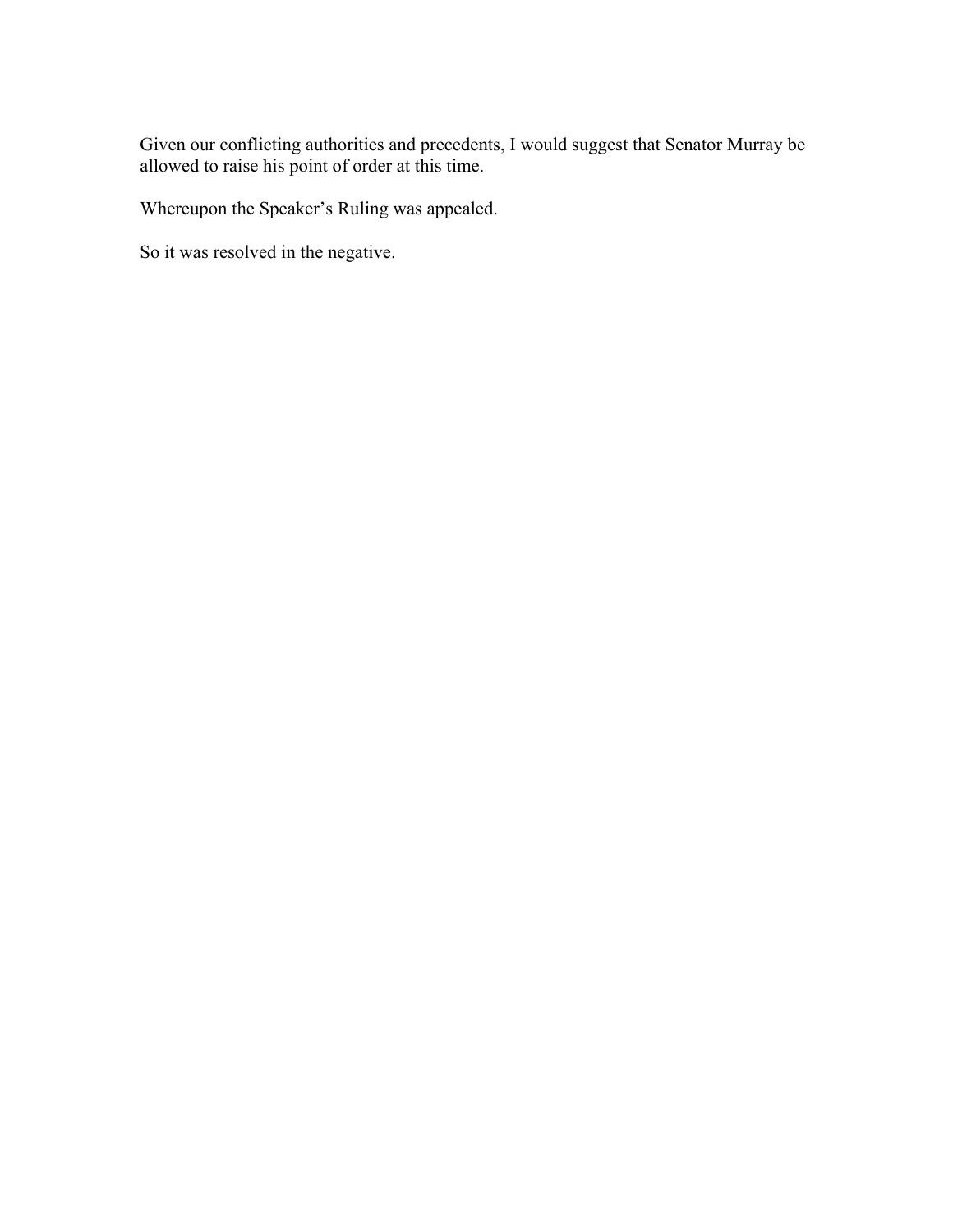Given our conflicting authorities and precedents, I would suggest that Senator Murray be allowed to raise his point of order at this time.

Whereupon the Speaker’s Ruling was appealed.

So it was resolved in the negative.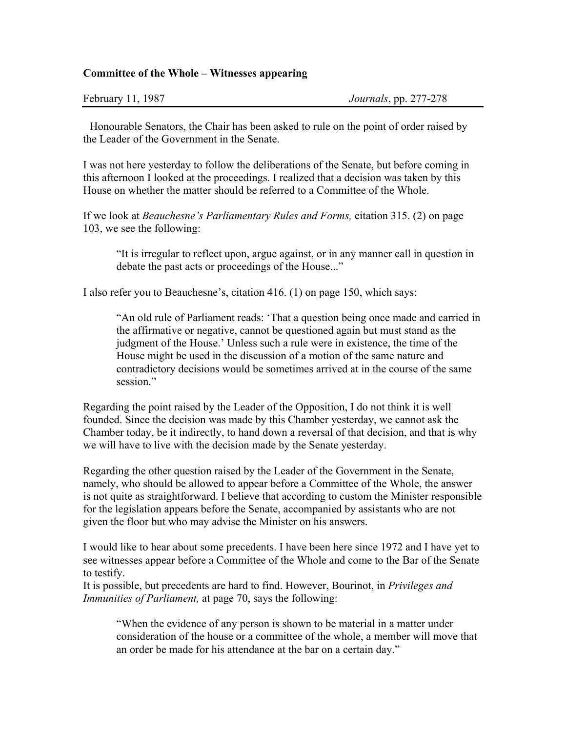**Committee of the Whole – Witnesses appearing**

February 11, 1987 *Journals*, pp. 277-278

Honourable Senators, the Chair has been asked to rule on the point of order raised by the Leader of the Government in the Senate.

I was not here yesterday to follow the deliberations of the Senate, but before coming in this afternoon I looked at the proceedings. I realized that a decision was taken by this House on whether the matter should be referred to a Committee of the Whole.

If we look at *Beauchesne's Parliamentary Rules and Forms,* citation 315. (2) on page 103, we see the following:

> "It is irregular to reflect upon, argue against, or in any manner call in question in debate the past acts or proceedings of the House..."

I also refer you to Beauchesne's, citation 416. (1) on page 150, which says:

> "An old rule of Parliament reads: 'That a question being once made and carried in the affirmative or negative, cannot be questioned again but must stand as the judgment of the House.' Unless such a rule were in existence, the time of the House might be used in the discussion of a motion of the same nature and contradictory decisions would be sometimes arrived at in the course of the same session."

Regarding the point raised by the Leader of the Opposition, I do not think it is well founded. Since the decision was made by this Chamber yesterday, we cannot ask the Chamber today, be it indirectly, to hand down a reversal of that decision, and that is why we will have to live with the decision made by the Senate yesterday.

Regarding the other question raised by the Leader of the Government in the Senate, namely, who should be allowed to appear before a Committee of the Whole, the answer is not quite as straightforward. I believe that according to custom the Minister responsible for the legislation appears before the Senate, accompanied by assistants who are not given the floor but who may advise the Minister on his answers.

I would like to hear about some precedents. I have been here since 1972 and I have yet to see witnesses appear before a Committee of the Whole and come to the Bar of the Senate to testify.
It is possible, but precedents are hard to find. However, Bourinot, in *Privileges and Immunities of Parliament,* at page 70, says the following:

> "When the evidence of any person is shown to be material in a matter under consideration of the house or a committee of the whole, a member will move that an order be made for his attendance at the bar on a certain day."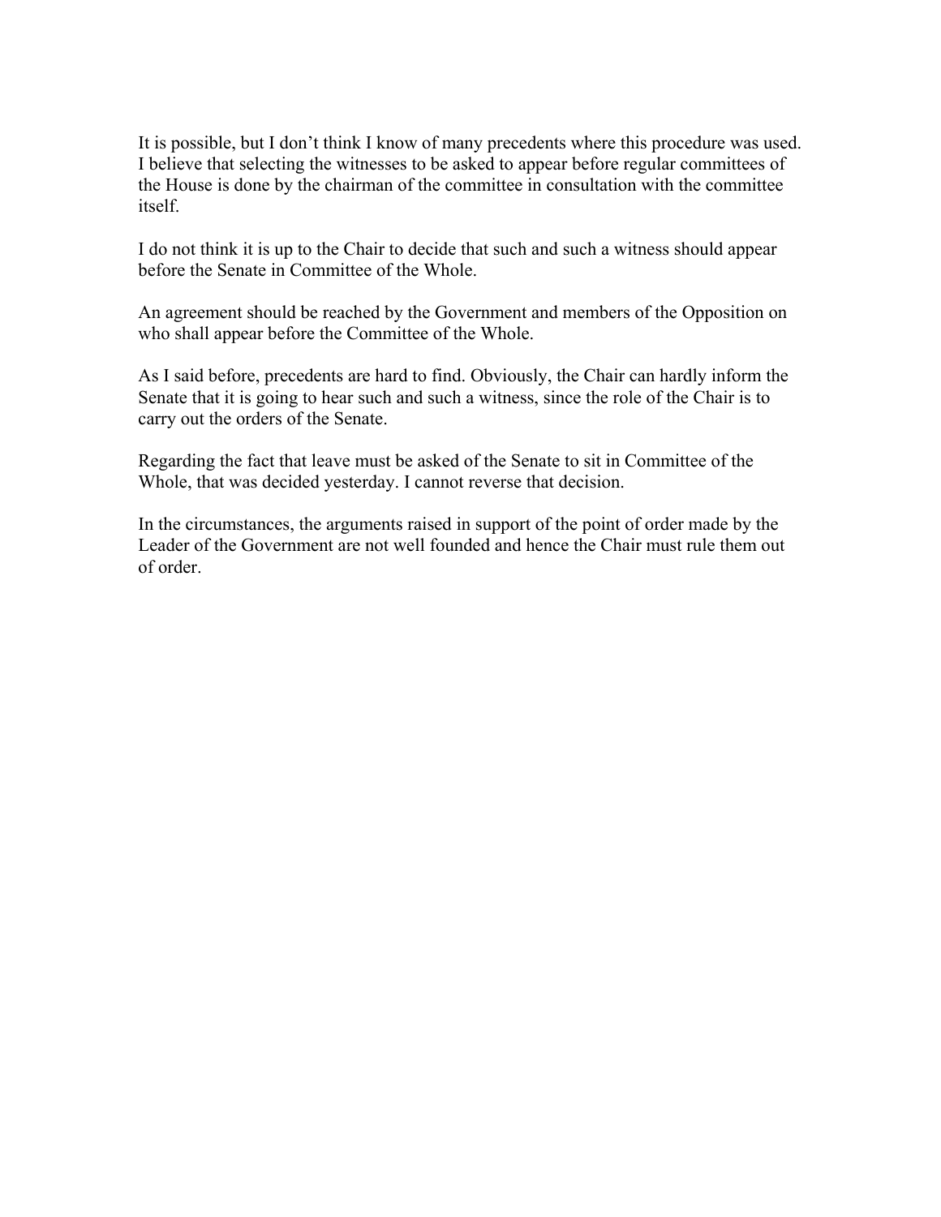It is possible, but I don't think I know of many precedents where this procedure was used. I believe that selecting the witnesses to be asked to appear before regular committees of the House is done by the chairman of the committee in consultation with the committee itself.

I do not think it is up to the Chair to decide that such and such a witness should appear before the Senate in Committee of the Whole.

An agreement should be reached by the Government and members of the Opposition on who shall appear before the Committee of the Whole.

As I said before, precedents are hard to find. Obviously, the Chair can hardly inform the Senate that it is going to hear such and such a witness, since the role of the Chair is to carry out the orders of the Senate.

Regarding the fact that leave must be asked of the Senate to sit in Committee of the Whole, that was decided yesterday. I cannot reverse that decision.

In the circumstances, the arguments raised in support of the point of order made by the Leader of the Government are not well founded and hence the Chair must rule them out of order.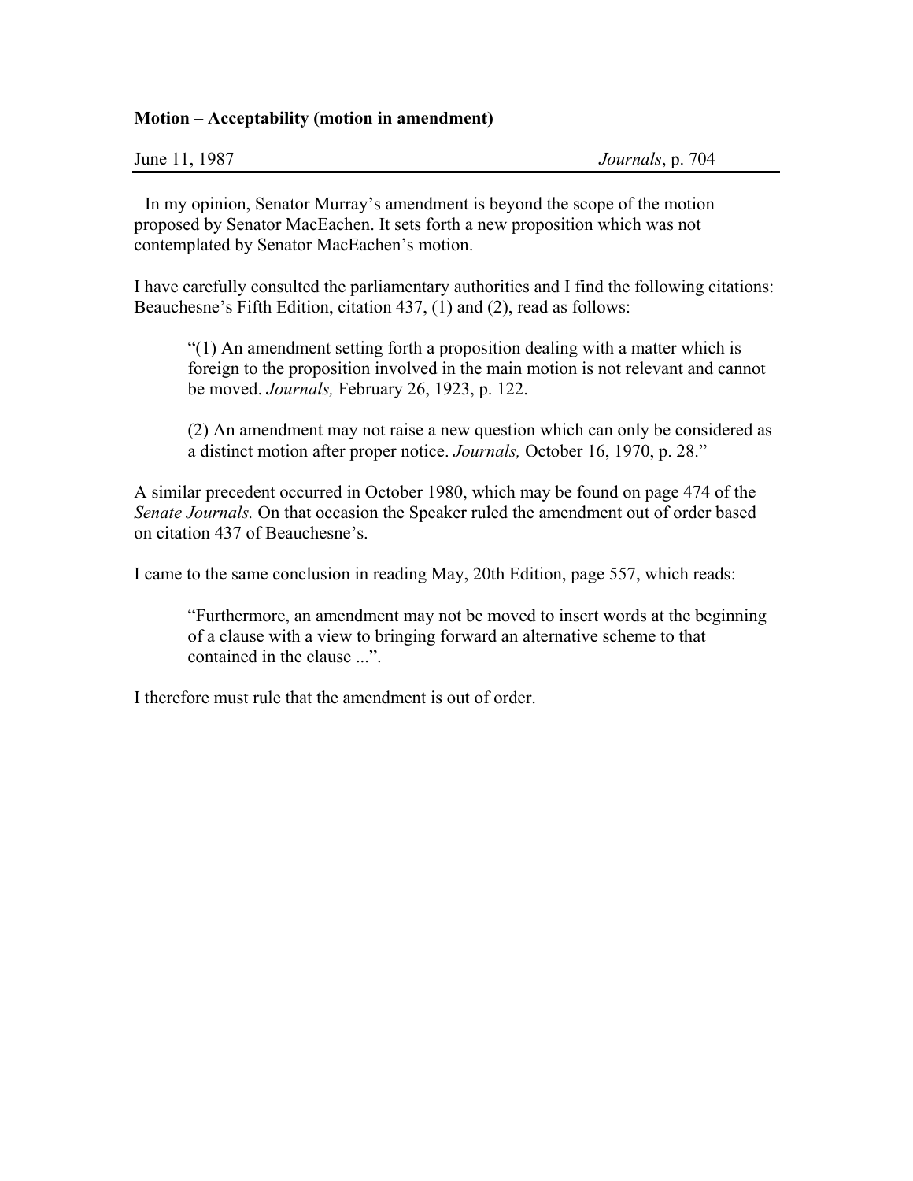**Motion – Acceptability (motion in amendment)**

June 11, 1987 *Journals*, p. 704

In my opinion, Senator Murray's amendment is beyond the scope of the motion proposed by Senator MacEachen. It sets forth a new proposition which was not contemplated by Senator MacEachen's motion.

I have carefully consulted the parliamentary authorities and I find the following citations: Beauchesne's Fifth Edition, citation 437, (1) and (2), read as follows:

> "(1) An amendment setting forth a proposition dealing with a matter which is foreign to the proposition involved in the main motion is not relevant and cannot be moved. *Journals,* February 26, 1923, p. 122.
>
> (2) An amendment may not raise a new question which can only be considered as a distinct motion after proper notice. *Journals,* October 16, 1970, p. 28."

A similar precedent occurred in October 1980, which may be found on page 474 of the *Senate Journals.* On that occasion the Speaker ruled the amendment out of order based on citation 437 of Beauchesne's.

I came to the same conclusion in reading May, 20th Edition, page 557, which reads:

> "Furthermore, an amendment may not be moved to insert words at the beginning of a clause with a view to bringing forward an alternative scheme to that contained in the clause ...".

I therefore must rule that the amendment is out of order.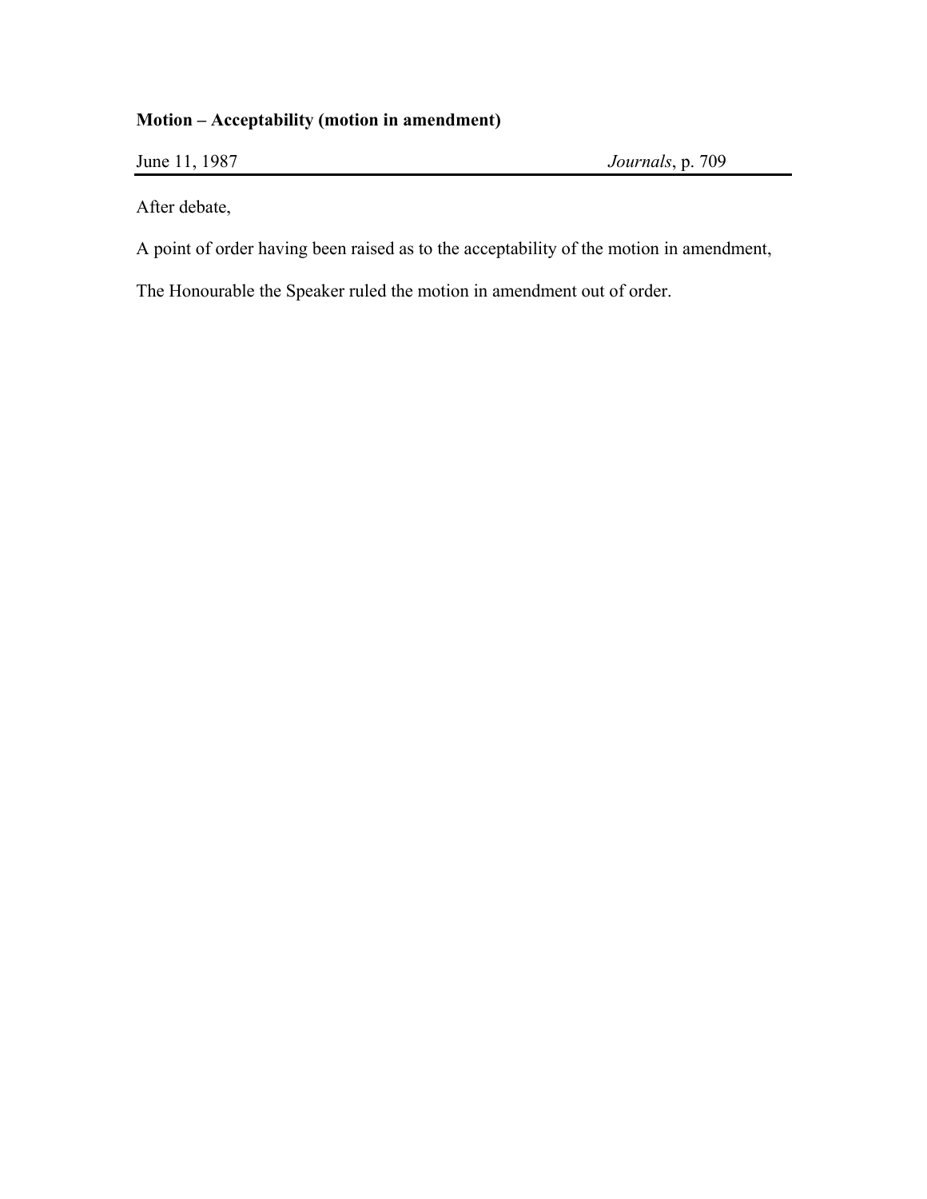**Motion – Acceptability (motion in amendment)**

June 11, 1987 *Journals*, p. 709

After debate,

A point of order having been raised as to the acceptability of the motion in amendment,

The Honourable the Speaker ruled the motion in amendment out of order.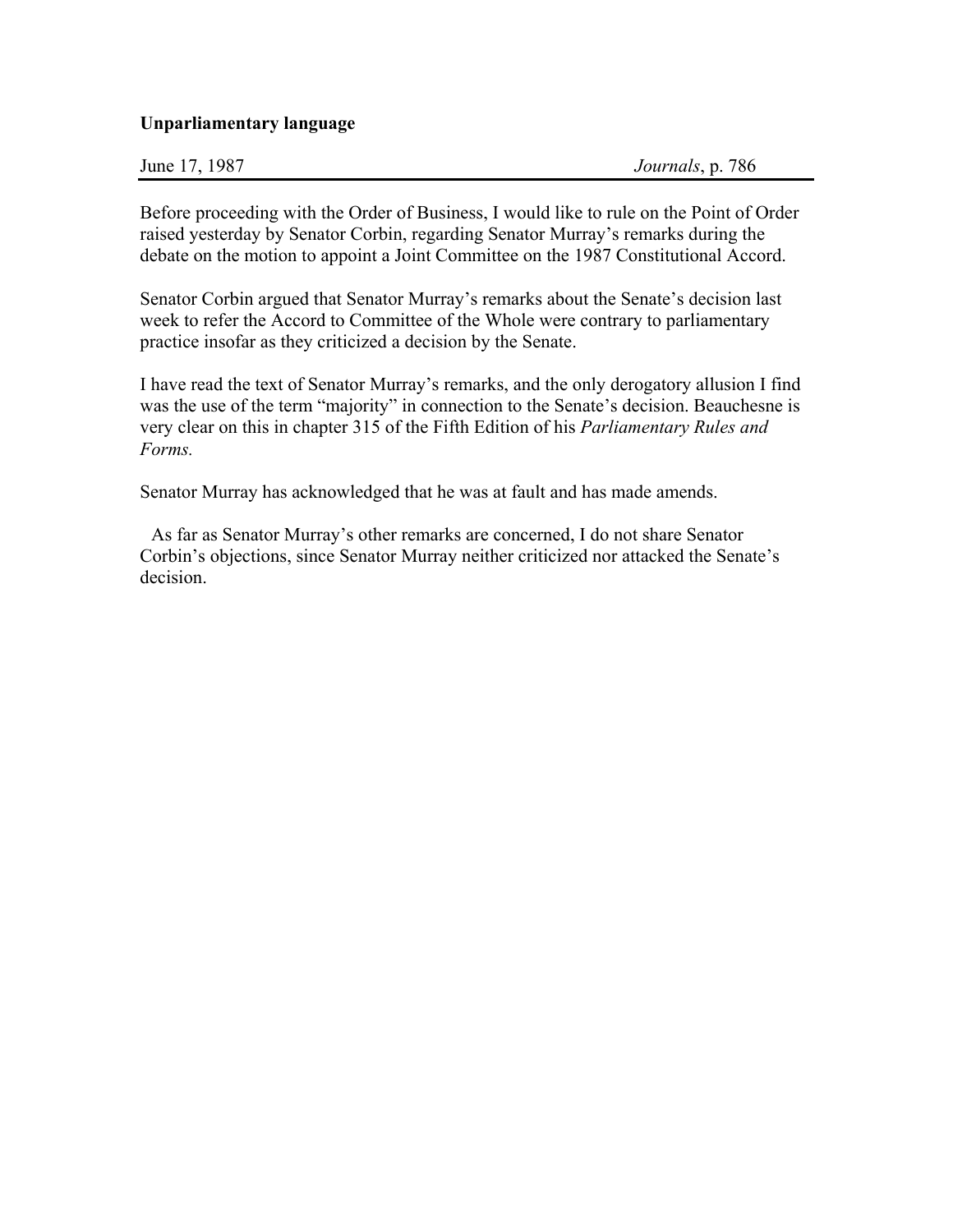**Unparliamentary language**

June 17, 1987 *Journals*, p. 786

Before proceeding with the Order of Business, I would like to rule on the Point of Order raised yesterday by Senator Corbin, regarding Senator Murray's remarks during the debate on the motion to appoint a Joint Committee on the 1987 Constitutional Accord.

Senator Corbin argued that Senator Murray's remarks about the Senate's decision last week to refer the Accord to Committee of the Whole were contrary to parliamentary practice insofar as they criticized a decision by the Senate.

I have read the text of Senator Murray's remarks, and the only derogatory allusion I find was the use of the term "majority" in connection to the Senate's decision. Beauchesne is very clear on this in chapter 315 of the Fifth Edition of his *Parliamentary Rules and Forms.*

Senator Murray has acknowledged that he was at fault and has made amends.

As far as Senator Murray's other remarks are concerned, I do not share Senator Corbin's objections, since Senator Murray neither criticized nor attacked the Senate's decision.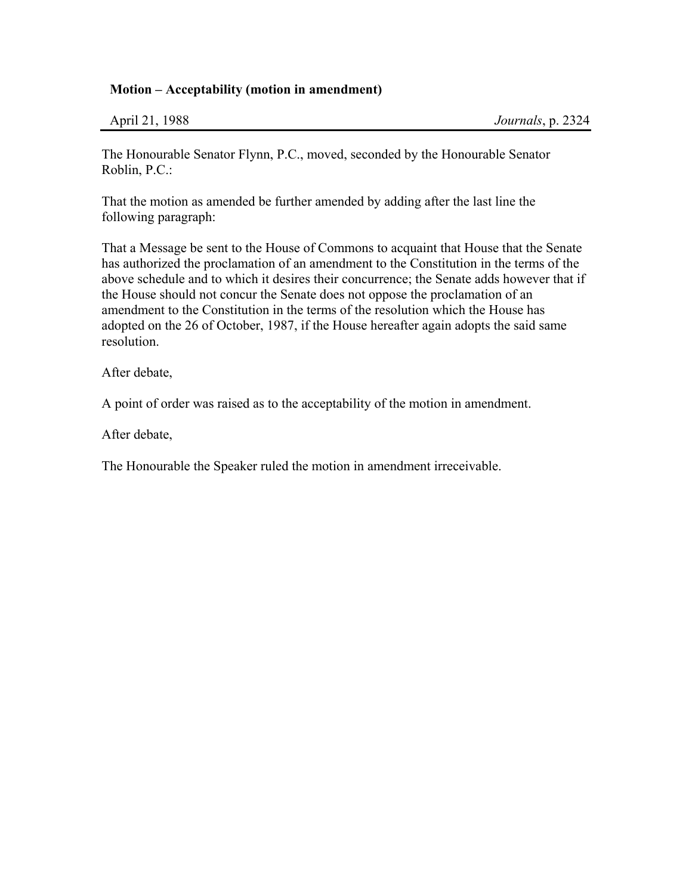**Motion – Acceptability (motion in amendment)**

April 21, 1988 *Journals*, p. 2324

The Honourable Senator Flynn, P.C., moved, seconded by the Honourable Senator Roblin, P.C.:

That the motion as amended be further amended by adding after the last line the following paragraph:

That a Message be sent to the House of Commons to acquaint that House that the Senate has authorized the proclamation of an amendment to the Constitution in the terms of the above schedule and to which it desires their concurrence; the Senate adds however that if the House should not concur the Senate does not oppose the proclamation of an amendment to the Constitution in the terms of the resolution which the House has adopted on the 26 of October, 1987, if the House hereafter again adopts the said same resolution.

After debate,

A point of order was raised as to the acceptability of the motion in amendment.

After debate,

The Honourable the Speaker ruled the motion in amendment irreceivable.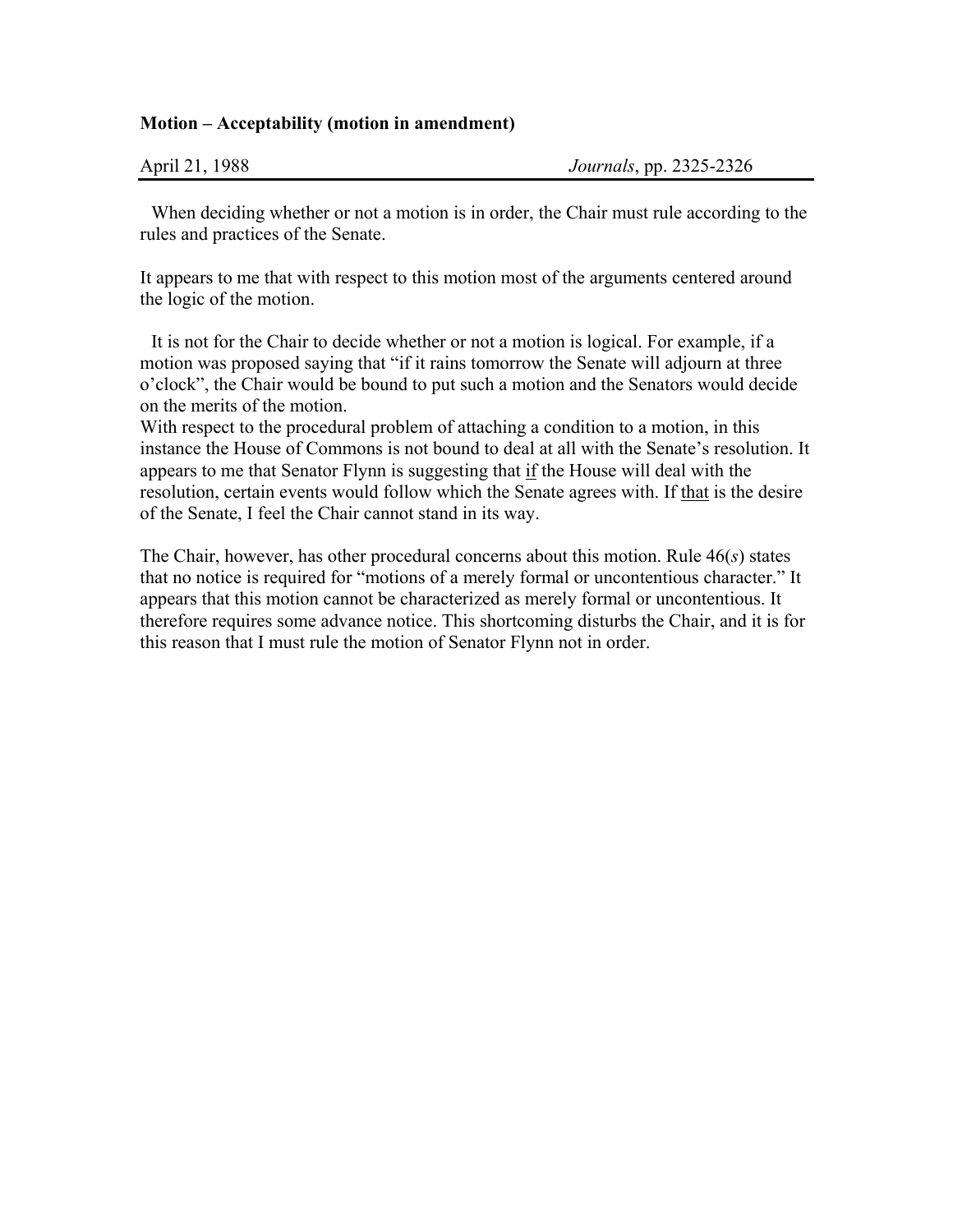**Motion – Acceptability (motion in amendment)**

April 21, 1988 — *Journals*, pp. 2325-2326

When deciding whether or not a motion is in order, the Chair must rule according to the rules and practices of the Senate.

It appears to me that with respect to this motion most of the arguments centered around the logic of the motion.

It is not for the Chair to decide whether or not a motion is logical. For example, if a motion was proposed saying that "if it rains tomorrow the Senate will adjourn at three o'clock", the Chair would be bound to put such a motion and the Senators would decide on the merits of the motion.

With respect to the procedural problem of attaching a condition to a motion, in this instance the House of Commons is not bound to deal at all with the Senate's resolution. It appears to me that Senator Flynn is suggesting that <u>if</u> the House will deal with the resolution, certain events would follow which the Senate agrees with. If <u>that</u> is the desire of the Senate, I feel the Chair cannot stand in its way.

The Chair, however, has other procedural concerns about this motion. Rule 46(*s*) states that no notice is required for "motions of a merely formal or uncontentious character." It appears that this motion cannot be characterized as merely formal or uncontentious. It therefore requires some advance notice. This shortcoming disturbs the Chair, and it is for this reason that I must rule the motion of Senator Flynn not in order.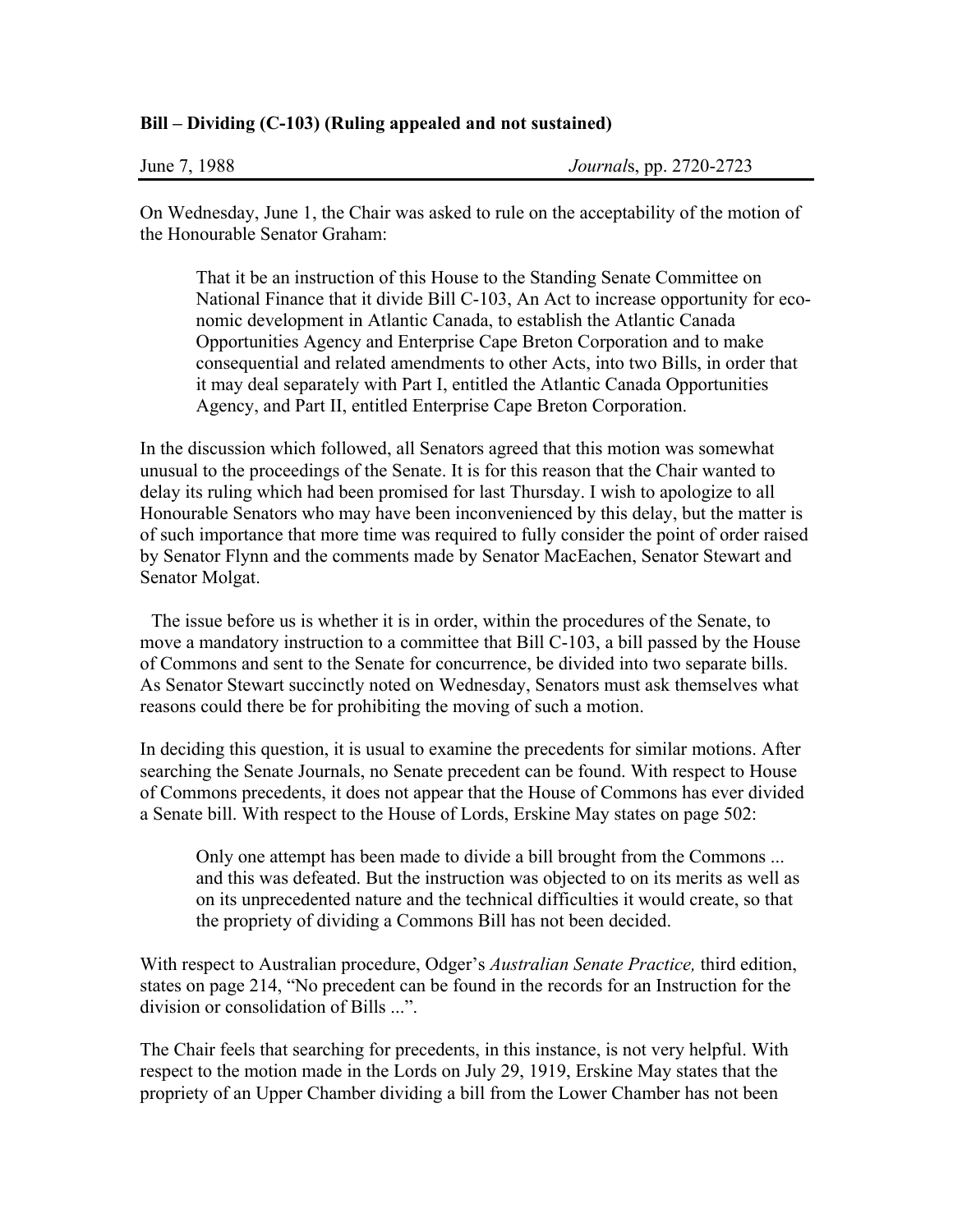**Bill – Dividing (C-103) (Ruling appealed and not sustained)**

June 7, 1988 *Journals*, pp. 2720-2723

On Wednesday, June 1, the Chair was asked to rule on the acceptability of the motion of the Honourable Senator Graham:

> That it be an instruction of this House to the Standing Senate Committee on National Finance that it divide Bill C-103, An Act to increase opportunity for economic development in Atlantic Canada, to establish the Atlantic Canada Opportunities Agency and Enterprise Cape Breton Corporation and to make consequential and related amendments to other Acts, into two Bills, in order that it may deal separately with Part I, entitled the Atlantic Canada Opportunities Agency, and Part II, entitled Enterprise Cape Breton Corporation.

In the discussion which followed, all Senators agreed that this motion was somewhat unusual to the proceedings of the Senate. It is for this reason that the Chair wanted to delay its ruling which had been promised for last Thursday. I wish to apologize to all Honourable Senators who may have been inconvenienced by this delay, but the matter is of such importance that more time was required to fully consider the point of order raised by Senator Flynn and the comments made by Senator MacEachen, Senator Stewart and Senator Molgat.

The issue before us is whether it is in order, within the procedures of the Senate, to move a mandatory instruction to a committee that Bill C-103, a bill passed by the House of Commons and sent to the Senate for concurrence, be divided into two separate bills. As Senator Stewart succinctly noted on Wednesday, Senators must ask themselves what reasons could there be for prohibiting the moving of such a motion.

In deciding this question, it is usual to examine the precedents for similar motions. After searching the Senate Journals, no Senate precedent can be found. With respect to House of Commons precedents, it does not appear that the House of Commons has ever divided a Senate bill. With respect to the House of Lords, Erskine May states on page 502:

> Only one attempt has been made to divide a bill brought from the Commons ... and this was defeated. But the instruction was objected to on its merits as well as on its unprecedented nature and the technical difficulties it would create, so that the propriety of dividing a Commons Bill has not been decided.

With respect to Australian procedure, Odger's *Australian Senate Practice,* third edition, states on page 214, "No precedent can be found in the records for an Instruction for the division or consolidation of Bills ...".

The Chair feels that searching for precedents, in this instance, is not very helpful. With respect to the motion made in the Lords on July 29, 1919, Erskine May states that the propriety of an Upper Chamber dividing a bill from the Lower Chamber has not been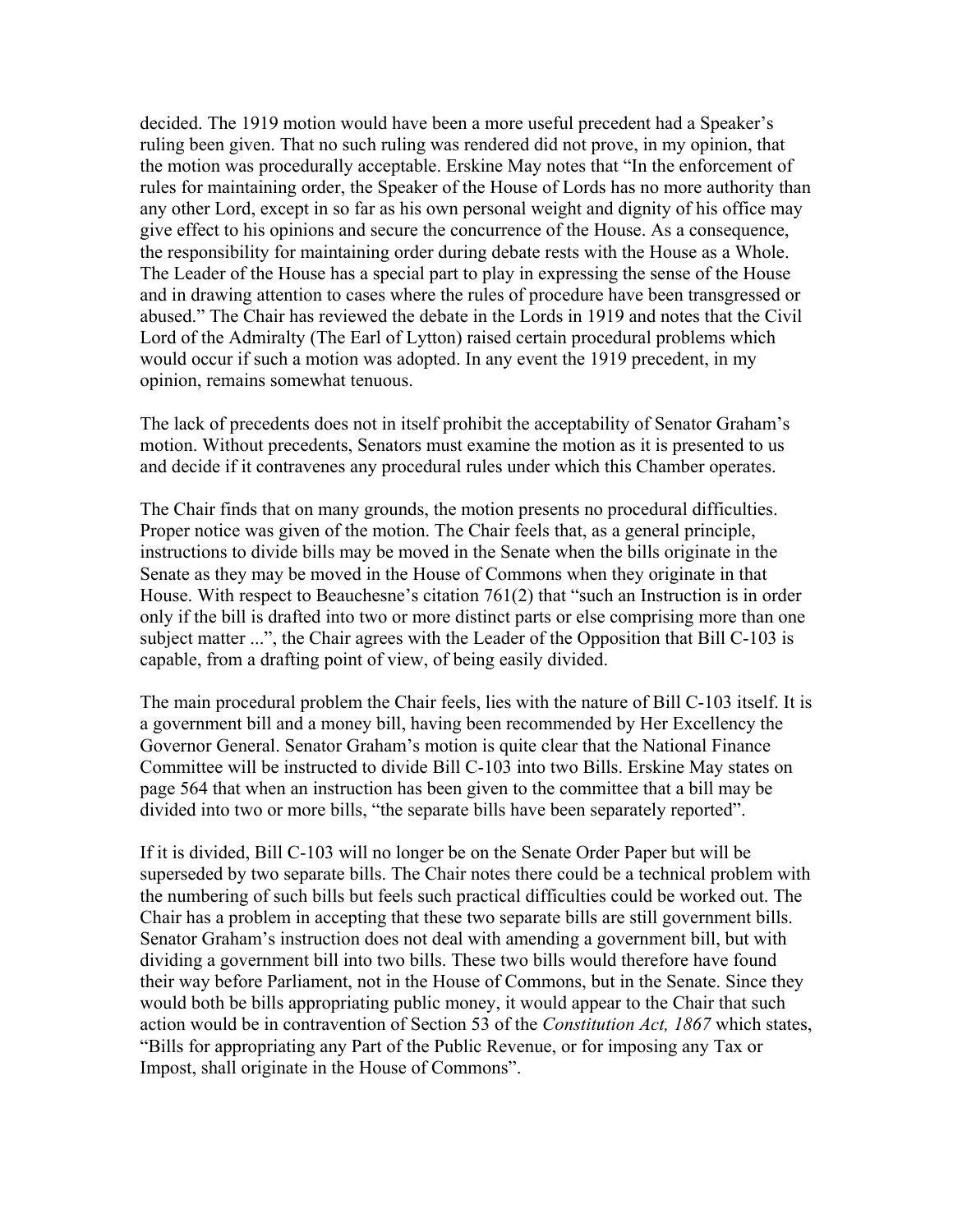decided. The 1919 motion would have been a more useful precedent had a Speaker's ruling been given. That no such ruling was rendered did not prove, in my opinion, that the motion was procedurally acceptable. Erskine May notes that "In the enforcement of rules for maintaining order, the Speaker of the House of Lords has no more authority than any other Lord, except in so far as his own personal weight and dignity of his office may give effect to his opinions and secure the concurrence of the House. As a consequence, the responsibility for maintaining order during debate rests with the House as a Whole. The Leader of the House has a special part to play in expressing the sense of the House and in drawing attention to cases where the rules of procedure have been transgressed or abused." The Chair has reviewed the debate in the Lords in 1919 and notes that the Civil Lord of the Admiralty (The Earl of Lytton) raised certain procedural problems which would occur if such a motion was adopted. In any event the 1919 precedent, in my opinion, remains somewhat tenuous.

The lack of precedents does not in itself prohibit the acceptability of Senator Graham's motion. Without precedents, Senators must examine the motion as it is presented to us and decide if it contravenes any procedural rules under which this Chamber operates.

The Chair finds that on many grounds, the motion presents no procedural difficulties. Proper notice was given of the motion. The Chair feels that, as a general principle, instructions to divide bills may be moved in the Senate when the bills originate in the Senate as they may be moved in the House of Commons when they originate in that House. With respect to Beauchesne's citation 761(2) that "such an Instruction is in order only if the bill is drafted into two or more distinct parts or else comprising more than one subject matter ...", the Chair agrees with the Leader of the Opposition that Bill C-103 is capable, from a drafting point of view, of being easily divided.

The main procedural problem the Chair feels, lies with the nature of Bill C-103 itself. It is a government bill and a money bill, having been recommended by Her Excellency the Governor General. Senator Graham's motion is quite clear that the National Finance Committee will be instructed to divide Bill C-103 into two Bills. Erskine May states on page 564 that when an instruction has been given to the committee that a bill may be divided into two or more bills, "the separate bills have been separately reported".

If it is divided, Bill C-103 will no longer be on the Senate Order Paper but will be superseded by two separate bills. The Chair notes there could be a technical problem with the numbering of such bills but feels such practical difficulties could be worked out. The Chair has a problem in accepting that these two separate bills are still government bills. Senator Graham's instruction does not deal with amending a government bill, but with dividing a government bill into two bills. These two bills would therefore have found their way before Parliament, not in the House of Commons, but in the Senate. Since they would both be bills appropriating public money, it would appear to the Chair that such action would be in contravention of Section 53 of the *Constitution Act, 1867* which states, "Bills for appropriating any Part of the Public Revenue, or for imposing any Tax or Impost, shall originate in the House of Commons".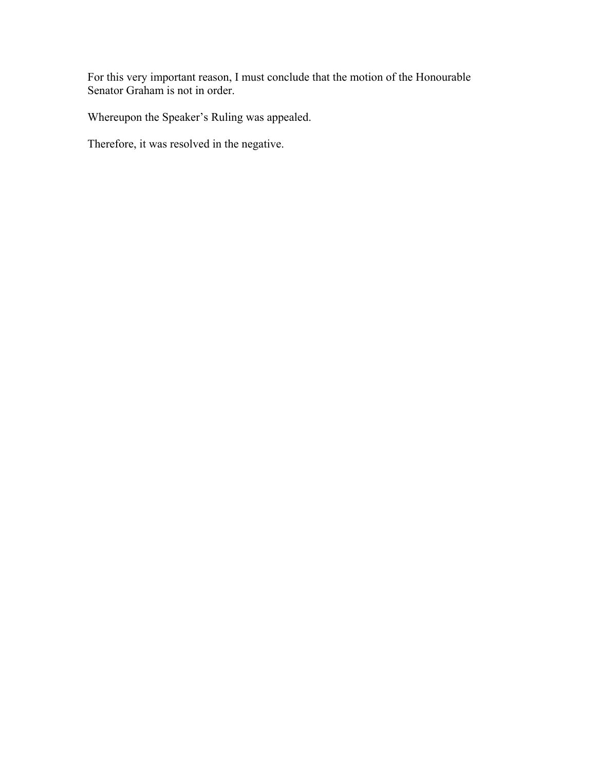For this very important reason, I must conclude that the motion of the Honourable Senator Graham is not in order.

Whereupon the Speaker's Ruling was appealed.

Therefore, it was resolved in the negative.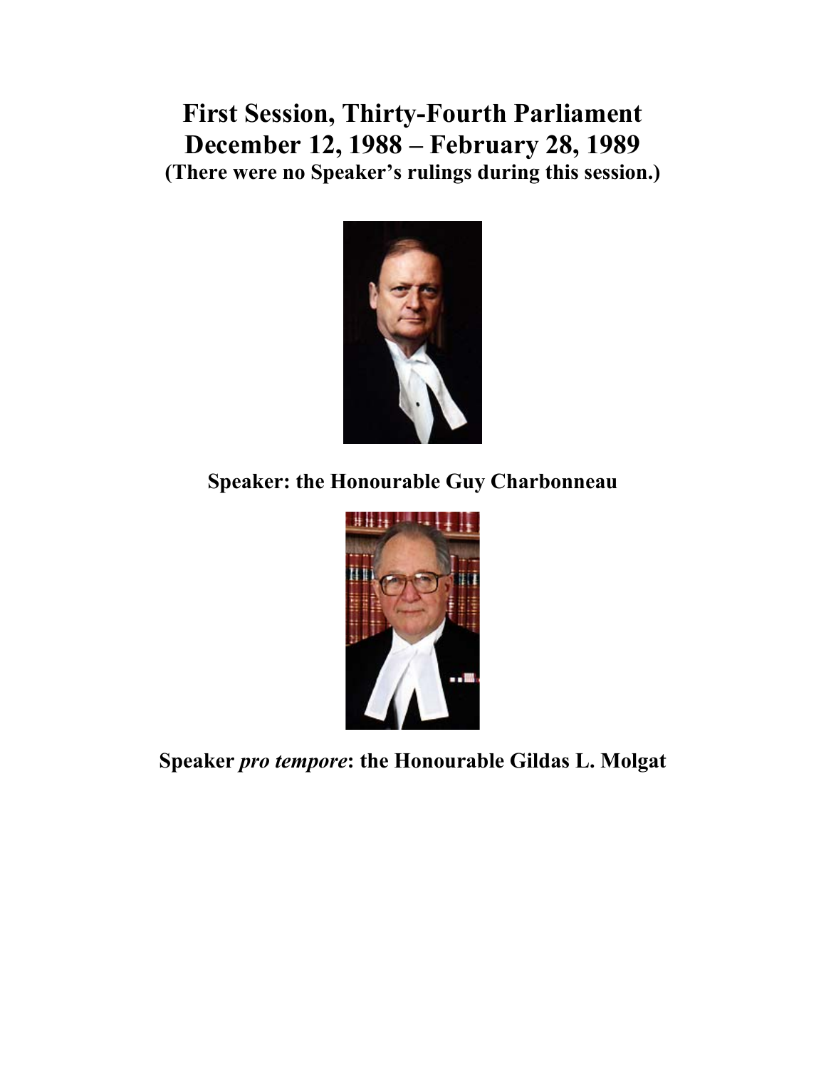# First Session, Thirty-Fourth Parliament
# December 12, 1988 – February 28, 1989

**(There were no Speaker's rulings during this session.)**

**Speaker: the Honourable Guy Charbonneau**

**Speaker *pro tempore*: the Honourable Gildas L. Molgat**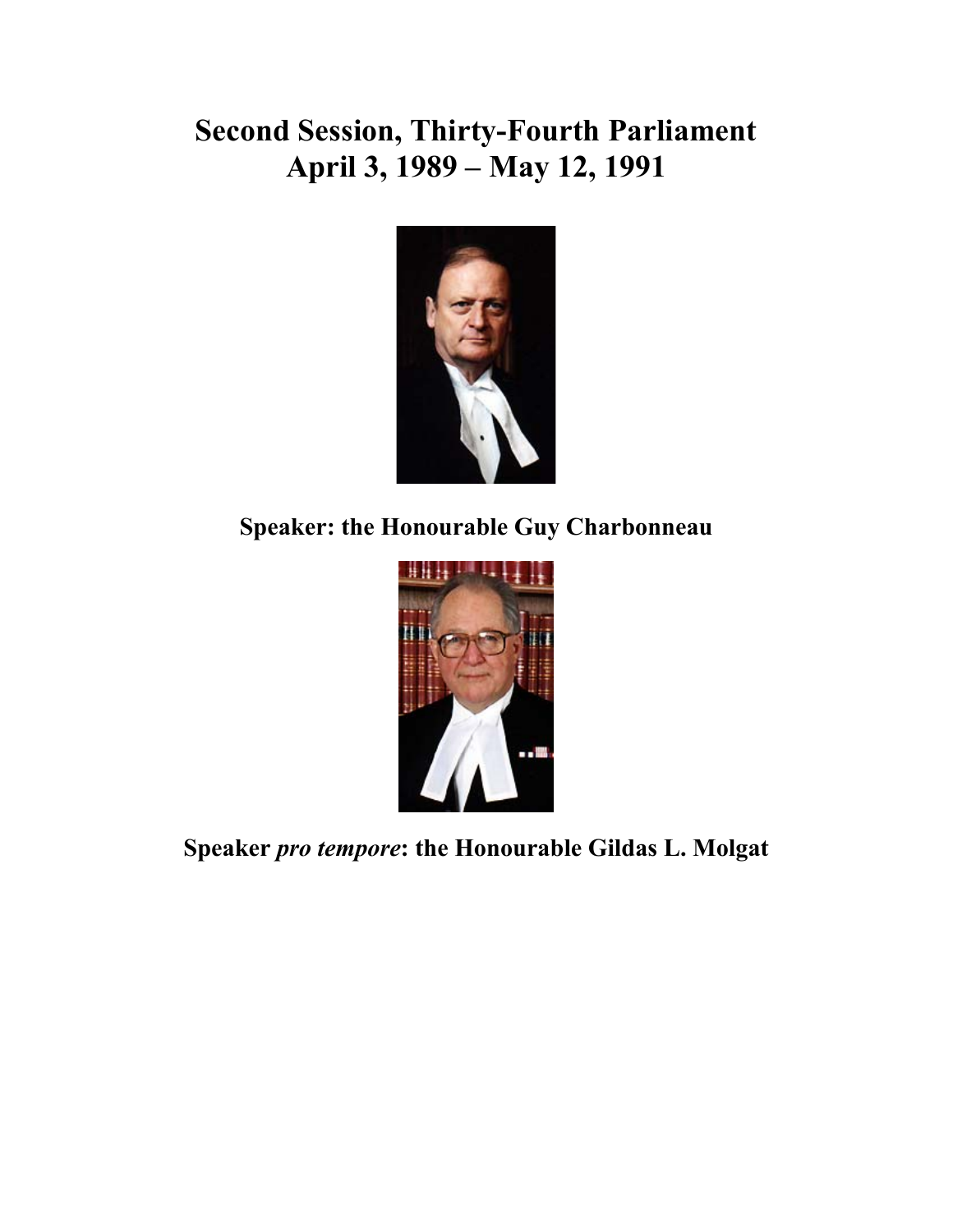# Second Session, Thirty-Fourth Parliament
# April 3, 1989 – May 12, 1991

**Speaker: the Honourable Guy Charbonneau**

**Speaker *pro tempore*: the Honourable Gildas L. Molgat**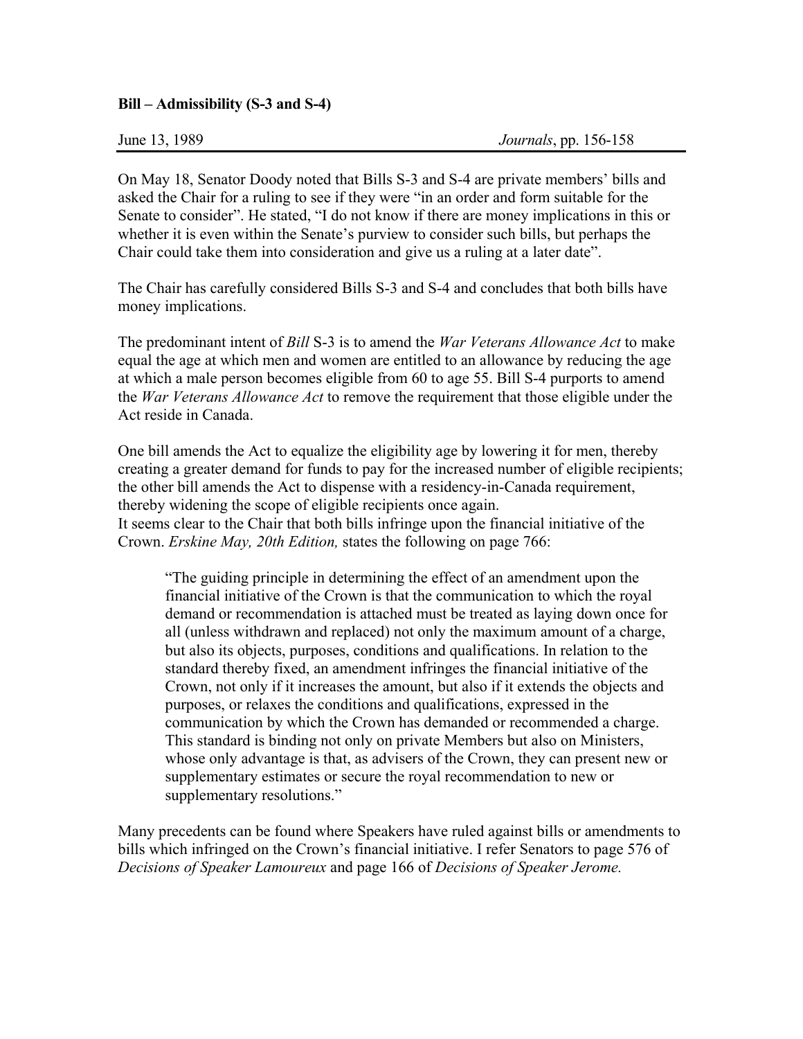**Bill – Admissibility (S-3 and S-4)**

June 13, 1989 *Journals*, pp. 156-158

On May 18, Senator Doody noted that Bills S-3 and S-4 are private members' bills and asked the Chair for a ruling to see if they were "in an order and form suitable for the Senate to consider". He stated, "I do not know if there are money implications in this or whether it is even within the Senate's purview to consider such bills, but perhaps the Chair could take them into consideration and give us a ruling at a later date".

The Chair has carefully considered Bills S-3 and S-4 and concludes that both bills have money implications.

The predominant intent of *Bill* S-3 is to amend the *War Veterans Allowance Act* to make equal the age at which men and women are entitled to an allowance by reducing the age at which a male person becomes eligible from 60 to age 55. Bill S-4 purports to amend the *War Veterans Allowance Act* to remove the requirement that those eligible under the Act reside in Canada.

One bill amends the Act to equalize the eligibility age by lowering it for men, thereby creating a greater demand for funds to pay for the increased number of eligible recipients; the other bill amends the Act to dispense with a residency-in-Canada requirement, thereby widening the scope of eligible recipients once again.
It seems clear to the Chair that both bills infringe upon the financial initiative of the Crown. *Erskine May, 20th Edition,* states the following on page 766:

> "The guiding principle in determining the effect of an amendment upon the financial initiative of the Crown is that the communication to which the royal demand or recommendation is attached must be treated as laying down once for all (unless withdrawn and replaced) not only the maximum amount of a charge, but also its objects, purposes, conditions and qualifications. In relation to the standard thereby fixed, an amendment infringes the financial initiative of the Crown, not only if it increases the amount, but also if it extends the objects and purposes, or relaxes the conditions and qualifications, expressed in the communication by which the Crown has demanded or recommended a charge. This standard is binding not only on private Members but also on Ministers, whose only advantage is that, as advisers of the Crown, they can present new or supplementary estimates or secure the royal recommendation to new or supplementary resolutions."

Many precedents can be found where Speakers have ruled against bills or amendments to bills which infringed on the Crown's financial initiative. I refer Senators to page 576 of *Decisions of Speaker Lamoureux* and page 166 of *Decisions of Speaker Jerome.*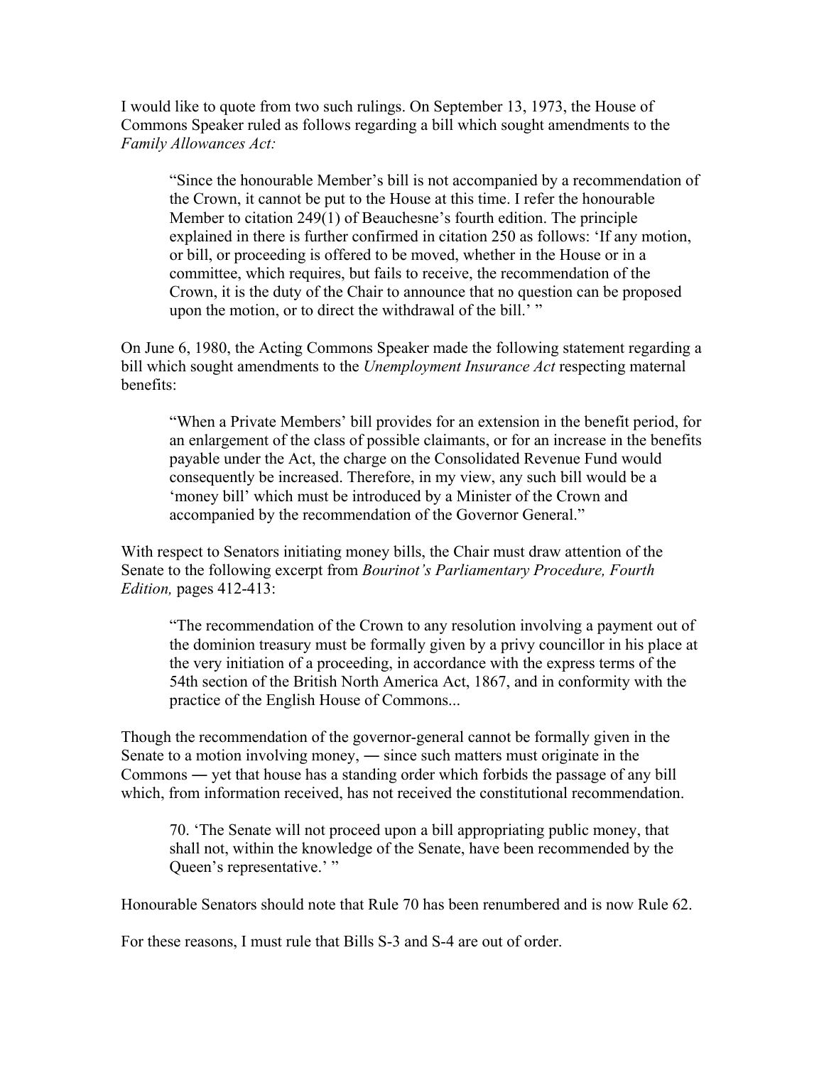I would like to quote from two such rulings. On September 13, 1973, the House of Commons Speaker ruled as follows regarding a bill which sought amendments to the *Family Allowances Act:*

> "Since the honourable Member's bill is not accompanied by a recommendation of the Crown, it cannot be put to the House at this time. I refer the honourable Member to citation 249(1) of Beauchesne's fourth edition. The principle explained in there is further confirmed in citation 250 as follows: 'If any motion, or bill, or proceeding is offered to be moved, whether in the House or in a committee, which requires, but fails to receive, the recommendation of the Crown, it is the duty of the Chair to announce that no question can be proposed upon the motion, or to direct the withdrawal of the bill.' "

On June 6, 1980, the Acting Commons Speaker made the following statement regarding a bill which sought amendments to the *Unemployment Insurance Act* respecting maternal benefits:

> "When a Private Members' bill provides for an extension in the benefit period, for an enlargement of the class of possible claimants, or for an increase in the benefits payable under the Act, the charge on the Consolidated Revenue Fund would consequently be increased. Therefore, in my view, any such bill would be a 'money bill' which must be introduced by a Minister of the Crown and accompanied by the recommendation of the Governor General."

With respect to Senators initiating money bills, the Chair must draw attention of the Senate to the following excerpt from *Bourinot's Parliamentary Procedure, Fourth Edition,* pages 412-413:

> "The recommendation of the Crown to any resolution involving a payment out of the dominion treasury must be formally given by a privy councillor in his place at the very initiation of a proceeding, in accordance with the express terms of the 54th section of the British North America Act, 1867, and in conformity with the practice of the English House of Commons...

Though the recommendation of the governor-general cannot be formally given in the Senate to a motion involving money, ― since such matters must originate in the Commons ― yet that house has a standing order which forbids the passage of any bill which, from information received, has not received the constitutional recommendation.

> 70. 'The Senate will not proceed upon a bill appropriating public money, that shall not, within the knowledge of the Senate, have been recommended by the Queen's representative.' "

Honourable Senators should note that Rule 70 has been renumbered and is now Rule 62.

For these reasons, I must rule that Bills S-3 and S-4 are out of order.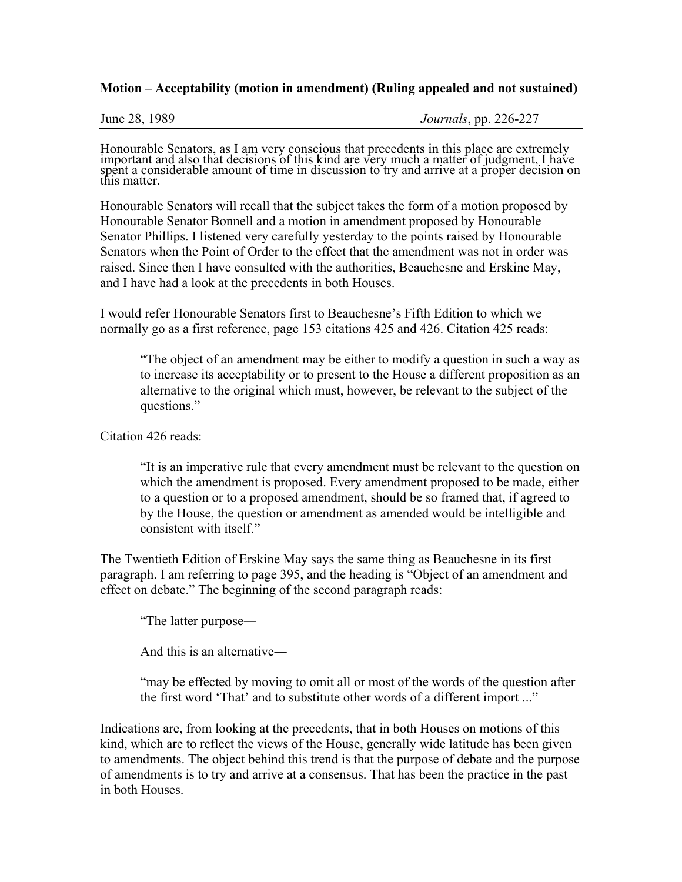**Motion – Acceptability (motion in amendment) (Ruling appealed and not sustained)**

June 28, 1989 *Journals*, pp. 226-227

Honourable Senators, as I am very conscious that precedents in this place are extremely important and also that decisions of this kind are very much a matter of judgment, I have spent a considerable amount of time in discussion to try and arrive at a proper decision on this matter.

Honourable Senators will recall that the subject takes the form of a motion proposed by Honourable Senator Bonnell and a motion in amendment proposed by Honourable Senator Phillips. I listened very carefully yesterday to the points raised by Honourable Senators when the Point of Order to the effect that the amendment was not in order was raised. Since then I have consulted with the authorities, Beauchesne and Erskine May, and I have had a look at the precedents in both Houses.

I would refer Honourable Senators first to Beauchesne's Fifth Edition to which we normally go as a first reference, page 153 citations 425 and 426. Citation 425 reads:

> "The object of an amendment may be either to modify a question in such a way as to increase its acceptability or to present to the House a different proposition as an alternative to the original which must, however, be relevant to the subject of the questions."

Citation 426 reads:

> "It is an imperative rule that every amendment must be relevant to the question on which the amendment is proposed. Every amendment proposed to be made, either to a question or to a proposed amendment, should be so framed that, if agreed to by the House, the question or amendment as amended would be intelligible and consistent with itself."

The Twentieth Edition of Erskine May says the same thing as Beauchesne in its first paragraph. I am referring to page 395, and the heading is "Object of an amendment and effect on debate." The beginning of the second paragraph reads:

> "The latter purpose―
>
> And this is an alternative―
>
> "may be effected by moving to omit all or most of the words of the question after the first word 'That' and to substitute other words of a different import ..."

Indications are, from looking at the precedents, that in both Houses on motions of this kind, which are to reflect the views of the House, generally wide latitude has been given to amendments. The object behind this trend is that the purpose of debate and the purpose of amendments is to try and arrive at a consensus. That has been the practice in the past in both Houses.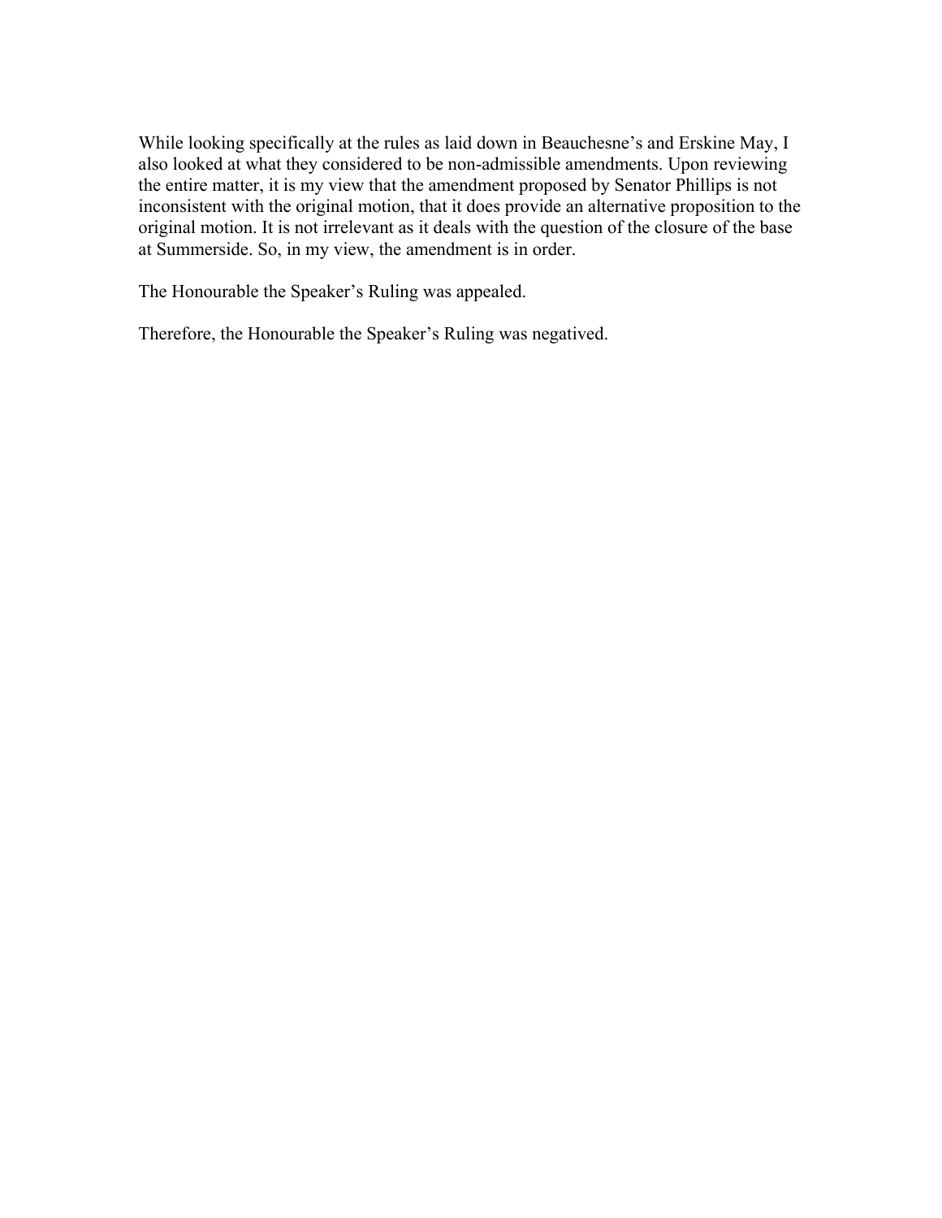While looking specifically at the rules as laid down in Beauchesne's and Erskine May, I also looked at what they considered to be non-admissible amendments. Upon reviewing the entire matter, it is my view that the amendment proposed by Senator Phillips is not inconsistent with the original motion, that it does provide an alternative proposition to the original motion. It is not irrelevant as it deals with the question of the closure of the base at Summerside. So, in my view, the amendment is in order.

The Honourable the Speaker's Ruling was appealed.

Therefore, the Honourable the Speaker's Ruling was negatived.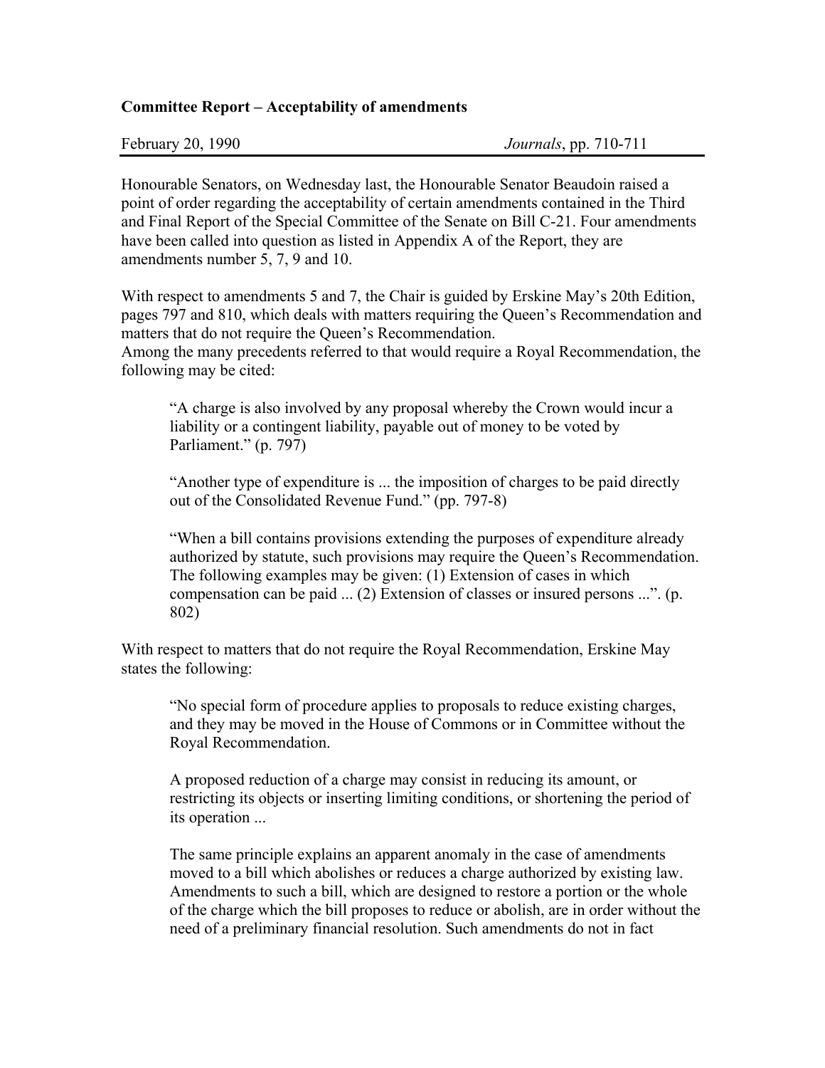**Committee Report – Acceptability of amendments**

February 20, 1990 *Journals*, pp. 710-711

Honourable Senators, on Wednesday last, the Honourable Senator Beaudoin raised a point of order regarding the acceptability of certain amendments contained in the Third and Final Report of the Special Committee of the Senate on Bill C-21. Four amendments have been called into question as listed in Appendix A of the Report, they are amendments number 5, 7, 9 and 10.

With respect to amendments 5 and 7, the Chair is guided by Erskine May's 20th Edition, pages 797 and 810, which deals with matters requiring the Queen's Recommendation and matters that do not require the Queen's Recommendation.
Among the many precedents referred to that would require a Royal Recommendation, the following may be cited:

> "A charge is also involved by any proposal whereby the Crown would incur a liability or a contingent liability, payable out of money to be voted by Parliament." (p. 797)
>
> "Another type of expenditure is ... the imposition of charges to be paid directly out of the Consolidated Revenue Fund." (pp. 797-8)
>
> "When a bill contains provisions extending the purposes of expenditure already authorized by statute, such provisions may require the Queen's Recommendation. The following examples may be given: (1) Extension of cases in which compensation can be paid ... (2) Extension of classes or insured persons ...". (p. 802)

With respect to matters that do not require the Royal Recommendation, Erskine May states the following:

> "No special form of procedure applies to proposals to reduce existing charges, and they may be moved in the House of Commons or in Committee without the Royal Recommendation.
>
> A proposed reduction of a charge may consist in reducing its amount, or restricting its objects or inserting limiting conditions, or shortening the period of its operation ...
>
> The same principle explains an apparent anomaly in the case of amendments moved to a bill which abolishes or reduces a charge authorized by existing law. Amendments to such a bill, which are designed to restore a portion or the whole of the charge which the bill proposes to reduce or abolish, are in order without the need of a preliminary financial resolution. Such amendments do not in fact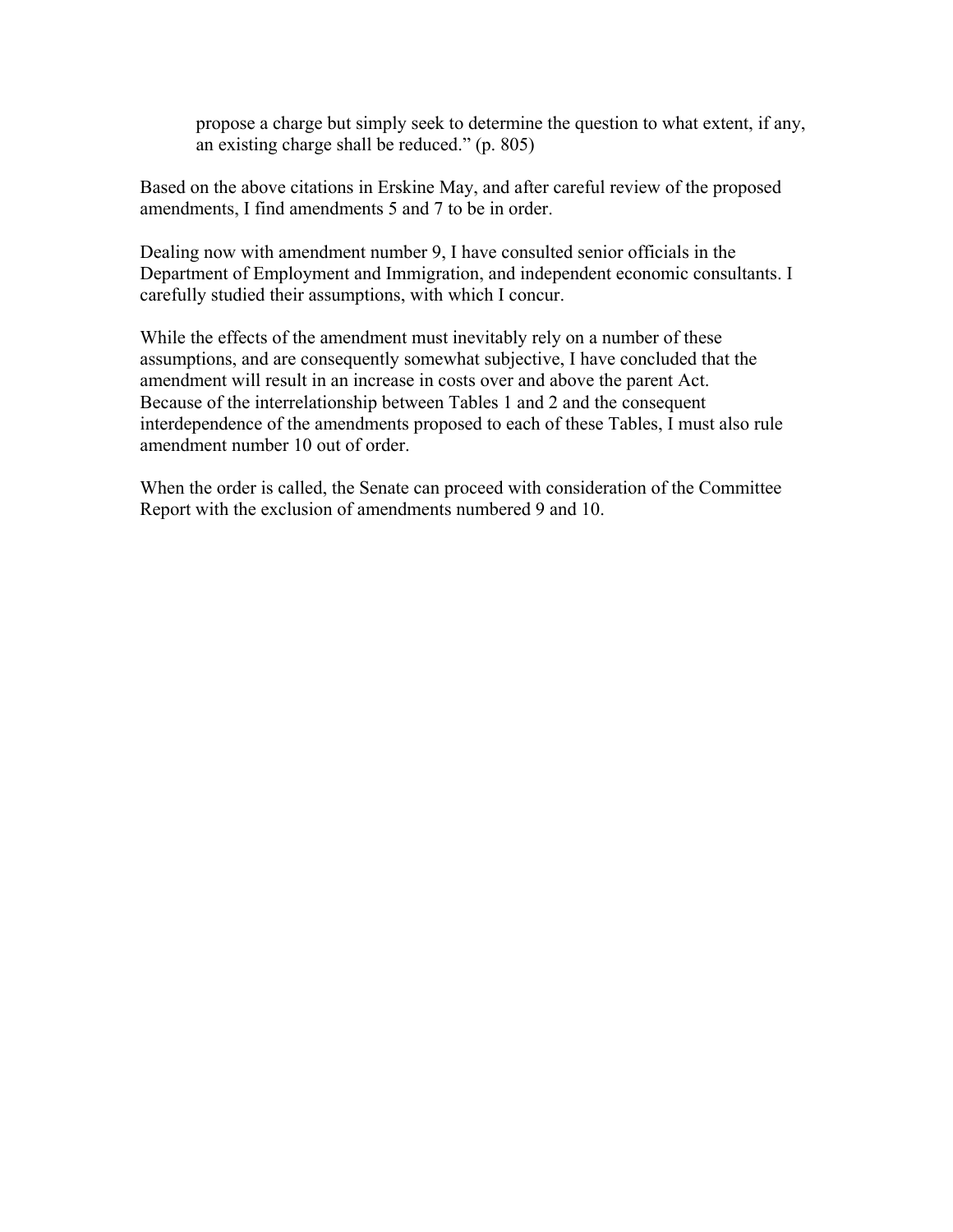> propose a charge but simply seek to determine the question to what extent, if any, an existing charge shall be reduced." (p. 805)

Based on the above citations in Erskine May, and after careful review of the proposed amendments, I find amendments 5 and 7 to be in order.

Dealing now with amendment number 9, I have consulted senior officials in the Department of Employment and Immigration, and independent economic consultants. I carefully studied their assumptions, with which I concur.

While the effects of the amendment must inevitably rely on a number of these assumptions, and are consequently somewhat subjective, I have concluded that the amendment will result in an increase in costs over and above the parent Act. Because of the interrelationship between Tables 1 and 2 and the consequent interdependence of the amendments proposed to each of these Tables, I must also rule amendment number 10 out of order.

When the order is called, the Senate can proceed with consideration of the Committee Report with the exclusion of amendments numbered 9 and 10.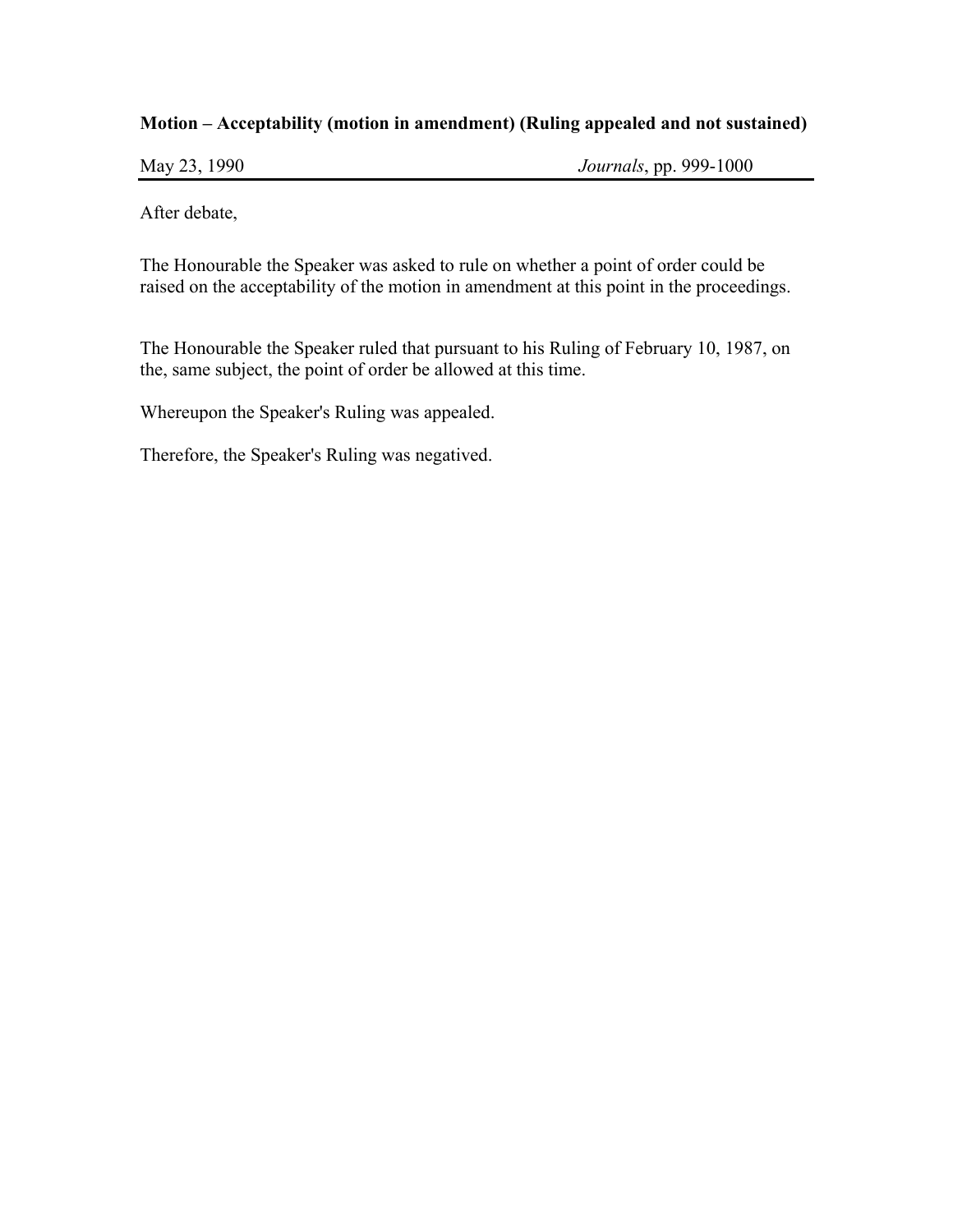**Motion – Acceptability (motion in amendment) (Ruling appealed and not sustained)**

May 23, 1990 *Journals*, pp. 999-1000

After debate,

The Honourable the Speaker was asked to rule on whether a point of order could be raised on the acceptability of the motion in amendment at this point in the proceedings.

The Honourable the Speaker ruled that pursuant to his Ruling of February 10, 1987, on the, same subject, the point of order be allowed at this time.

Whereupon the Speaker's Ruling was appealed.

Therefore, the Speaker's Ruling was negatived.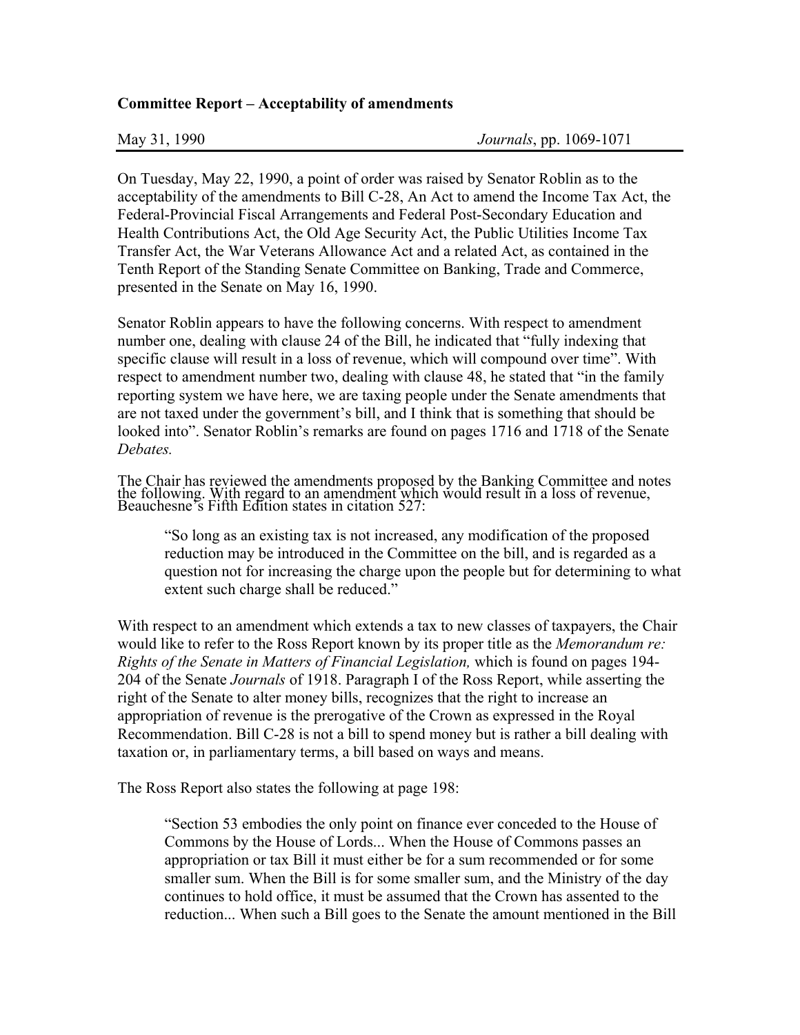**Committee Report – Acceptability of amendments**

May 31, 1990 *Journals*, pp. 1069-1071

On Tuesday, May 22, 1990, a point of order was raised by Senator Roblin as to the acceptability of the amendments to Bill C-28, An Act to amend the Income Tax Act, the Federal-Provincial Fiscal Arrangements and Federal Post-Secondary Education and Health Contributions Act, the Old Age Security Act, the Public Utilities Income Tax Transfer Act, the War Veterans Allowance Act and a related Act, as contained in the Tenth Report of the Standing Senate Committee on Banking, Trade and Commerce, presented in the Senate on May 16, 1990.

Senator Roblin appears to have the following concerns. With respect to amendment number one, dealing with clause 24 of the Bill, he indicated that "fully indexing that specific clause will result in a loss of revenue, which will compound over time". With respect to amendment number two, dealing with clause 48, he stated that "in the family reporting system we have here, we are taxing people under the Senate amendments that are not taxed under the government's bill, and I think that is something that should be looked into". Senator Roblin's remarks are found on pages 1716 and 1718 of the Senate *Debates.*

The Chair has reviewed the amendments proposed by the Banking Committee and notes the following. With regard to an amendment which would result in a loss of revenue, Beauchesne's Fifth Edition states in citation 527:

> "So long as an existing tax is not increased, any modification of the proposed reduction may be introduced in the Committee on the bill, and is regarded as a question not for increasing the charge upon the people but for determining to what extent such charge shall be reduced."

With respect to an amendment which extends a tax to new classes of taxpayers, the Chair would like to refer to the Ross Report known by its proper title as the *Memorandum re: Rights of the Senate in Matters of Financial Legislation,* which is found on pages 194-204 of the Senate *Journals* of 1918. Paragraph I of the Ross Report, while asserting the right of the Senate to alter money bills, recognizes that the right to increase an appropriation of revenue is the prerogative of the Crown as expressed in the Royal Recommendation. Bill C-28 is not a bill to spend money but is rather a bill dealing with taxation or, in parliamentary terms, a bill based on ways and means.

The Ross Report also states the following at page 198:

> "Section 53 embodies the only point on finance ever conceded to the House of Commons by the House of Lords... When the House of Commons passes an appropriation or tax Bill it must either be for a sum recommended or for some smaller sum. When the Bill is for some smaller sum, and the Ministry of the day continues to hold office, it must be assumed that the Crown has assented to the reduction... When such a Bill goes to the Senate the amount mentioned in the Bill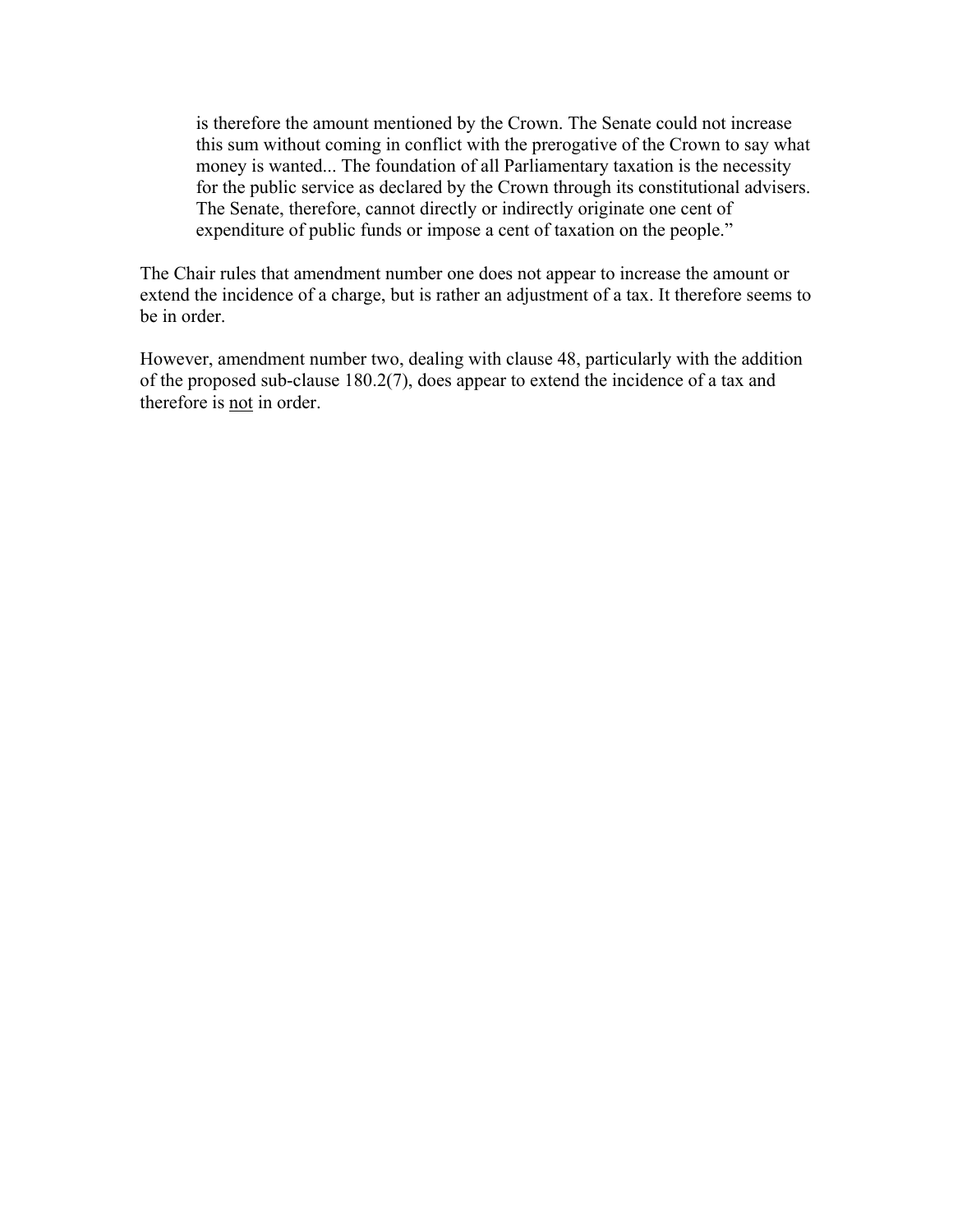> is therefore the amount mentioned by the Crown. The Senate could not increase this sum without coming in conflict with the prerogative of the Crown to say what money is wanted... The foundation of all Parliamentary taxation is the necessity for the public service as declared by the Crown through its constitutional advisers. The Senate, therefore, cannot directly or indirectly originate one cent of expenditure of public funds or impose a cent of taxation on the people."

The Chair rules that amendment number one does not appear to increase the amount or extend the incidence of a charge, but is rather an adjustment of a tax. It therefore seems to be in order.

However, amendment number two, dealing with clause 48, particularly with the addition of the proposed sub-clause 180.2(7), does appear to extend the incidence of a tax and therefore is <u>not</u> in order.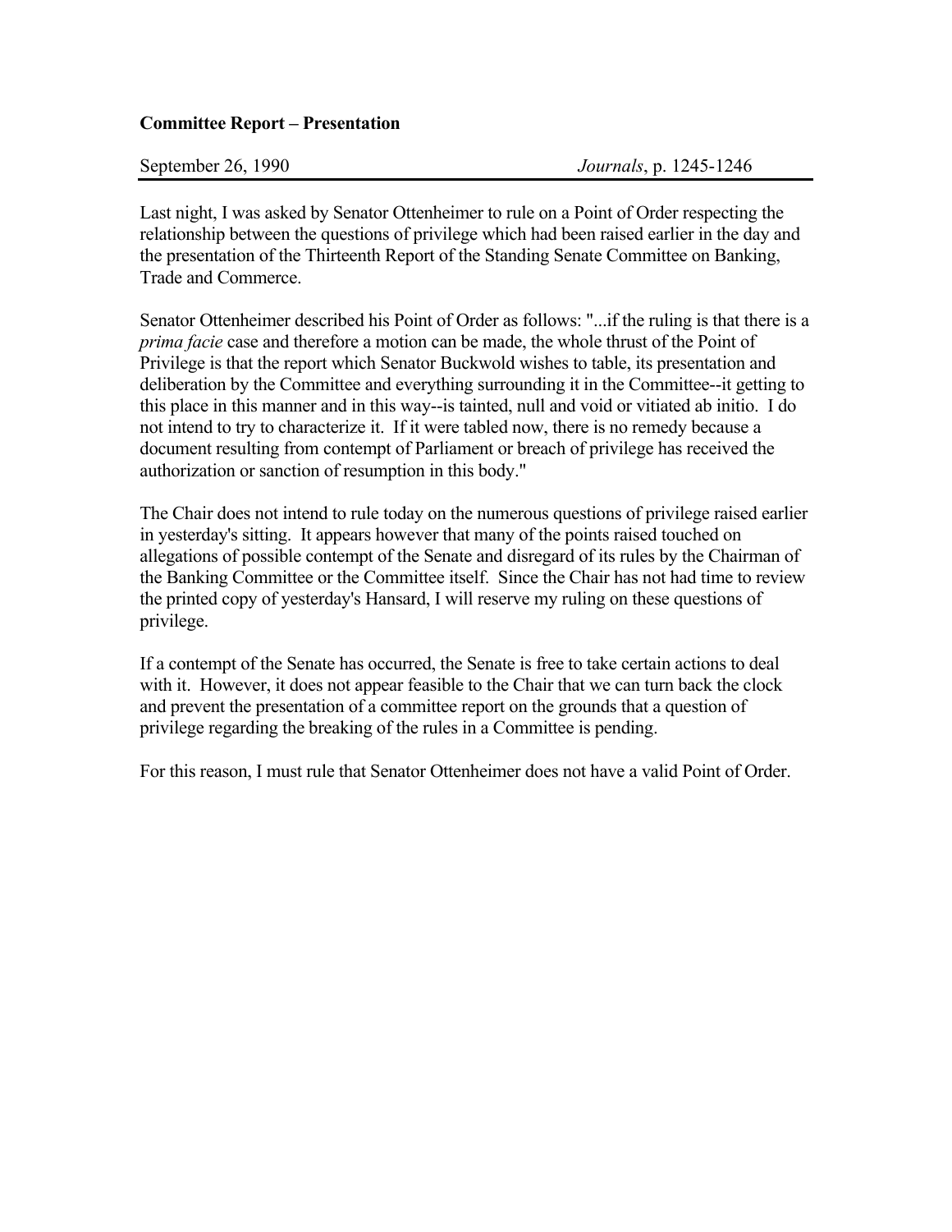**Committee Report – Presentation**

September 26, 1990 *Journals*, p. 1245-1246

Last night, I was asked by Senator Ottenheimer to rule on a Point of Order respecting the relationship between the questions of privilege which had been raised earlier in the day and the presentation of the Thirteenth Report of the Standing Senate Committee on Banking, Trade and Commerce.

Senator Ottenheimer described his Point of Order as follows: "...if the ruling is that there is a *prima facie* case and therefore a motion can be made, the whole thrust of the Point of Privilege is that the report which Senator Buckwold wishes to table, its presentation and deliberation by the Committee and everything surrounding it in the Committee--it getting to this place in this manner and in this way--is tainted, null and void or vitiated ab initio. I do not intend to try to characterize it. If it were tabled now, there is no remedy because a document resulting from contempt of Parliament or breach of privilege has received the authorization or sanction of resumption in this body."

The Chair does not intend to rule today on the numerous questions of privilege raised earlier in yesterday's sitting. It appears however that many of the points raised touched on allegations of possible contempt of the Senate and disregard of its rules by the Chairman of the Banking Committee or the Committee itself. Since the Chair has not had time to review the printed copy of yesterday's Hansard, I will reserve my ruling on these questions of privilege.

If a contempt of the Senate has occurred, the Senate is free to take certain actions to deal with it. However, it does not appear feasible to the Chair that we can turn back the clock and prevent the presentation of a committee report on the grounds that a question of privilege regarding the breaking of the rules in a Committee is pending.

For this reason, I must rule that Senator Ottenheimer does not have a valid Point of Order.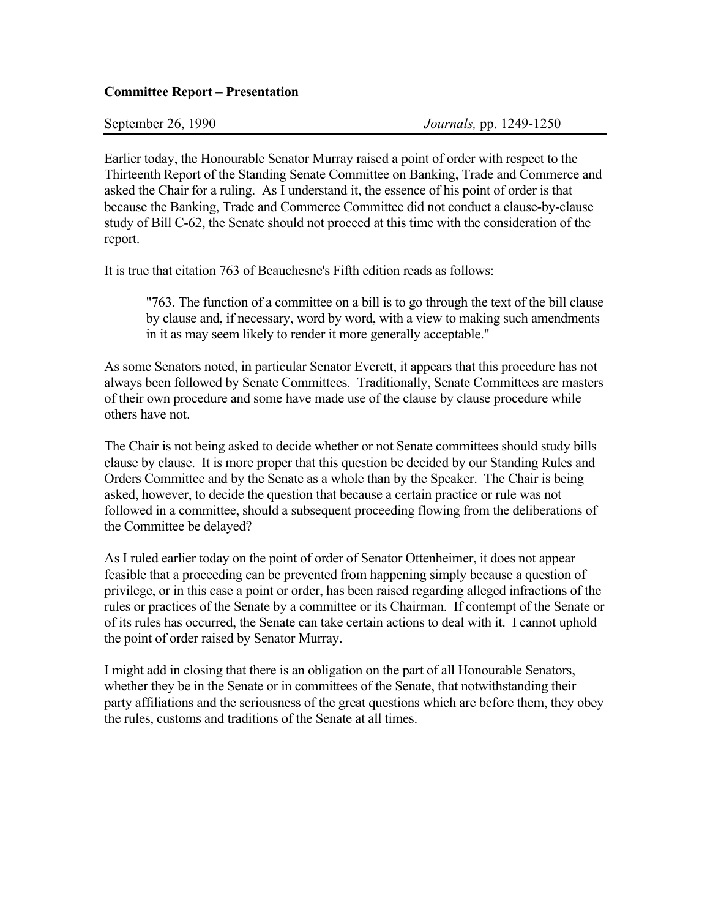**Committee Report – Presentation**

September 26, 1990 *Journals,* pp. 1249-1250

Earlier today, the Honourable Senator Murray raised a point of order with respect to the Thirteenth Report of the Standing Senate Committee on Banking, Trade and Commerce and asked the Chair for a ruling. As I understand it, the essence of his point of order is that because the Banking, Trade and Commerce Committee did not conduct a clause-by-clause study of Bill C-62, the Senate should not proceed at this time with the consideration of the report.

It is true that citation 763 of Beauchesne's Fifth edition reads as follows:

> "763. The function of a committee on a bill is to go through the text of the bill clause by clause and, if necessary, word by word, with a view to making such amendments in it as may seem likely to render it more generally acceptable."

As some Senators noted, in particular Senator Everett, it appears that this procedure has not always been followed by Senate Committees. Traditionally, Senate Committees are masters of their own procedure and some have made use of the clause by clause procedure while others have not.

The Chair is not being asked to decide whether or not Senate committees should study bills clause by clause. It is more proper that this question be decided by our Standing Rules and Orders Committee and by the Senate as a whole than by the Speaker. The Chair is being asked, however, to decide the question that because a certain practice or rule was not followed in a committee, should a subsequent proceeding flowing from the deliberations of the Committee be delayed?

As I ruled earlier today on the point of order of Senator Ottenheimer, it does not appear feasible that a proceeding can be prevented from happening simply because a question of privilege, or in this case a point or order, has been raised regarding alleged infractions of the rules or practices of the Senate by a committee or its Chairman. If contempt of the Senate or of its rules has occurred, the Senate can take certain actions to deal with it. I cannot uphold the point of order raised by Senator Murray.

I might add in closing that there is an obligation on the part of all Honourable Senators, whether they be in the Senate or in committees of the Senate, that notwithstanding their party affiliations and the seriousness of the great questions which are before them, they obey the rules, customs and traditions of the Senate at all times.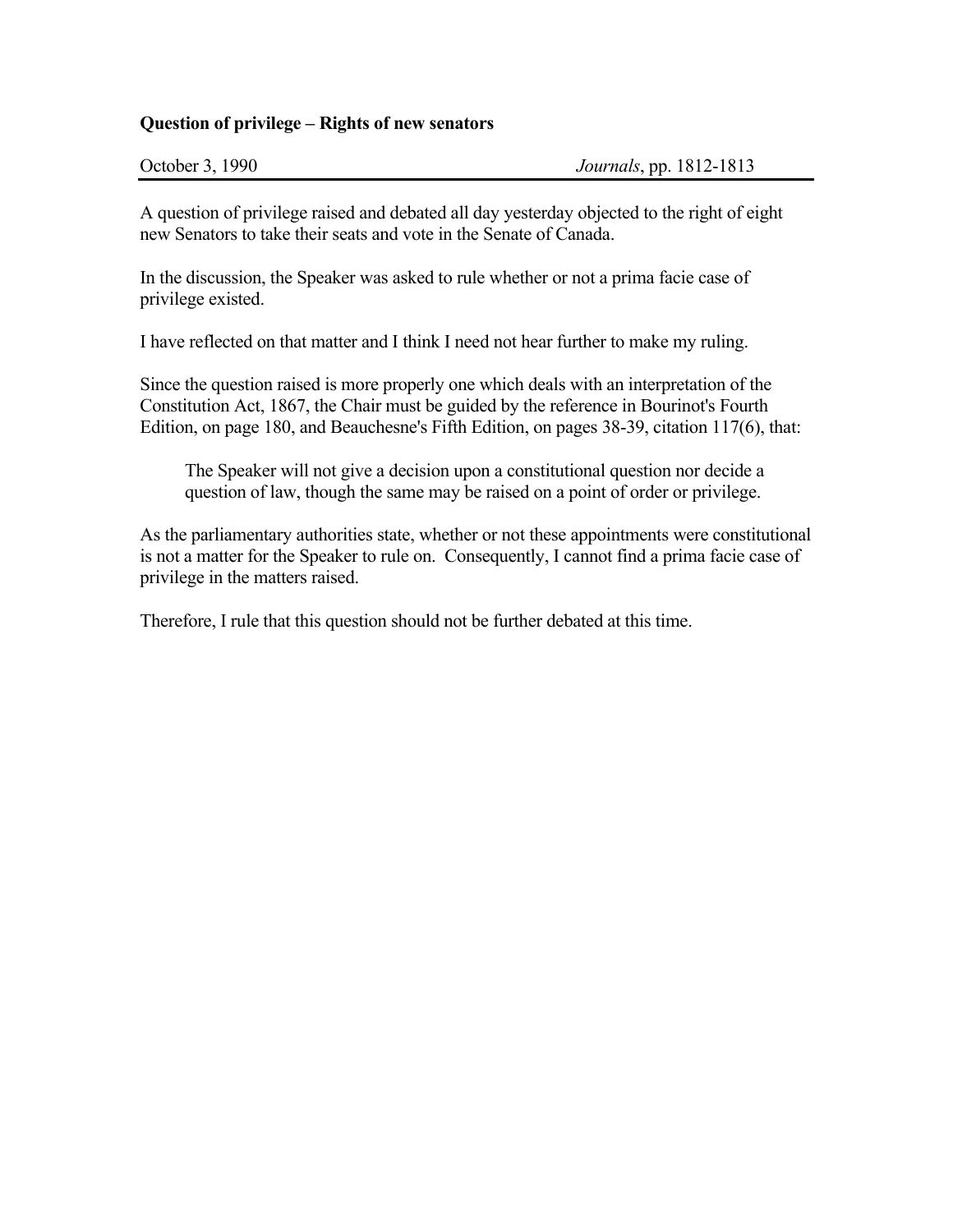### Question of privilege – Rights of new senators

October 3, 1990 *Journals*, pp. 1812-1813

A question of privilege raised and debated all day yesterday objected to the right of eight new Senators to take their seats and vote in the Senate of Canada.

In the discussion, the Speaker was asked to rule whether or not a prima facie case of privilege existed.

I have reflected on that matter and I think I need not hear further to make my ruling.

Since the question raised is more properly one which deals with an interpretation of the Constitution Act, 1867, the Chair must be guided by the reference in Bourinot's Fourth Edition, on page 180, and Beauchesne's Fifth Edition, on pages 38-39, citation 117(6), that:

> The Speaker will not give a decision upon a constitutional question nor decide a question of law, though the same may be raised on a point of order or privilege.

As the parliamentary authorities state, whether or not these appointments were constitutional is not a matter for the Speaker to rule on. Consequently, I cannot find a prima facie case of privilege in the matters raised.

Therefore, I rule that this question should not be further debated at this time.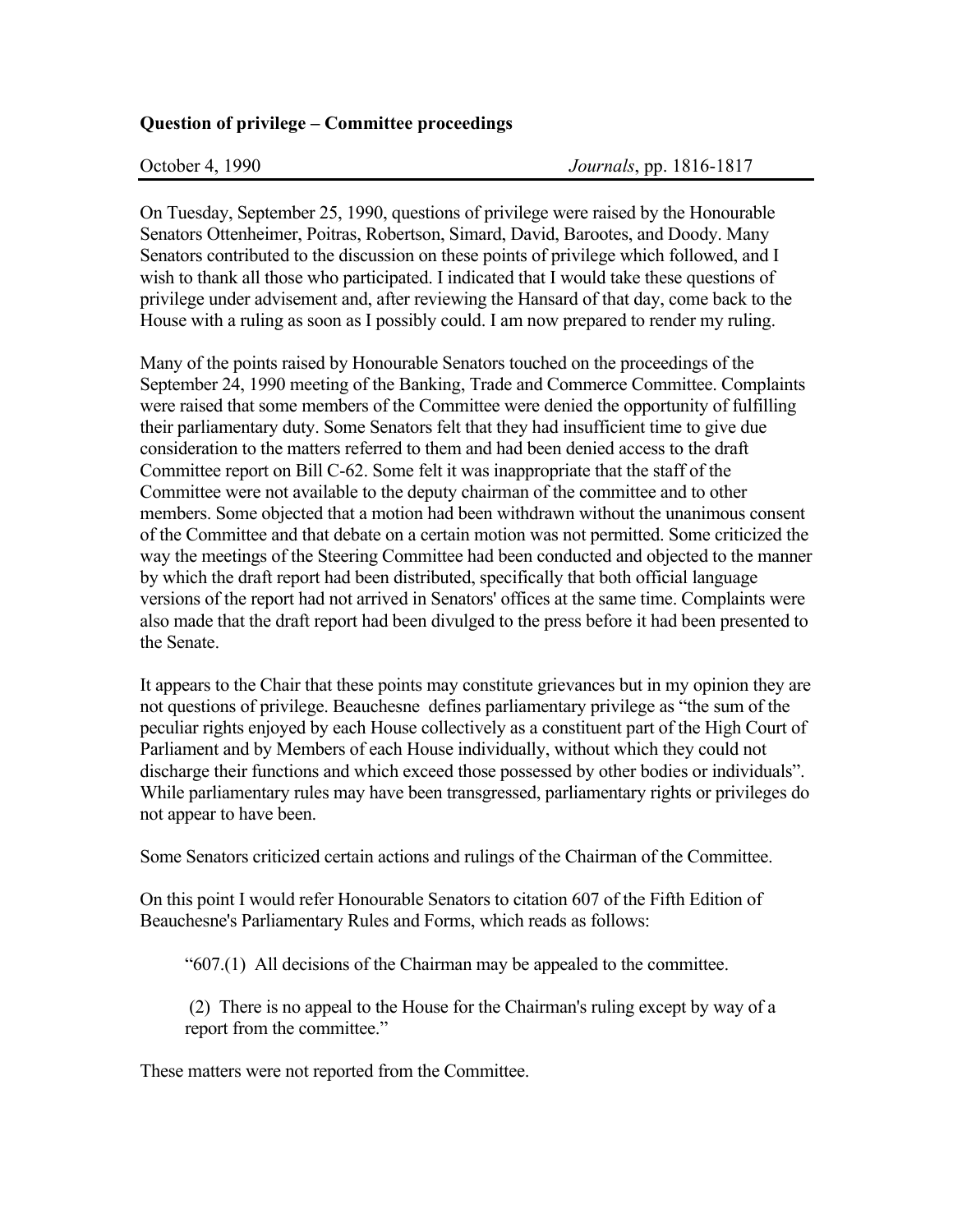**Question of privilege – Committee proceedings**

October 4, 1990 *Journals*, pp. 1816-1817

On Tuesday, September 25, 1990, questions of privilege were raised by the Honourable Senators Ottenheimer, Poitras, Robertson, Simard, David, Barootes, and Doody. Many Senators contributed to the discussion on these points of privilege which followed, and I wish to thank all those who participated. I indicated that I would take these questions of privilege under advisement and, after reviewing the Hansard of that day, come back to the House with a ruling as soon as I possibly could. I am now prepared to render my ruling.

Many of the points raised by Honourable Senators touched on the proceedings of the September 24, 1990 meeting of the Banking, Trade and Commerce Committee. Complaints were raised that some members of the Committee were denied the opportunity of fulfilling their parliamentary duty. Some Senators felt that they had insufficient time to give due consideration to the matters referred to them and had been denied access to the draft Committee report on Bill C-62. Some felt it was inappropriate that the staff of the Committee were not available to the deputy chairman of the committee and to other members. Some objected that a motion had been withdrawn without the unanimous consent of the Committee and that debate on a certain motion was not permitted. Some criticized the way the meetings of the Steering Committee had been conducted and objected to the manner by which the draft report had been distributed, specifically that both official language versions of the report had not arrived in Senators' offices at the same time. Complaints were also made that the draft report had been divulged to the press before it had been presented to the Senate.

It appears to the Chair that these points may constitute grievances but in my opinion they are not questions of privilege. Beauchesne defines parliamentary privilege as "the sum of the peculiar rights enjoyed by each House collectively as a constituent part of the High Court of Parliament and by Members of each House individually, without which they could not discharge their functions and which exceed those possessed by other bodies or individuals". While parliamentary rules may have been transgressed, parliamentary rights or privileges do not appear to have been.

Some Senators criticized certain actions and rulings of the Chairman of the Committee.

On this point I would refer Honourable Senators to citation 607 of the Fifth Edition of Beauchesne's Parliamentary Rules and Forms, which reads as follows:

> "607.(1) All decisions of the Chairman may be appealed to the committee.
>
> (2) There is no appeal to the House for the Chairman's ruling except by way of a report from the committee."

These matters were not reported from the Committee.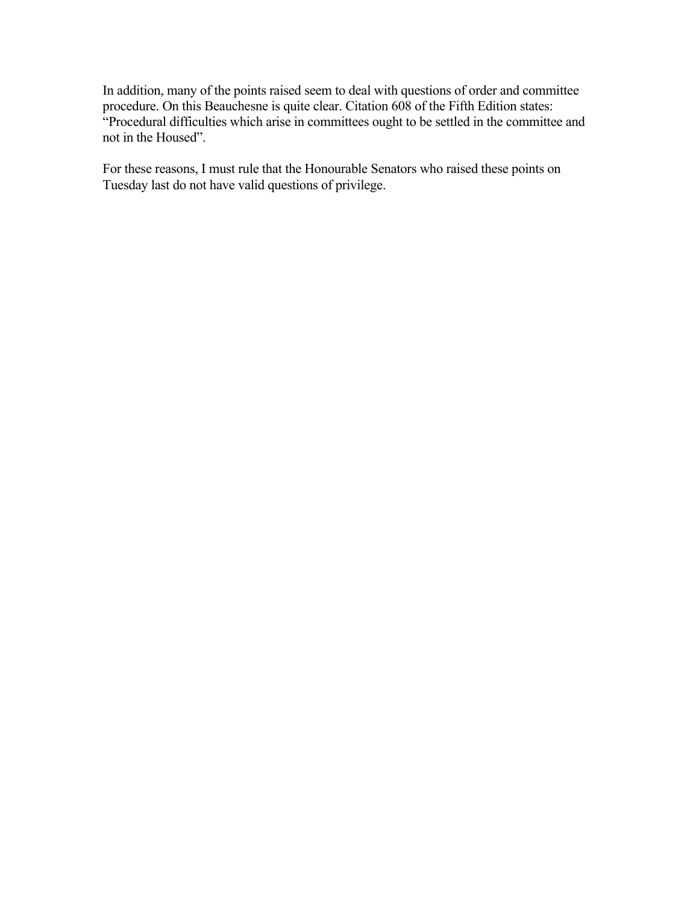In addition, many of the points raised seem to deal with questions of order and committee procedure. On this Beauchesne is quite clear. Citation 608 of the Fifth Edition states: "Procedural difficulties which arise in committees ought to be settled in the committee and not in the Housed".

For these reasons, I must rule that the Honourable Senators who raised these points on Tuesday last do not have valid questions of privilege.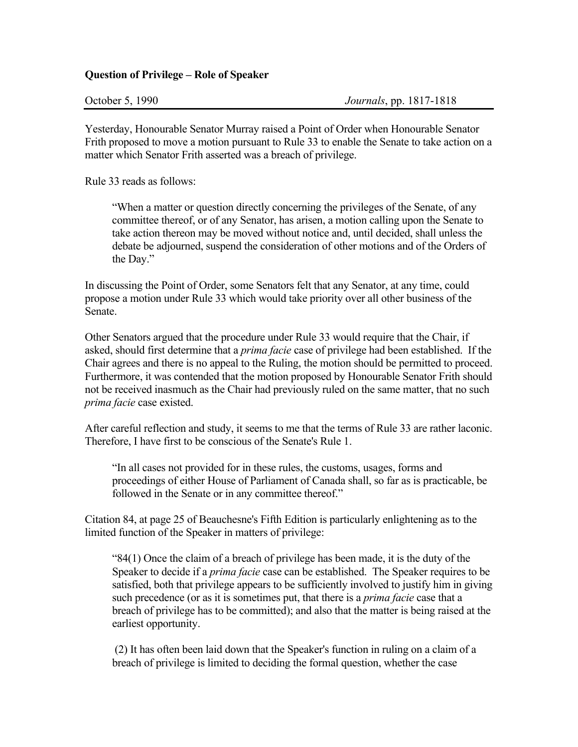**Question of Privilege – Role of Speaker**

October 5, 1990 *Journals*, pp. 1817-1818

Yesterday, Honourable Senator Murray raised a Point of Order when Honourable Senator Frith proposed to move a motion pursuant to Rule 33 to enable the Senate to take action on a matter which Senator Frith asserted was a breach of privilege.

Rule 33 reads as follows:

> "When a matter or question directly concerning the privileges of the Senate, of any committee thereof, or of any Senator, has arisen, a motion calling upon the Senate to take action thereon may be moved without notice and, until decided, shall unless the debate be adjourned, suspend the consideration of other motions and of the Orders of the Day."

In discussing the Point of Order, some Senators felt that any Senator, at any time, could propose a motion under Rule 33 which would take priority over all other business of the Senate.

Other Senators argued that the procedure under Rule 33 would require that the Chair, if asked, should first determine that a *prima facie* case of privilege had been established. If the Chair agrees and there is no appeal to the Ruling, the motion should be permitted to proceed. Furthermore, it was contended that the motion proposed by Honourable Senator Frith should not be received inasmuch as the Chair had previously ruled on the same matter, that no such *prima facie* case existed.

After careful reflection and study, it seems to me that the terms of Rule 33 are rather laconic. Therefore, I have first to be conscious of the Senate's Rule 1.

> "In all cases not provided for in these rules, the customs, usages, forms and proceedings of either House of Parliament of Canada shall, so far as is practicable, be followed in the Senate or in any committee thereof."

Citation 84, at page 25 of Beauchesne's Fifth Edition is particularly enlightening as to the limited function of the Speaker in matters of privilege:

> "84(1) Once the claim of a breach of privilege has been made, it is the duty of the Speaker to decide if a *prima facie* case can be established. The Speaker requires to be satisfied, both that privilege appears to be sufficiently involved to justify him in giving such precedence (or as it is sometimes put, that there is a *prima facie* case that a breach of privilege has to be committed); and also that the matter is being raised at the earliest opportunity.
>
> (2) It has often been laid down that the Speaker's function in ruling on a claim of a breach of privilege is limited to deciding the formal question, whether the case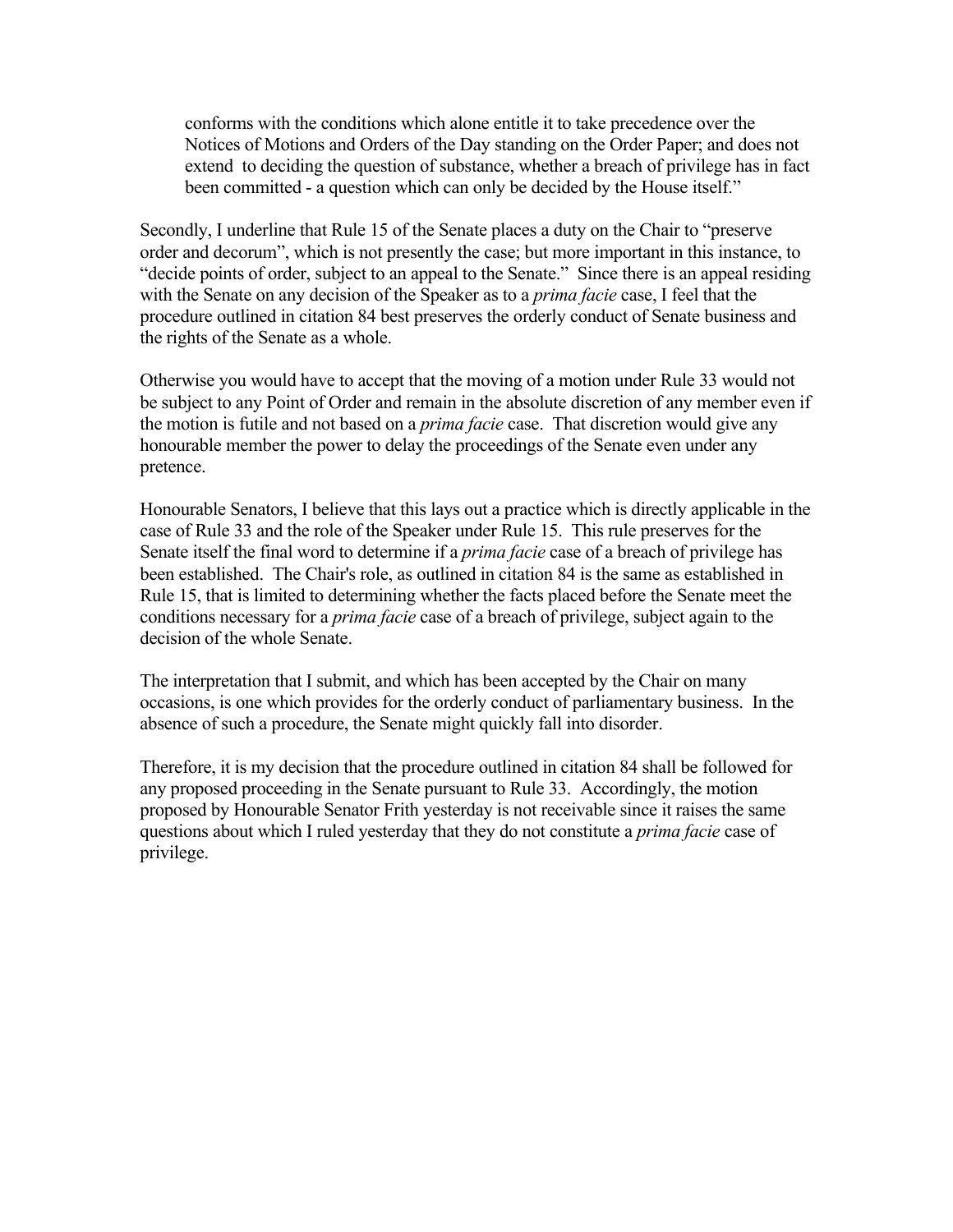> conforms with the conditions which alone entitle it to take precedence over the Notices of Motions and Orders of the Day standing on the Order Paper; and does not extend to deciding the question of substance, whether a breach of privilege has in fact been committed - a question which can only be decided by the House itself."

Secondly, I underline that Rule 15 of the Senate places a duty on the Chair to "preserve order and decorum", which is not presently the case; but more important in this instance, to "decide points of order, subject to an appeal to the Senate." Since there is an appeal residing with the Senate on any decision of the Speaker as to a *prima facie* case, I feel that the procedure outlined in citation 84 best preserves the orderly conduct of Senate business and the rights of the Senate as a whole.

Otherwise you would have to accept that the moving of a motion under Rule 33 would not be subject to any Point of Order and remain in the absolute discretion of any member even if the motion is futile and not based on a *prima facie* case. That discretion would give any honourable member the power to delay the proceedings of the Senate even under any pretence.

Honourable Senators, I believe that this lays out a practice which is directly applicable in the case of Rule 33 and the role of the Speaker under Rule 15. This rule preserves for the Senate itself the final word to determine if a *prima facie* case of a breach of privilege has been established. The Chair's role, as outlined in citation 84 is the same as established in Rule 15, that is limited to determining whether the facts placed before the Senate meet the conditions necessary for a *prima facie* case of a breach of privilege, subject again to the decision of the whole Senate.

The interpretation that I submit, and which has been accepted by the Chair on many occasions, is one which provides for the orderly conduct of parliamentary business. In the absence of such a procedure, the Senate might quickly fall into disorder.

Therefore, it is my decision that the procedure outlined in citation 84 shall be followed for any proposed proceeding in the Senate pursuant to Rule 33. Accordingly, the motion proposed by Honourable Senator Frith yesterday is not receivable since it raises the same questions about which I ruled yesterday that they do not constitute a *prima facie* case of privilege.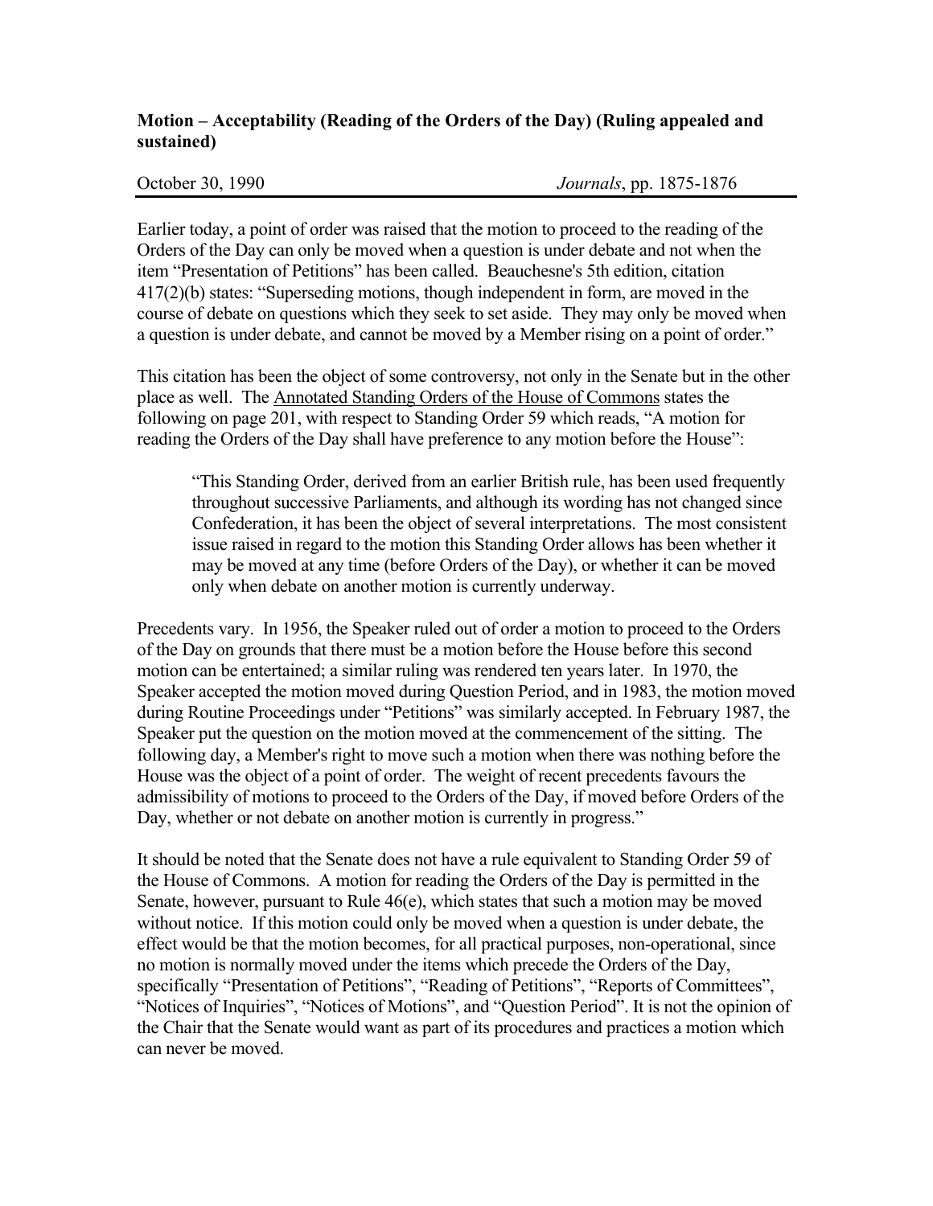**Motion – Acceptability (Reading of the Orders of the Day) (Ruling appealed and sustained)**

October 30, 1990 *Journals*, pp. 1875-1876

Earlier today, a point of order was raised that the motion to proceed to the reading of the Orders of the Day can only be moved when a question is under debate and not when the item "Presentation of Petitions" has been called. Beauchesne's 5th edition, citation 417(2)(b) states: "Superseding motions, though independent in form, are moved in the course of debate on questions which they seek to set aside. They may only be moved when a question is under debate, and cannot be moved by a Member rising on a point of order."

This citation has been the object of some controversy, not only in the Senate but in the other place as well. The Annotated Standing Orders of the House of Commons states the following on page 201, with respect to Standing Order 59 which reads, "A motion for reading the Orders of the Day shall have preference to any motion before the House":

> "This Standing Order, derived from an earlier British rule, has been used frequently throughout successive Parliaments, and although its wording has not changed since Confederation, it has been the object of several interpretations. The most consistent issue raised in regard to the motion this Standing Order allows has been whether it may be moved at any time (before Orders of the Day), or whether it can be moved only when debate on another motion is currently underway.

Precedents vary. In 1956, the Speaker ruled out of order a motion to proceed to the Orders of the Day on grounds that there must be a motion before the House before this second motion can be entertained; a similar ruling was rendered ten years later. In 1970, the Speaker accepted the motion moved during Question Period, and in 1983, the motion moved during Routine Proceedings under "Petitions" was similarly accepted. In February 1987, the Speaker put the question on the motion moved at the commencement of the sitting. The following day, a Member's right to move such a motion when there was nothing before the House was the object of a point of order. The weight of recent precedents favours the admissibility of motions to proceed to the Orders of the Day, if moved before Orders of the Day, whether or not debate on another motion is currently in progress."

It should be noted that the Senate does not have a rule equivalent to Standing Order 59 of the House of Commons. A motion for reading the Orders of the Day is permitted in the Senate, however, pursuant to Rule 46(e), which states that such a motion may be moved without notice. If this motion could only be moved when a question is under debate, the effect would be that the motion becomes, for all practical purposes, non-operational, since no motion is normally moved under the items which precede the Orders of the Day, specifically "Presentation of Petitions", "Reading of Petitions", "Reports of Committees", "Notices of Inquiries", "Notices of Motions", and "Question Period". It is not the opinion of the Chair that the Senate would want as part of its procedures and practices a motion which can never be moved.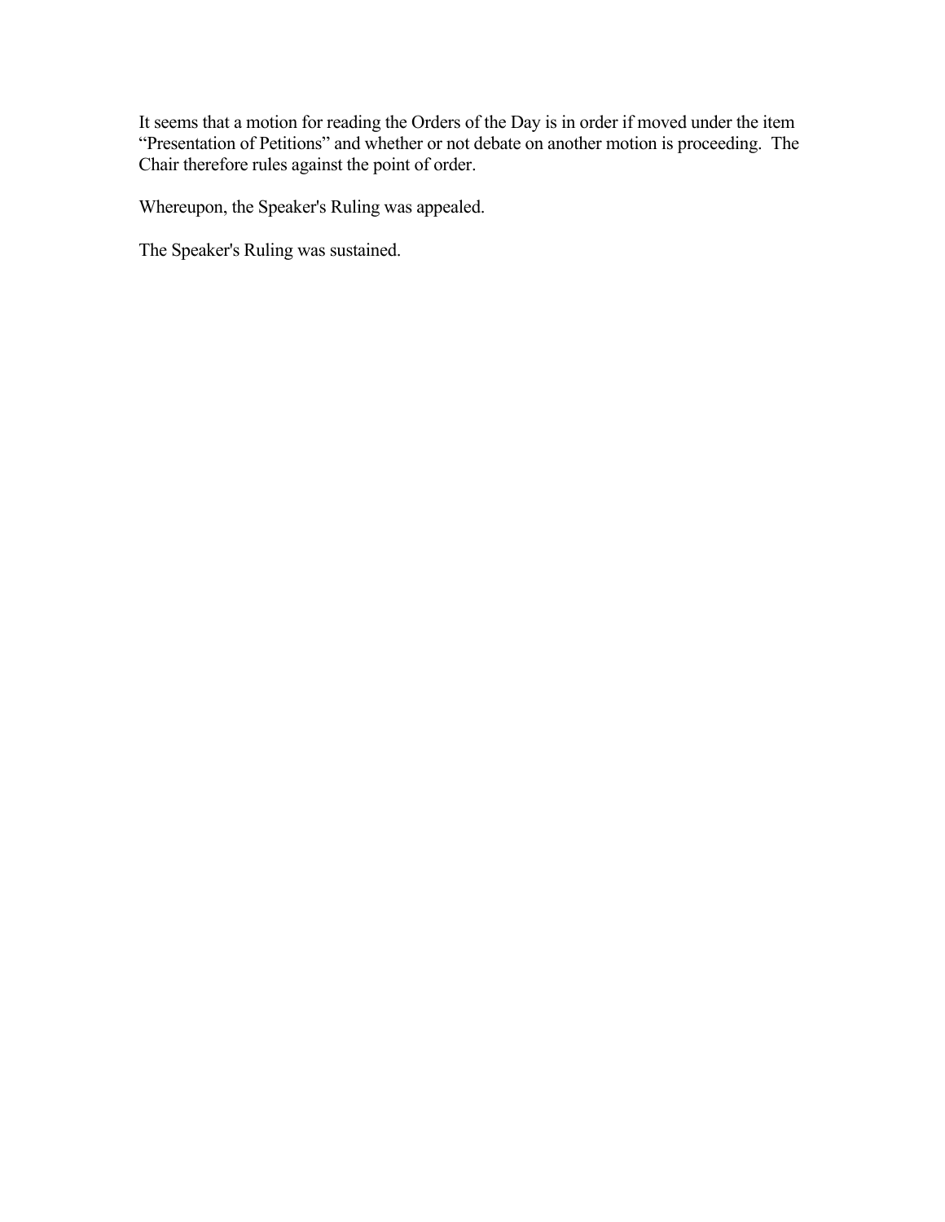It seems that a motion for reading the Orders of the Day is in order if moved under the item "Presentation of Petitions" and whether or not debate on another motion is proceeding. The Chair therefore rules against the point of order.

Whereupon, the Speaker's Ruling was appealed.

The Speaker's Ruling was sustained.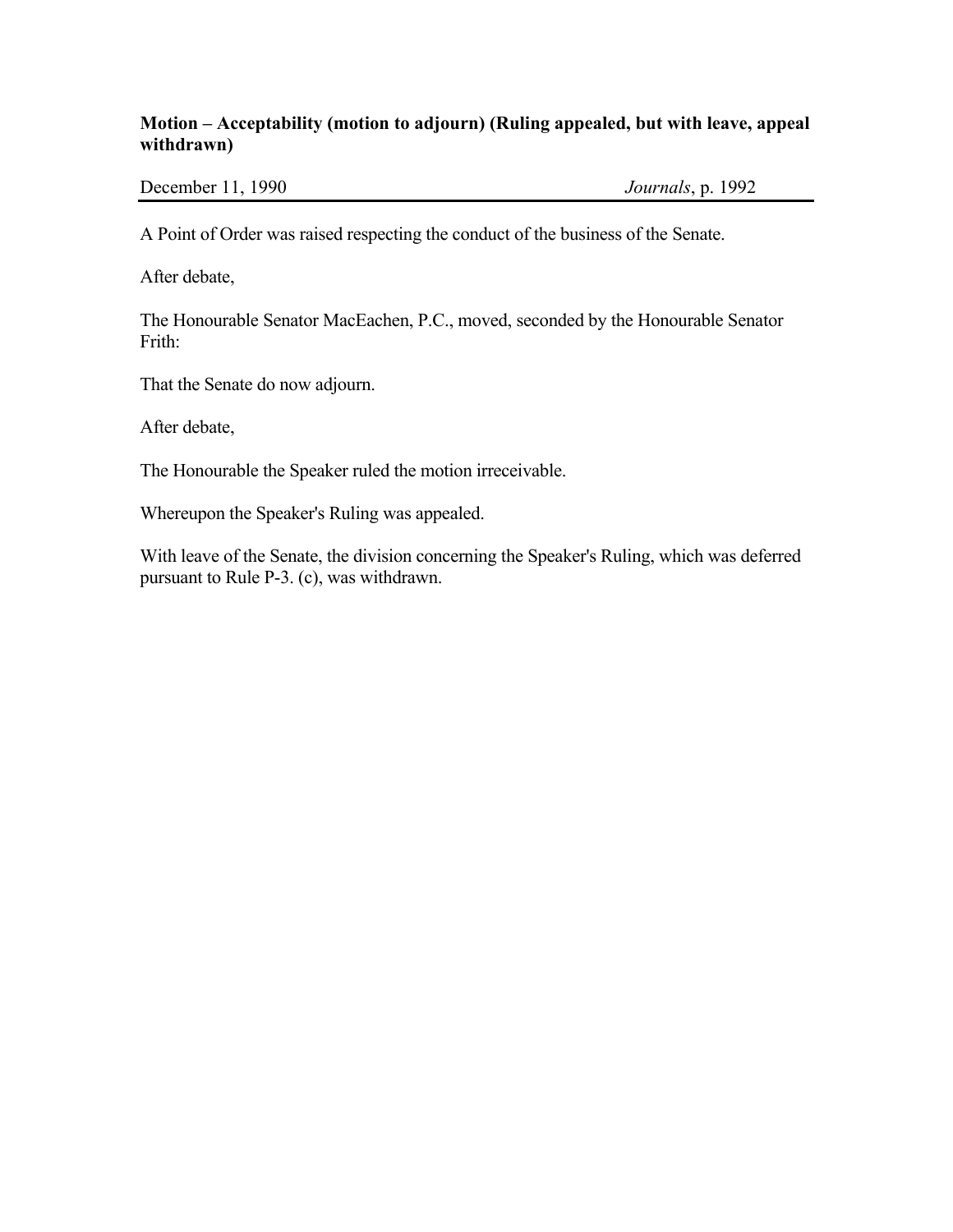**Motion – Acceptability (motion to adjourn) (Ruling appealed, but with leave, appeal withdrawn)**

December 11, 1990 *Journals*, p. 1992

A Point of Order was raised respecting the conduct of the business of the Senate.

After debate,

The Honourable Senator MacEachen, P.C., moved, seconded by the Honourable Senator Frith:

That the Senate do now adjourn.

After debate,

The Honourable the Speaker ruled the motion irreceivable.

Whereupon the Speaker's Ruling was appealed.

With leave of the Senate, the division concerning the Speaker's Ruling, which was deferred pursuant to Rule P-3. (c), was withdrawn.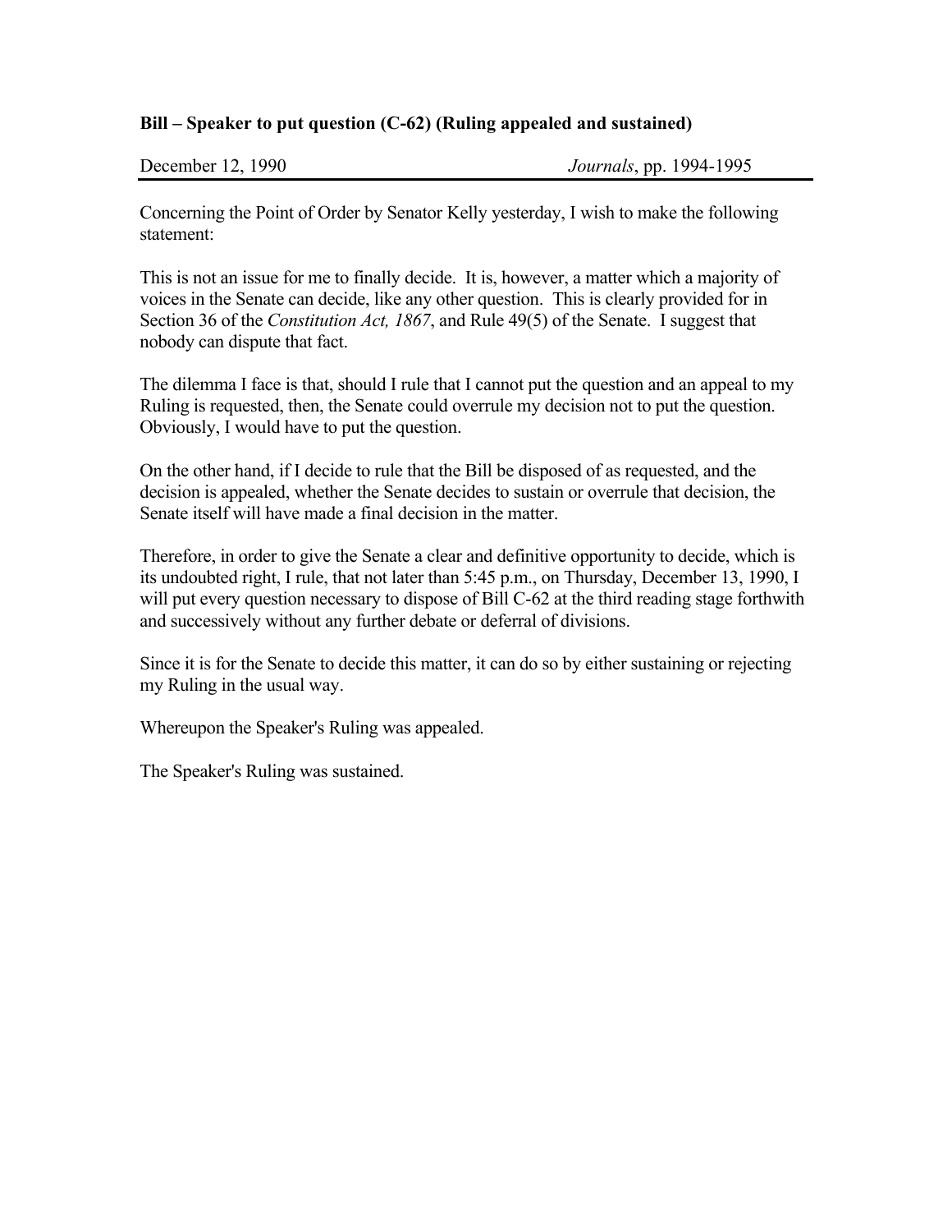**Bill – Speaker to put question (C-62) (Ruling appealed and sustained)**

December 12, 1990 *Journals*, pp. 1994-1995

Concerning the Point of Order by Senator Kelly yesterday, I wish to make the following statement:

This is not an issue for me to finally decide. It is, however, a matter which a majority of voices in the Senate can decide, like any other question. This is clearly provided for in Section 36 of the *Constitution Act, 1867*, and Rule 49(5) of the Senate. I suggest that nobody can dispute that fact.

The dilemma I face is that, should I rule that I cannot put the question and an appeal to my Ruling is requested, then, the Senate could overrule my decision not to put the question. Obviously, I would have to put the question.

On the other hand, if I decide to rule that the Bill be disposed of as requested, and the decision is appealed, whether the Senate decides to sustain or overrule that decision, the Senate itself will have made a final decision in the matter.

Therefore, in order to give the Senate a clear and definitive opportunity to decide, which is its undoubted right, I rule, that not later than 5:45 p.m., on Thursday, December 13, 1990, I will put every question necessary to dispose of Bill C-62 at the third reading stage forthwith and successively without any further debate or deferral of divisions.

Since it is for the Senate to decide this matter, it can do so by either sustaining or rejecting my Ruling in the usual way.

Whereupon the Speaker's Ruling was appealed.

The Speaker's Ruling was sustained.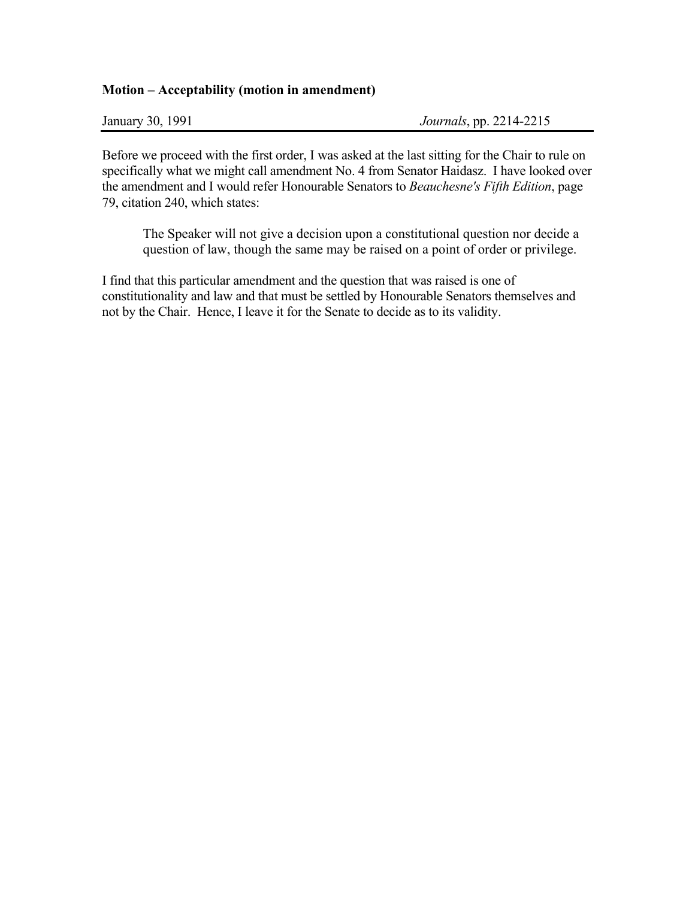**Motion – Acceptability (motion in amendment)**

January 30, 1991 *Journals*, pp. 2214-2215

Before we proceed with the first order, I was asked at the last sitting for the Chair to rule on specifically what we might call amendment No. 4 from Senator Haidasz. I have looked over the amendment and I would refer Honourable Senators to *Beauchesne's Fifth Edition*, page 79, citation 240, which states:

> The Speaker will not give a decision upon a constitutional question nor decide a question of law, though the same may be raised on a point of order or privilege.

I find that this particular amendment and the question that was raised is one of constitutionality and law and that must be settled by Honourable Senators themselves and not by the Chair. Hence, I leave it for the Senate to decide as to its validity.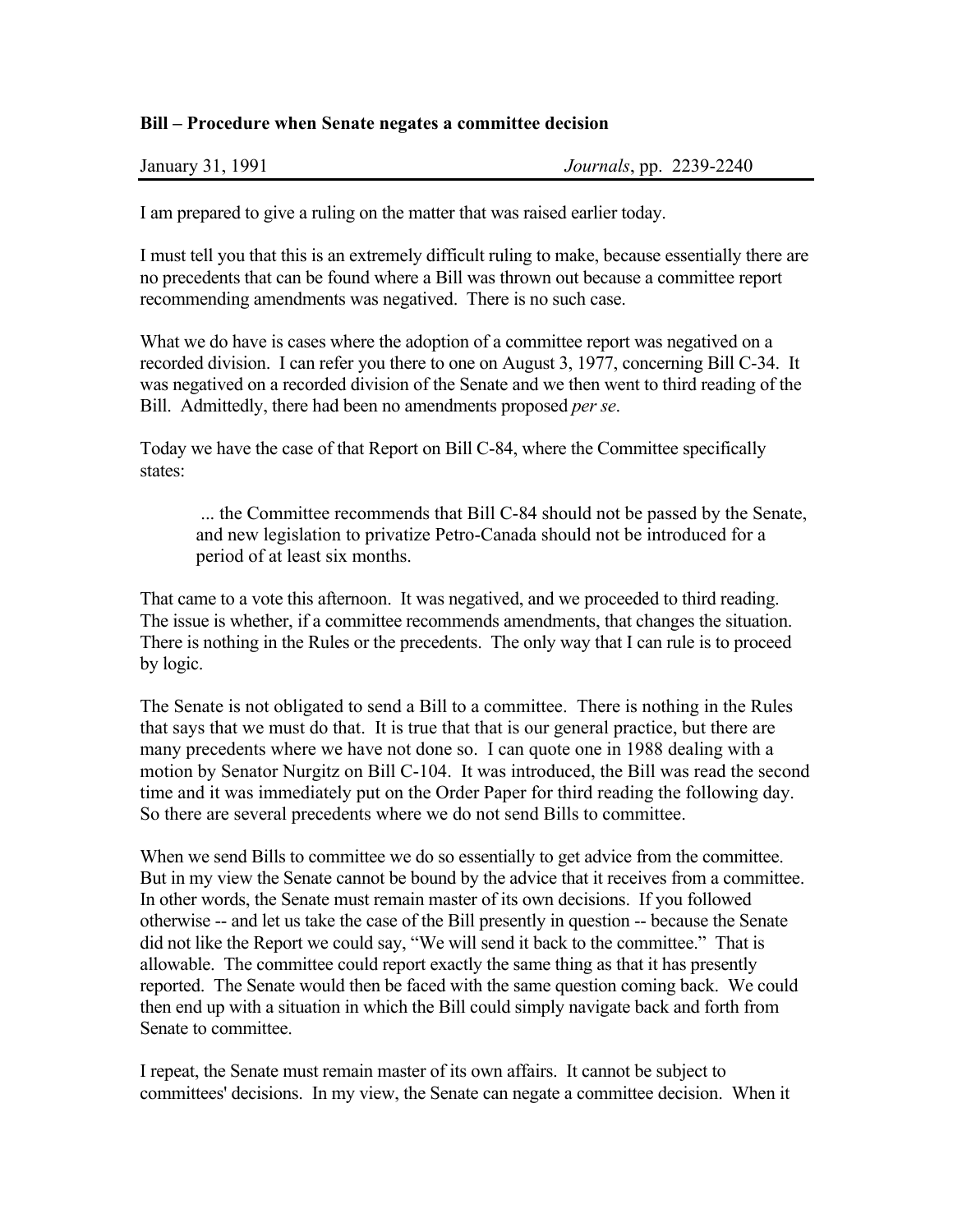**Bill – Procedure when Senate negates a committee decision**

January 31, 1991 *Journals*, pp. 2239-2240

I am prepared to give a ruling on the matter that was raised earlier today.

I must tell you that this is an extremely difficult ruling to make, because essentially there are no precedents that can be found where a Bill was thrown out because a committee report recommending amendments was negatived. There is no such case.

What we do have is cases where the adoption of a committee report was negatived on a recorded division. I can refer you there to one on August 3, 1977, concerning Bill C-34. It was negatived on a recorded division of the Senate and we then went to third reading of the Bill. Admittedly, there had been no amendments proposed *per se*.

Today we have the case of that Report on Bill C-84, where the Committee specifically states:

> ... the Committee recommends that Bill C-84 should not be passed by the Senate, and new legislation to privatize Petro-Canada should not be introduced for a period of at least six months.

That came to a vote this afternoon. It was negatived, and we proceeded to third reading. The issue is whether, if a committee recommends amendments, that changes the situation. There is nothing in the Rules or the precedents. The only way that I can rule is to proceed by logic.

The Senate is not obligated to send a Bill to a committee. There is nothing in the Rules that says that we must do that. It is true that that is our general practice, but there are many precedents where we have not done so. I can quote one in 1988 dealing with a motion by Senator Nurgitz on Bill C-104. It was introduced, the Bill was read the second time and it was immediately put on the Order Paper for third reading the following day. So there are several precedents where we do not send Bills to committee.

When we send Bills to committee we do so essentially to get advice from the committee. But in my view the Senate cannot be bound by the advice that it receives from a committee. In other words, the Senate must remain master of its own decisions. If you followed otherwise -- and let us take the case of the Bill presently in question -- because the Senate did not like the Report we could say, "We will send it back to the committee." That is allowable. The committee could report exactly the same thing as that it has presently reported. The Senate would then be faced with the same question coming back. We could then end up with a situation in which the Bill could simply navigate back and forth from Senate to committee.

I repeat, the Senate must remain master of its own affairs. It cannot be subject to committees' decisions. In my view, the Senate can negate a committee decision. When it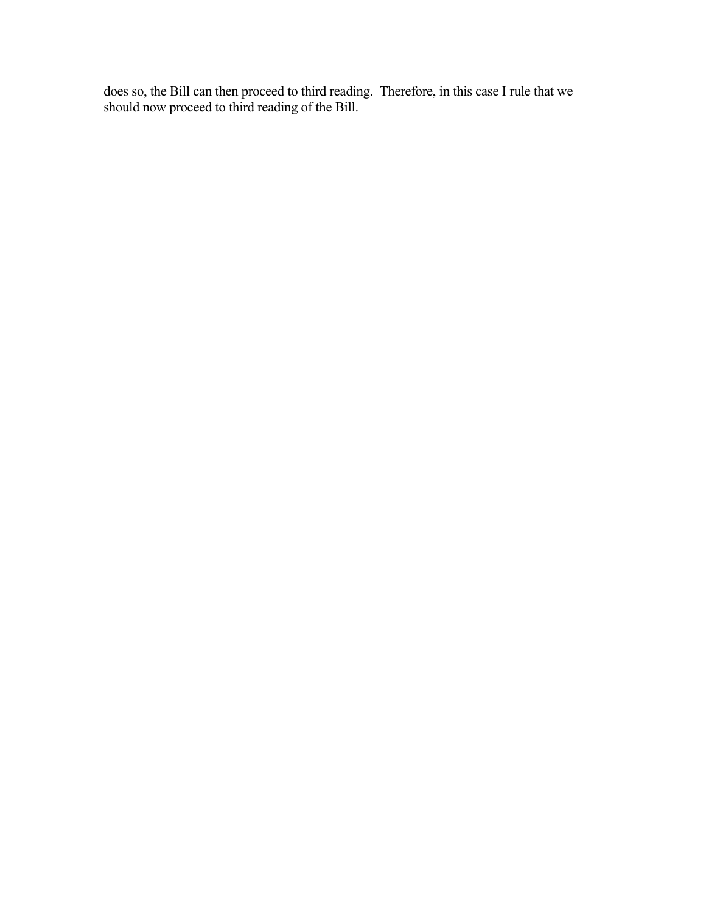does so, the Bill can then proceed to third reading. Therefore, in this case I rule that we should now proceed to third reading of the Bill.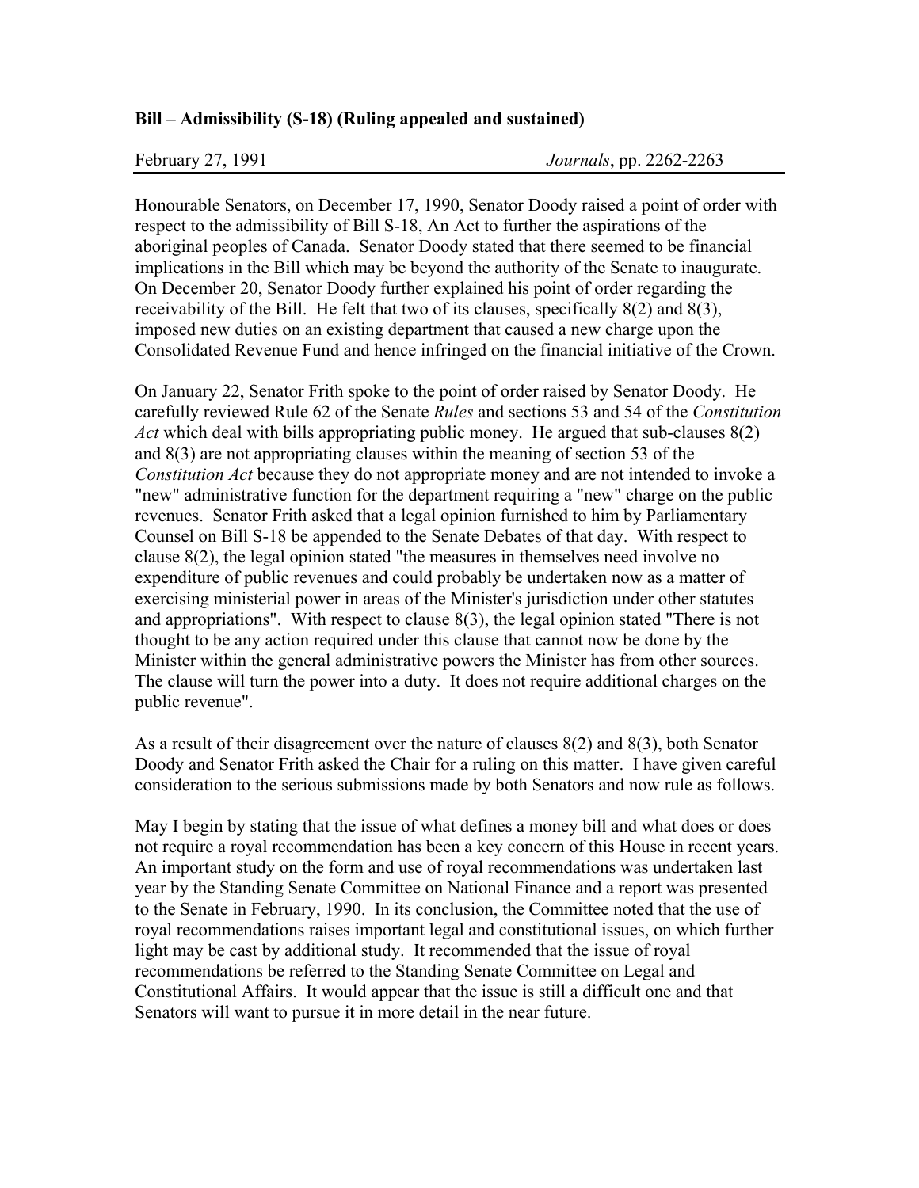**Bill – Admissibility (S-18) (Ruling appealed and sustained)**

February 27, 1991 *Journals*, pp. 2262-2263

Honourable Senators, on December 17, 1990, Senator Doody raised a point of order with respect to the admissibility of Bill S-18, An Act to further the aspirations of the aboriginal peoples of Canada. Senator Doody stated that there seemed to be financial implications in the Bill which may be beyond the authority of the Senate to inaugurate. On December 20, Senator Doody further explained his point of order regarding the receivability of the Bill. He felt that two of its clauses, specifically 8(2) and 8(3), imposed new duties on an existing department that caused a new charge upon the Consolidated Revenue Fund and hence infringed on the financial initiative of the Crown.

On January 22, Senator Frith spoke to the point of order raised by Senator Doody. He carefully reviewed Rule 62 of the Senate *Rules* and sections 53 and 54 of the *Constitution Act* which deal with bills appropriating public money. He argued that sub-clauses 8(2) and 8(3) are not appropriating clauses within the meaning of section 53 of the *Constitution Act* because they do not appropriate money and are not intended to invoke a "new" administrative function for the department requiring a "new" charge on the public revenues. Senator Frith asked that a legal opinion furnished to him by Parliamentary Counsel on Bill S-18 be appended to the Senate Debates of that day. With respect to clause 8(2), the legal opinion stated "the measures in themselves need involve no expenditure of public revenues and could probably be undertaken now as a matter of exercising ministerial power in areas of the Minister's jurisdiction under other statutes and appropriations". With respect to clause 8(3), the legal opinion stated "There is not thought to be any action required under this clause that cannot now be done by the Minister within the general administrative powers the Minister has from other sources. The clause will turn the power into a duty. It does not require additional charges on the public revenue".

As a result of their disagreement over the nature of clauses 8(2) and 8(3), both Senator Doody and Senator Frith asked the Chair for a ruling on this matter. I have given careful consideration to the serious submissions made by both Senators and now rule as follows.

May I begin by stating that the issue of what defines a money bill and what does or does not require a royal recommendation has been a key concern of this House in recent years. An important study on the form and use of royal recommendations was undertaken last year by the Standing Senate Committee on National Finance and a report was presented to the Senate in February, 1990. In its conclusion, the Committee noted that the use of royal recommendations raises important legal and constitutional issues, on which further light may be cast by additional study. It recommended that the issue of royal recommendations be referred to the Standing Senate Committee on Legal and Constitutional Affairs. It would appear that the issue is still a difficult one and that Senators will want to pursue it in more detail in the near future.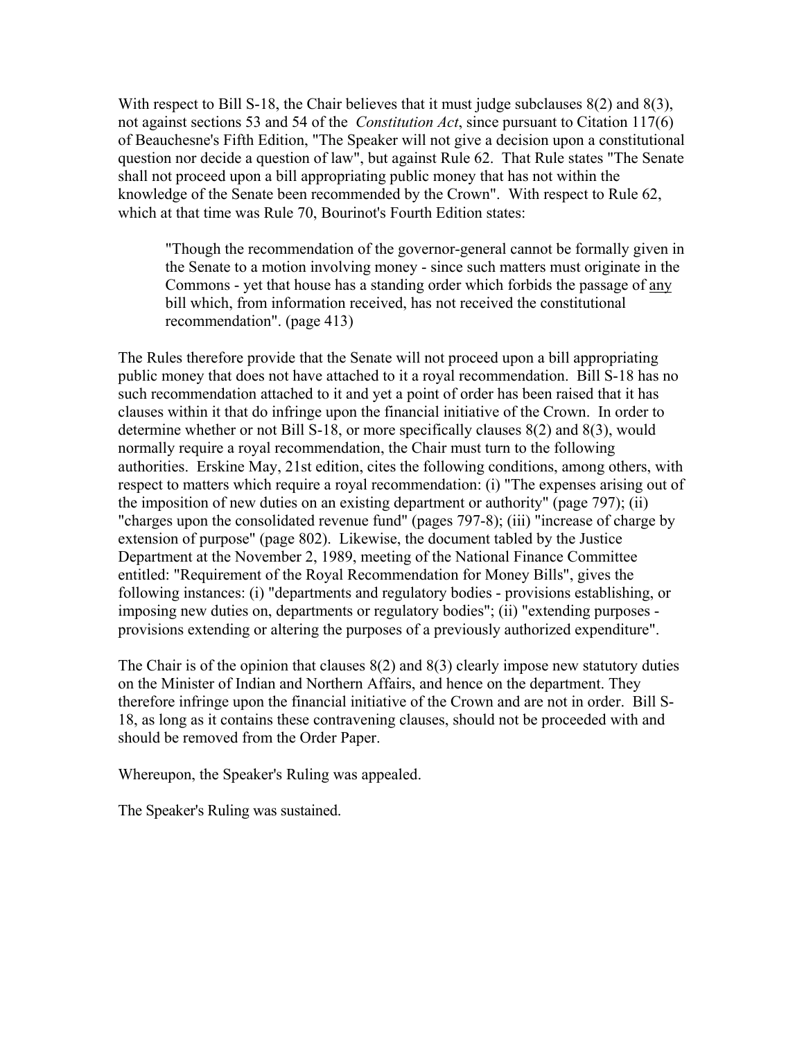With respect to Bill S-18, the Chair believes that it must judge subclauses 8(2) and 8(3), not against sections 53 and 54 of the *Constitution Act*, since pursuant to Citation 117(6) of Beauchesne's Fifth Edition, "The Speaker will not give a decision upon a constitutional question nor decide a question of law", but against Rule 62. That Rule states "The Senate shall not proceed upon a bill appropriating public money that has not within the knowledge of the Senate been recommended by the Crown". With respect to Rule 62, which at that time was Rule 70, Bourinot's Fourth Edition states:

> "Though the recommendation of the governor-general cannot be formally given in the Senate to a motion involving money - since such matters must originate in the Commons - yet that house has a standing order which forbids the passage of <u>any</u> bill which, from information received, has not received the constitutional recommendation". (page 413)

The Rules therefore provide that the Senate will not proceed upon a bill appropriating public money that does not have attached to it a royal recommendation. Bill S-18 has no such recommendation attached to it and yet a point of order has been raised that it has clauses within it that do infringe upon the financial initiative of the Crown. In order to determine whether or not Bill S-18, or more specifically clauses 8(2) and 8(3), would normally require a royal recommendation, the Chair must turn to the following authorities. Erskine May, 21st edition, cites the following conditions, among others, with respect to matters which require a royal recommendation: (i) "The expenses arising out of the imposition of new duties on an existing department or authority" (page 797); (ii) "charges upon the consolidated revenue fund" (pages 797-8); (iii) "increase of charge by extension of purpose" (page 802). Likewise, the document tabled by the Justice Department at the November 2, 1989, meeting of the National Finance Committee entitled: "Requirement of the Royal Recommendation for Money Bills", gives the following instances: (i) "departments and regulatory bodies - provisions establishing, or imposing new duties on, departments or regulatory bodies"; (ii) "extending purposes - provisions extending or altering the purposes of a previously authorized expenditure".

The Chair is of the opinion that clauses 8(2) and 8(3) clearly impose new statutory duties on the Minister of Indian and Northern Affairs, and hence on the department. They therefore infringe upon the financial initiative of the Crown and are not in order. Bill S-18, as long as it contains these contravening clauses, should not be proceeded with and should be removed from the Order Paper.

Whereupon, the Speaker's Ruling was appealed.

The Speaker's Ruling was sustained.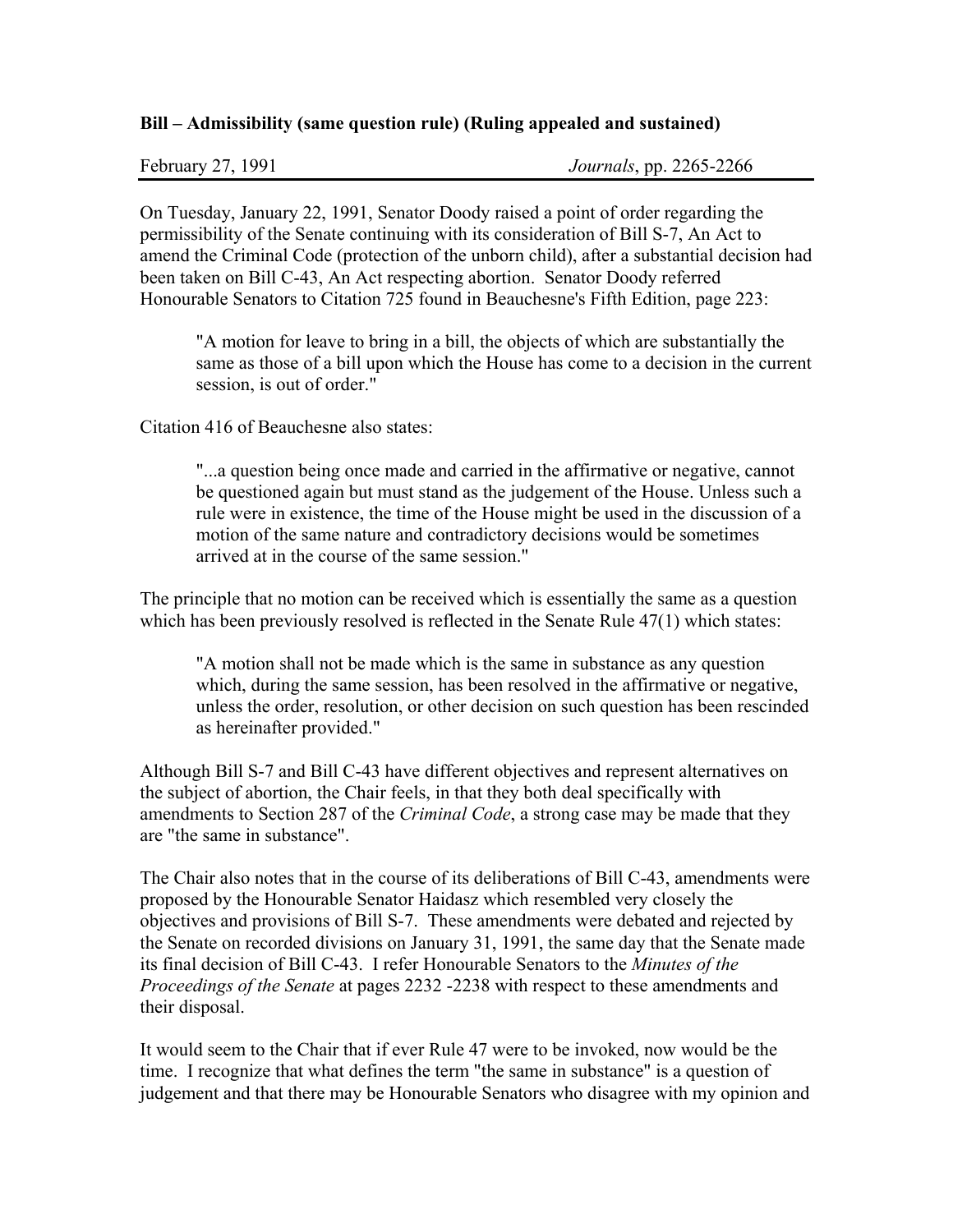**Bill – Admissibility (same question rule) (Ruling appealed and sustained)**

February 27, 1991 *Journals*, pp. 2265-2266

On Tuesday, January 22, 1991, Senator Doody raised a point of order regarding the permissibility of the Senate continuing with its consideration of Bill S-7, An Act to amend the Criminal Code (protection of the unborn child), after a substantial decision had been taken on Bill C-43, An Act respecting abortion. Senator Doody referred Honourable Senators to Citation 725 found in Beauchesne's Fifth Edition, page 223:

> "A motion for leave to bring in a bill, the objects of which are substantially the same as those of a bill upon which the House has come to a decision in the current session, is out of order."

Citation 416 of Beauchesne also states:

> "...a question being once made and carried in the affirmative or negative, cannot be questioned again but must stand as the judgement of the House. Unless such a rule were in existence, the time of the House might be used in the discussion of a motion of the same nature and contradictory decisions would be sometimes arrived at in the course of the same session."

The principle that no motion can be received which is essentially the same as a question which has been previously resolved is reflected in the Senate Rule 47(1) which states:

> "A motion shall not be made which is the same in substance as any question which, during the same session, has been resolved in the affirmative or negative, unless the order, resolution, or other decision on such question has been rescinded as hereinafter provided."

Although Bill S-7 and Bill C-43 have different objectives and represent alternatives on the subject of abortion, the Chair feels, in that they both deal specifically with amendments to Section 287 of the *Criminal Code*, a strong case may be made that they are "the same in substance".

The Chair also notes that in the course of its deliberations of Bill C-43, amendments were proposed by the Honourable Senator Haidasz which resembled very closely the objectives and provisions of Bill S-7. These amendments were debated and rejected by the Senate on recorded divisions on January 31, 1991, the same day that the Senate made its final decision of Bill C-43. I refer Honourable Senators to the *Minutes of the Proceedings of the Senate* at pages 2232 -2238 with respect to these amendments and their disposal.

It would seem to the Chair that if ever Rule 47 were to be invoked, now would be the time. I recognize that what defines the term "the same in substance" is a question of judgement and that there may be Honourable Senators who disagree with my opinion and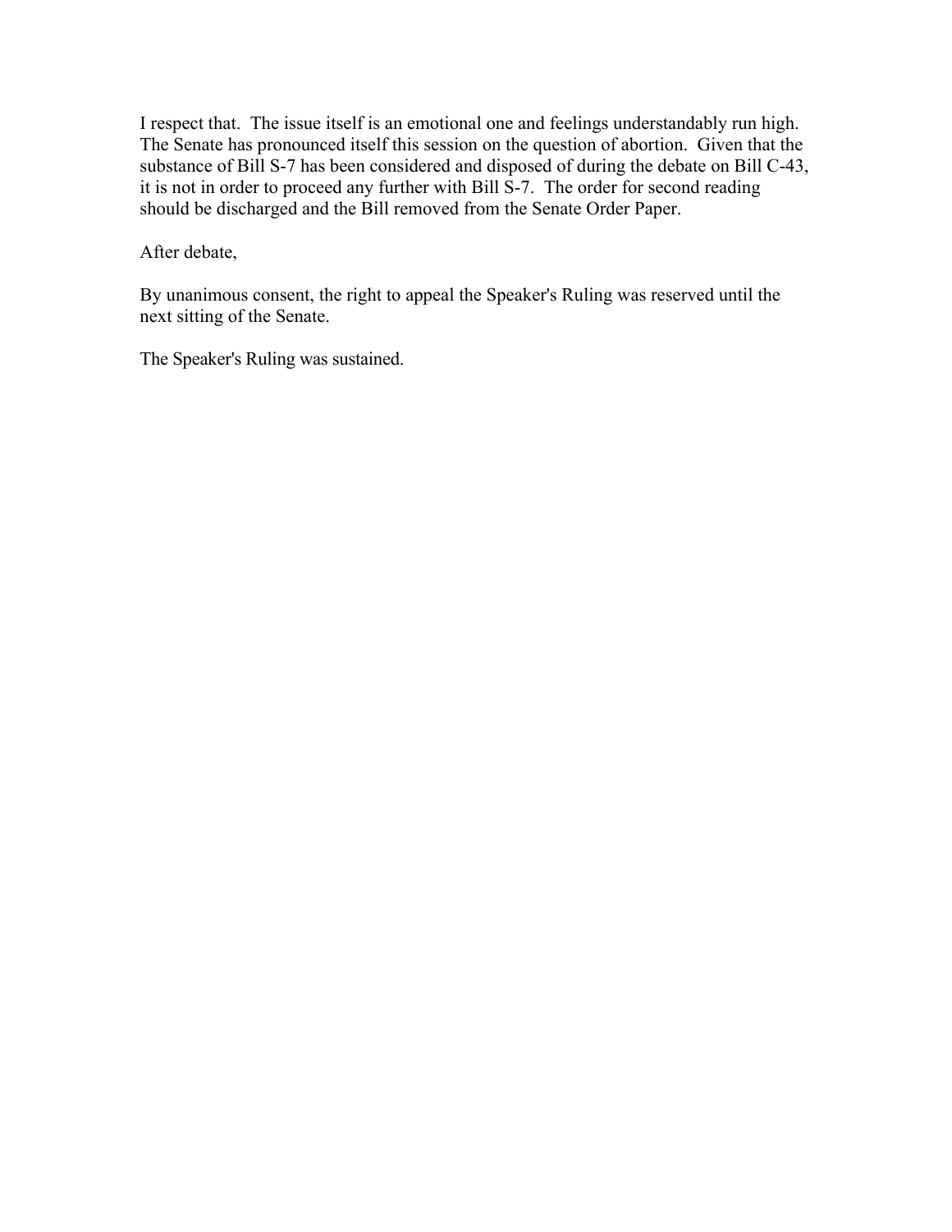I respect that. The issue itself is an emotional one and feelings understandably run high. The Senate has pronounced itself this session on the question of abortion. Given that the substance of Bill S-7 has been considered and disposed of during the debate on Bill C-43, it is not in order to proceed any further with Bill S-7. The order for second reading should be discharged and the Bill removed from the Senate Order Paper.

After debate,

By unanimous consent, the right to appeal the Speaker's Ruling was reserved until the next sitting of the Senate.

The Speaker's Ruling was sustained.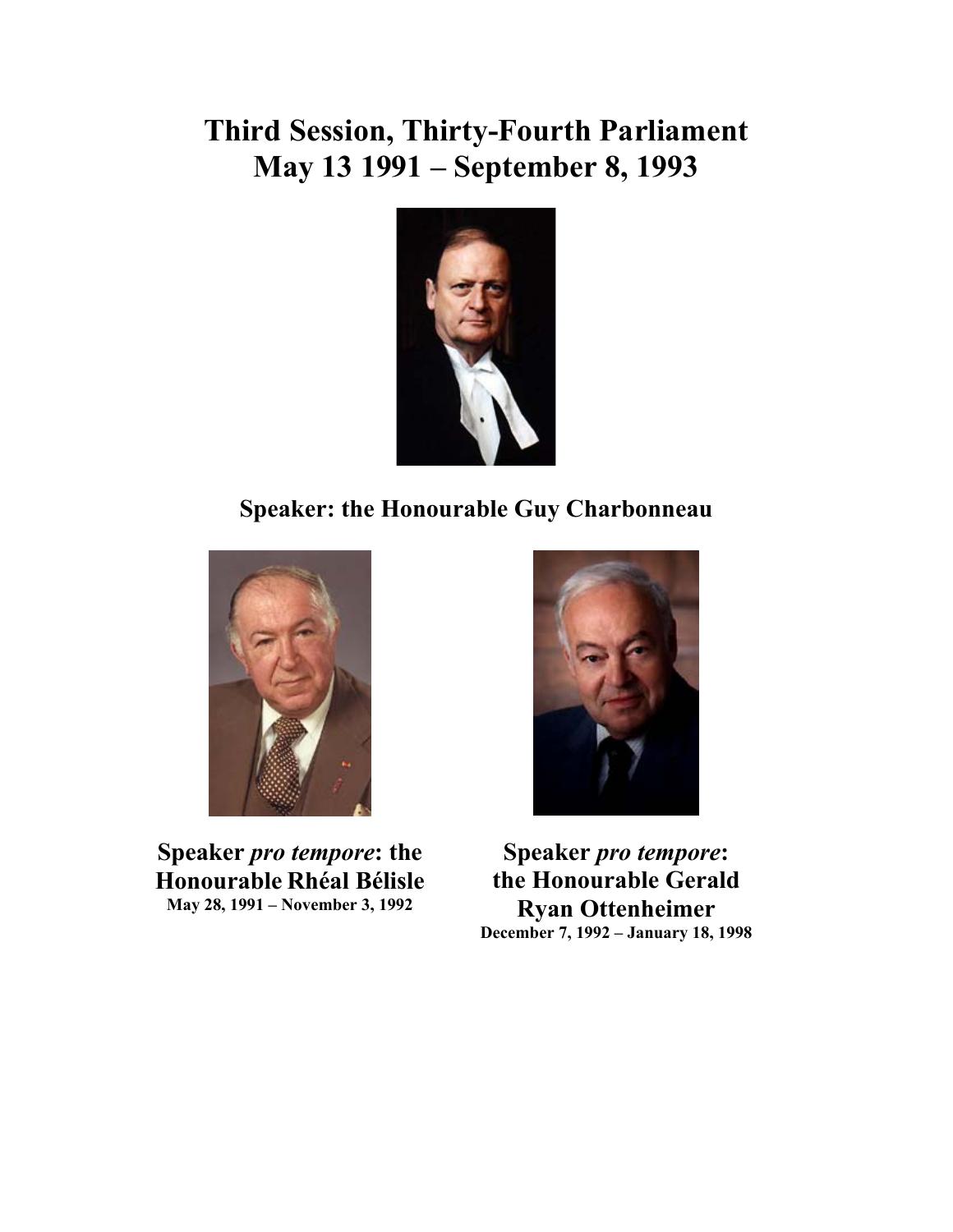# Third Session, Thirty-Fourth Parliament
# May 13 1991 – September 8, 1993

**Speaker: the Honourable Guy Charbonneau**

**Speaker *pro tempore*: the Honourable Rhéal Bélisle**
**May 28, 1991 – November 3, 1992**

**Speaker *pro tempore*: the Honourable Gerald Ryan Ottenheimer**
**December 7, 1992 – January 18, 1998**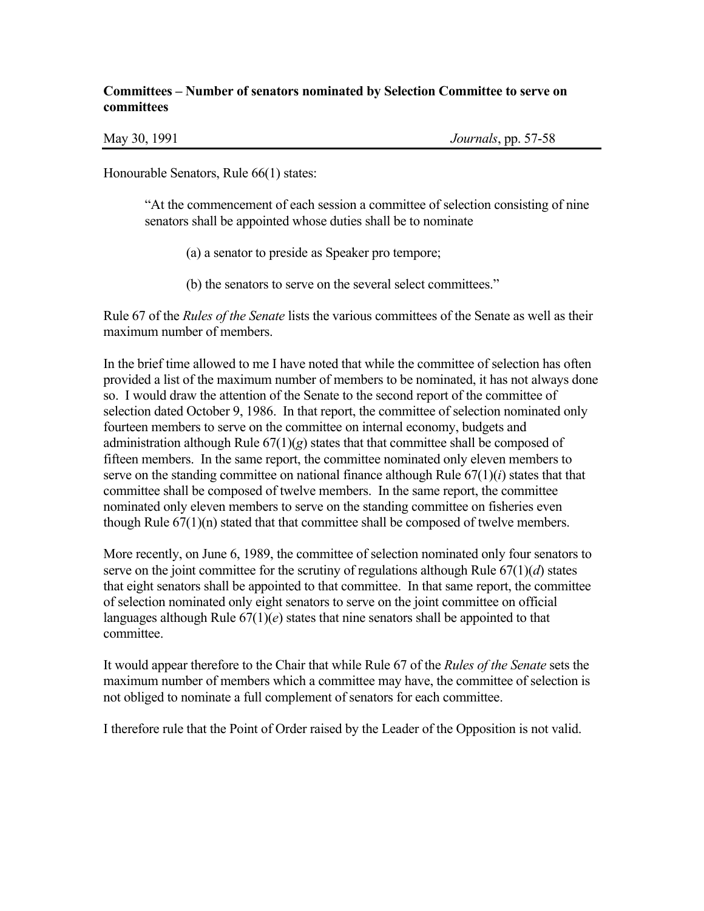**Committees – Number of senators nominated by Selection Committee to serve on committees**

May 30, 1991 *Journals*, pp. 57-58

Honourable Senators, Rule 66(1) states:

> "At the commencement of each session a committee of selection consisting of nine senators shall be appointed whose duties shall be to nominate
>
> (a) a senator to preside as Speaker pro tempore;
>
> (b) the senators to serve on the several select committees."

Rule 67 of the *Rules of the Senate* lists the various committees of the Senate as well as their maximum number of members.

In the brief time allowed to me I have noted that while the committee of selection has often provided a list of the maximum number of members to be nominated, it has not always done so. I would draw the attention of the Senate to the second report of the committee of selection dated October 9, 1986. In that report, the committee of selection nominated only fourteen members to serve on the committee on internal economy, budgets and administration although Rule 67(1)(*g*) states that that committee shall be composed of fifteen members. In the same report, the committee nominated only eleven members to serve on the standing committee on national finance although Rule 67(1)(*i*) states that that committee shall be composed of twelve members. In the same report, the committee nominated only eleven members to serve on the standing committee on fisheries even though Rule 67(1)(n) stated that that committee shall be composed of twelve members.

More recently, on June 6, 1989, the committee of selection nominated only four senators to serve on the joint committee for the scrutiny of regulations although Rule 67(1)(*d*) states that eight senators shall be appointed to that committee. In that same report, the committee of selection nominated only eight senators to serve on the joint committee on official languages although Rule 67(1)(*e*) states that nine senators shall be appointed to that committee.

It would appear therefore to the Chair that while Rule 67 of the *Rules of the Senate* sets the maximum number of members which a committee may have, the committee of selection is not obliged to nominate a full complement of senators for each committee.

I therefore rule that the Point of Order raised by the Leader of the Opposition is not valid.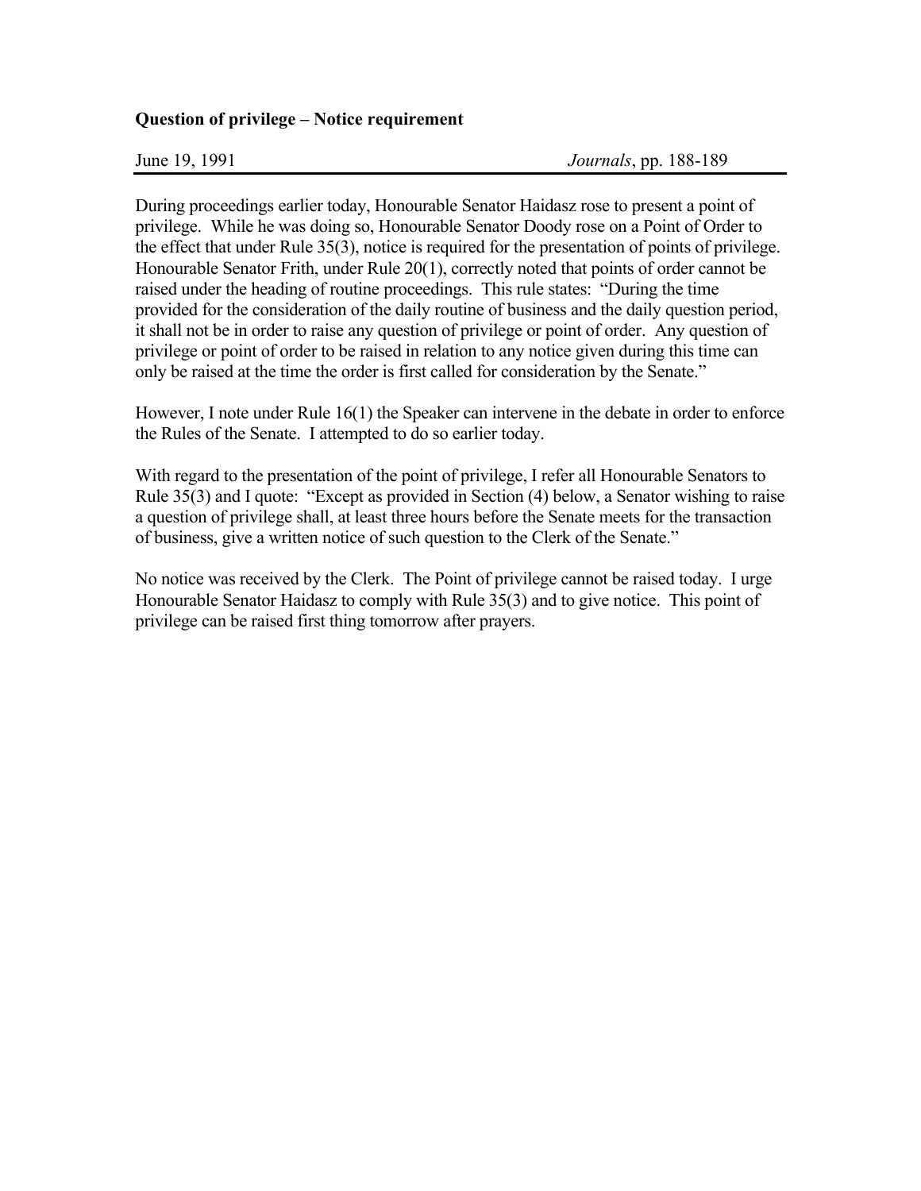**Question of privilege – Notice requirement**

June 19, 1991 *Journals*, pp. 188-189

During proceedings earlier today, Honourable Senator Haidasz rose to present a point of privilege. While he was doing so, Honourable Senator Doody rose on a Point of Order to the effect that under Rule 35(3), notice is required for the presentation of points of privilege. Honourable Senator Frith, under Rule 20(1), correctly noted that points of order cannot be raised under the heading of routine proceedings. This rule states: "During the time provided for the consideration of the daily routine of business and the daily question period, it shall not be in order to raise any question of privilege or point of order. Any question of privilege or point of order to be raised in relation to any notice given during this time can only be raised at the time the order is first called for consideration by the Senate."

However, I note under Rule 16(1) the Speaker can intervene in the debate in order to enforce the Rules of the Senate. I attempted to do so earlier today.

With regard to the presentation of the point of privilege, I refer all Honourable Senators to Rule 35(3) and I quote: "Except as provided in Section (4) below, a Senator wishing to raise a question of privilege shall, at least three hours before the Senate meets for the transaction of business, give a written notice of such question to the Clerk of the Senate."

No notice was received by the Clerk. The Point of privilege cannot be raised today. I urge Honourable Senator Haidasz to comply with Rule 35(3) and to give notice. This point of privilege can be raised first thing tomorrow after prayers.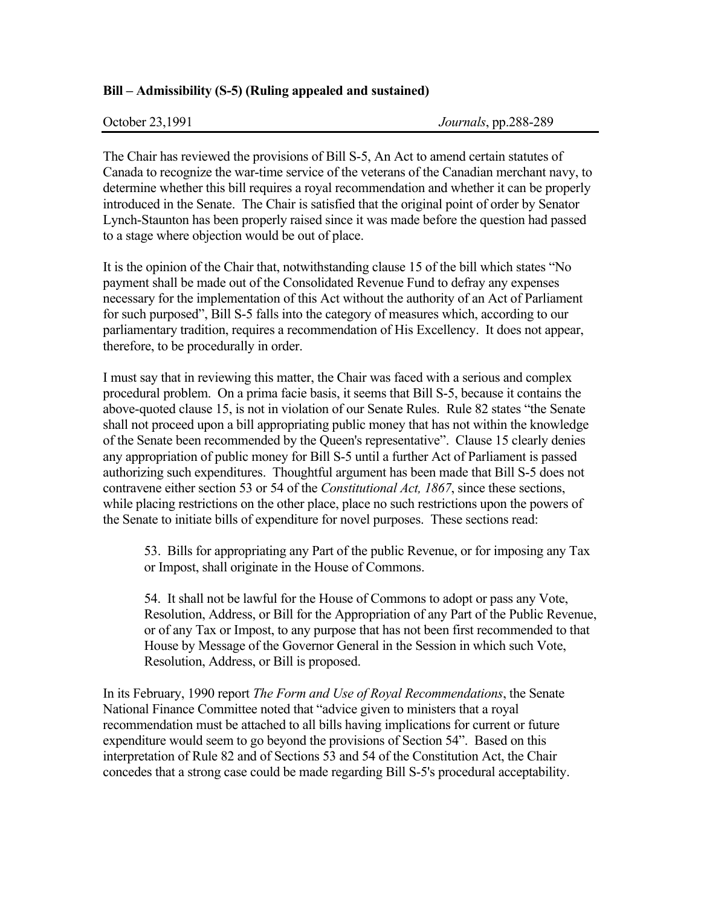**Bill – Admissibility (S-5) (Ruling appealed and sustained)**

October 23,1991 *Journals*, pp.288-289

The Chair has reviewed the provisions of Bill S-5, An Act to amend certain statutes of Canada to recognize the war-time service of the veterans of the Canadian merchant navy, to determine whether this bill requires a royal recommendation and whether it can be properly introduced in the Senate. The Chair is satisfied that the original point of order by Senator Lynch-Staunton has been properly raised since it was made before the question had passed to a stage where objection would be out of place.

It is the opinion of the Chair that, notwithstanding clause 15 of the bill which states "No payment shall be made out of the Consolidated Revenue Fund to defray any expenses necessary for the implementation of this Act without the authority of an Act of Parliament for such purposed", Bill S-5 falls into the category of measures which, according to our parliamentary tradition, requires a recommendation of His Excellency. It does not appear, therefore, to be procedurally in order.

I must say that in reviewing this matter, the Chair was faced with a serious and complex procedural problem. On a prima facie basis, it seems that Bill S-5, because it contains the above-quoted clause 15, is not in violation of our Senate Rules. Rule 82 states "the Senate shall not proceed upon a bill appropriating public money that has not within the knowledge of the Senate been recommended by the Queen's representative". Clause 15 clearly denies any appropriation of public money for Bill S-5 until a further Act of Parliament is passed authorizing such expenditures. Thoughtful argument has been made that Bill S-5 does not contravene either section 53 or 54 of the *Constitutional Act, 1867*, since these sections, while placing restrictions on the other place, place no such restrictions upon the powers of the Senate to initiate bills of expenditure for novel purposes. These sections read:

> 53. Bills for appropriating any Part of the public Revenue, or for imposing any Tax or Impost, shall originate in the House of Commons.
>
> 54. It shall not be lawful for the House of Commons to adopt or pass any Vote, Resolution, Address, or Bill for the Appropriation of any Part of the Public Revenue, or of any Tax or Impost, to any purpose that has not been first recommended to that House by Message of the Governor General in the Session in which such Vote, Resolution, Address, or Bill is proposed.

In its February, 1990 report *The Form and Use of Royal Recommendations*, the Senate National Finance Committee noted that "advice given to ministers that a royal recommendation must be attached to all bills having implications for current or future expenditure would seem to go beyond the provisions of Section 54". Based on this interpretation of Rule 82 and of Sections 53 and 54 of the Constitution Act, the Chair concedes that a strong case could be made regarding Bill S-5's procedural acceptability.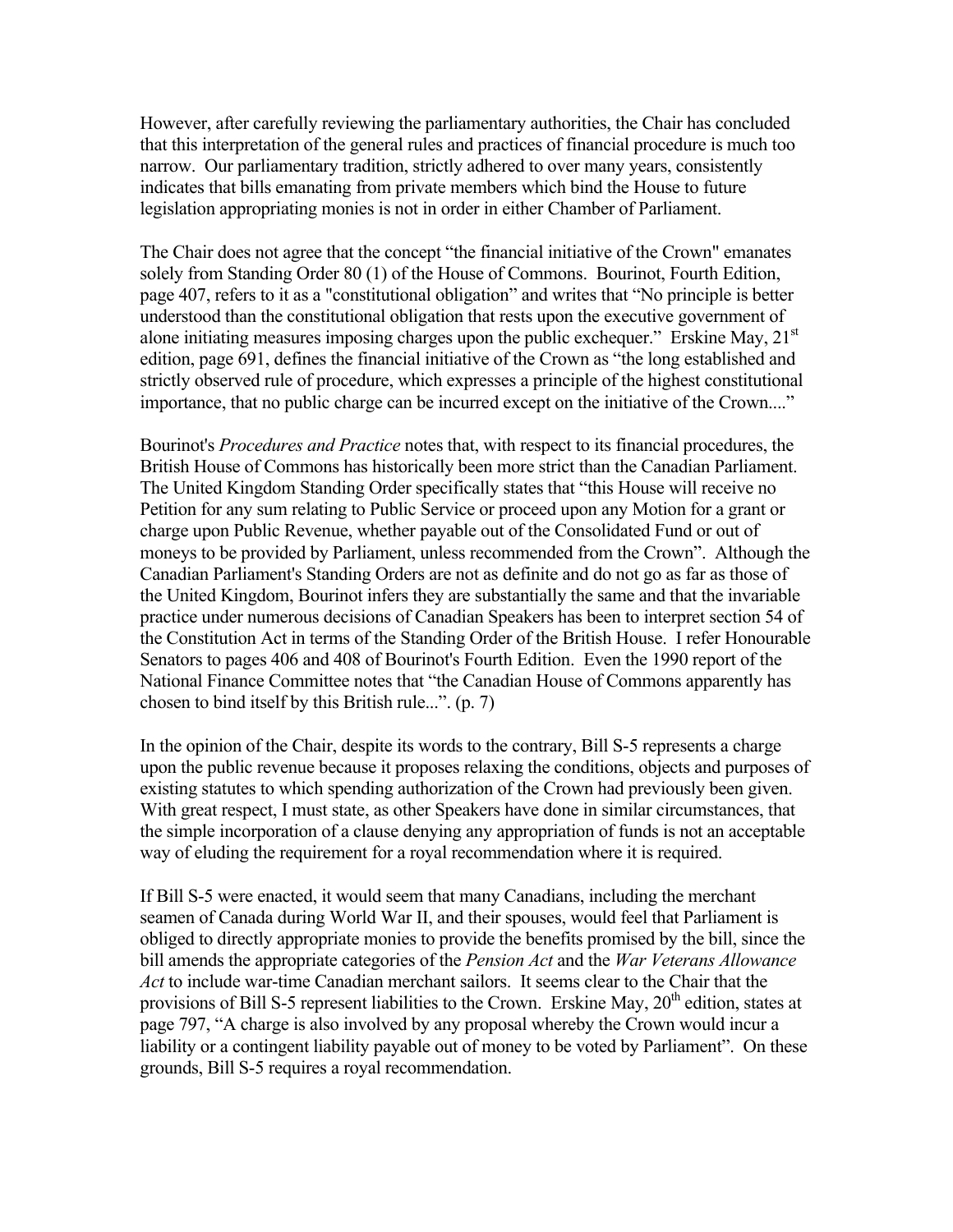However, after carefully reviewing the parliamentary authorities, the Chair has concluded that this interpretation of the general rules and practices of financial procedure is much too narrow. Our parliamentary tradition, strictly adhered to over many years, consistently indicates that bills emanating from private members which bind the House to future legislation appropriating monies is not in order in either Chamber of Parliament.

The Chair does not agree that the concept "the financial initiative of the Crown" emanates solely from Standing Order 80 (1) of the House of Commons. Bourinot, Fourth Edition, page 407, refers to it as a "constitutional obligation" and writes that "No principle is better understood than the constitutional obligation that rests upon the executive government of alone initiating measures imposing charges upon the public exchequer." Erskine May, 21st edition, page 691, defines the financial initiative of the Crown as "the long established and strictly observed rule of procedure, which expresses a principle of the highest constitutional importance, that no public charge can be incurred except on the initiative of the Crown...."

Bourinot's *Procedures and Practice* notes that, with respect to its financial procedures, the British House of Commons has historically been more strict than the Canadian Parliament. The United Kingdom Standing Order specifically states that "this House will receive no Petition for any sum relating to Public Service or proceed upon any Motion for a grant or charge upon Public Revenue, whether payable out of the Consolidated Fund or out of moneys to be provided by Parliament, unless recommended from the Crown". Although the Canadian Parliament's Standing Orders are not as definite and do not go as far as those of the United Kingdom, Bourinot infers they are substantially the same and that the invariable practice under numerous decisions of Canadian Speakers has been to interpret section 54 of the Constitution Act in terms of the Standing Order of the British House. I refer Honourable Senators to pages 406 and 408 of Bourinot's Fourth Edition. Even the 1990 report of the National Finance Committee notes that "the Canadian House of Commons apparently has chosen to bind itself by this British rule...". (p. 7)

In the opinion of the Chair, despite its words to the contrary, Bill S-5 represents a charge upon the public revenue because it proposes relaxing the conditions, objects and purposes of existing statutes to which spending authorization of the Crown had previously been given. With great respect, I must state, as other Speakers have done in similar circumstances, that the simple incorporation of a clause denying any appropriation of funds is not an acceptable way of eluding the requirement for a royal recommendation where it is required.

If Bill S-5 were enacted, it would seem that many Canadians, including the merchant seamen of Canada during World War II, and their spouses, would feel that Parliament is obliged to directly appropriate monies to provide the benefits promised by the bill, since the bill amends the appropriate categories of the *Pension Act* and the *War Veterans Allowance Act* to include war-time Canadian merchant sailors. It seems clear to the Chair that the provisions of Bill S-5 represent liabilities to the Crown. Erskine May, 20th edition, states at page 797, "A charge is also involved by any proposal whereby the Crown would incur a liability or a contingent liability payable out of money to be voted by Parliament". On these grounds, Bill S-5 requires a royal recommendation.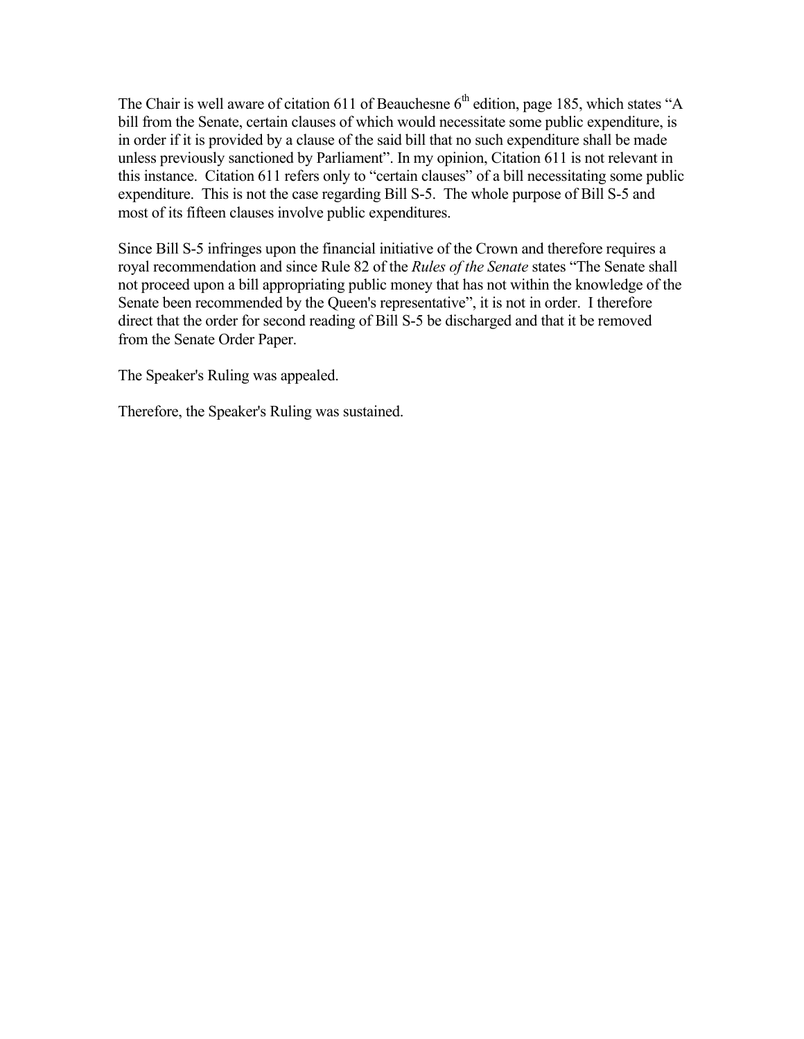The Chair is well aware of citation 611 of Beauchesne 6th edition, page 185, which states “A bill from the Senate, certain clauses of which would necessitate some public expenditure, is in order if it is provided by a clause of the said bill that no such expenditure shall be made unless previously sanctioned by Parliament”. In my opinion, Citation 611 is not relevant in this instance. Citation 611 refers only to “certain clauses” of a bill necessitating some public expenditure. This is not the case regarding Bill S-5. The whole purpose of Bill S-5 and most of its fifteen clauses involve public expenditures.

Since Bill S-5 infringes upon the financial initiative of the Crown and therefore requires a royal recommendation and since Rule 82 of the *Rules of the Senate* states “The Senate shall not proceed upon a bill appropriating public money that has not within the knowledge of the Senate been recommended by the Queen's representative”, it is not in order. I therefore direct that the order for second reading of Bill S-5 be discharged and that it be removed from the Senate Order Paper.

The Speaker's Ruling was appealed.

Therefore, the Speaker's Ruling was sustained.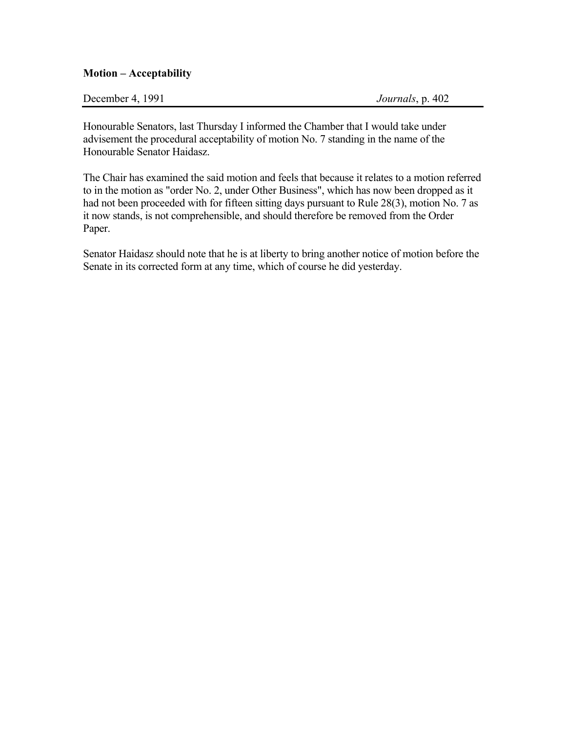**Motion – Acceptability**

December 4, 1991 *Journals*, p. 402

Honourable Senators, last Thursday I informed the Chamber that I would take under advisement the procedural acceptability of motion No. 7 standing in the name of the Honourable Senator Haidasz.

The Chair has examined the said motion and feels that because it relates to a motion referred to in the motion as "order No. 2, under Other Business", which has now been dropped as it had not been proceeded with for fifteen sitting days pursuant to Rule 28(3), motion No. 7 as it now stands, is not comprehensible, and should therefore be removed from the Order Paper.

Senator Haidasz should note that he is at liberty to bring another notice of motion before the Senate in its corrected form at any time, which of course he did yesterday.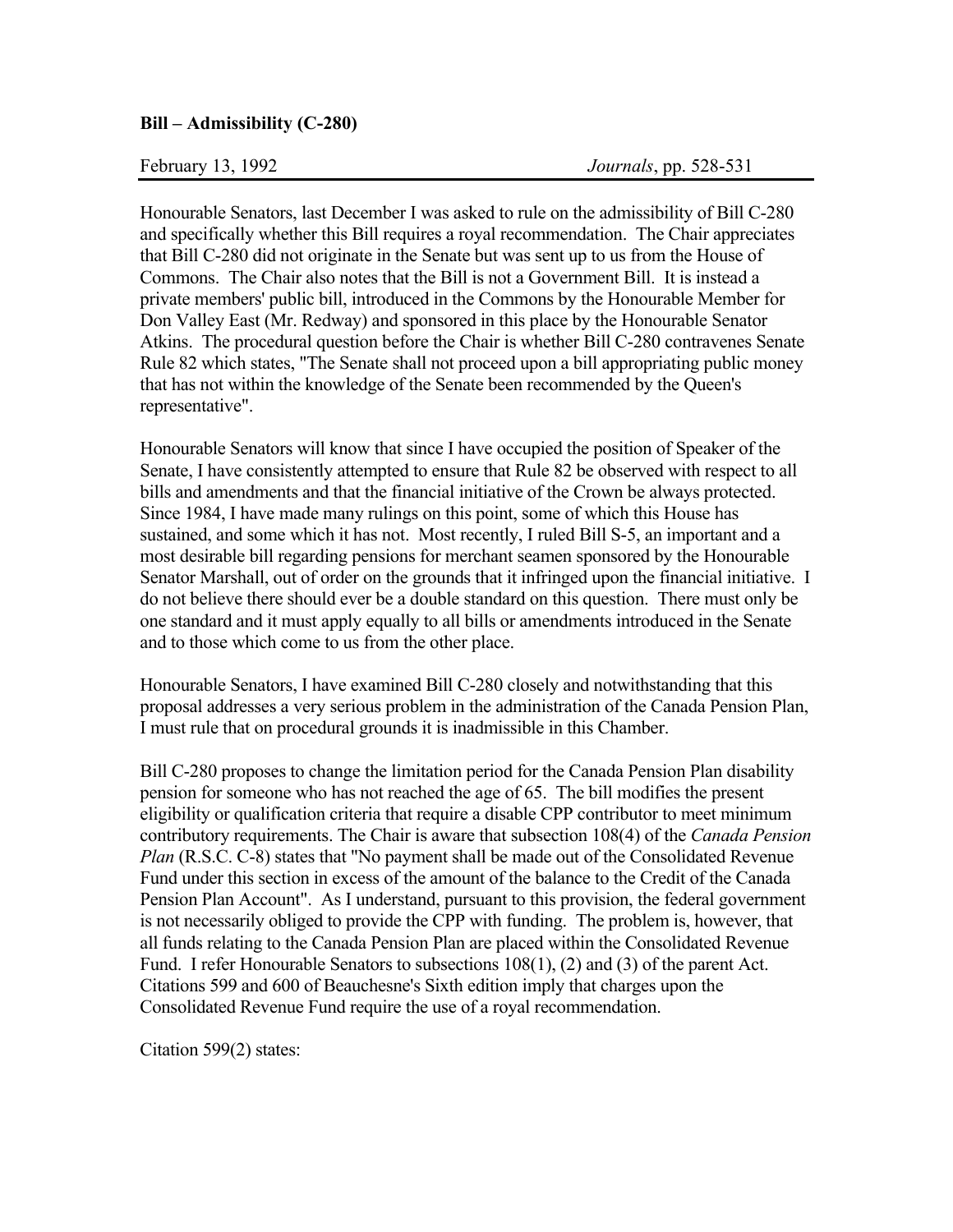**Bill – Admissibility (C-280)**

February 13, 1992 *Journals*, pp. 528-531

Honourable Senators, last December I was asked to rule on the admissibility of Bill C-280 and specifically whether this Bill requires a royal recommendation. The Chair appreciates that Bill C-280 did not originate in the Senate but was sent up to us from the House of Commons. The Chair also notes that the Bill is not a Government Bill. It is instead a private members' public bill, introduced in the Commons by the Honourable Member for Don Valley East (Mr. Redway) and sponsored in this place by the Honourable Senator Atkins. The procedural question before the Chair is whether Bill C-280 contravenes Senate Rule 82 which states, "The Senate shall not proceed upon a bill appropriating public money that has not within the knowledge of the Senate been recommended by the Queen's representative".

Honourable Senators will know that since I have occupied the position of Speaker of the Senate, I have consistently attempted to ensure that Rule 82 be observed with respect to all bills and amendments and that the financial initiative of the Crown be always protected. Since 1984, I have made many rulings on this point, some of which this House has sustained, and some which it has not. Most recently, I ruled Bill S-5, an important and a most desirable bill regarding pensions for merchant seamen sponsored by the Honourable Senator Marshall, out of order on the grounds that it infringed upon the financial initiative. I do not believe there should ever be a double standard on this question. There must only be one standard and it must apply equally to all bills or amendments introduced in the Senate and to those which come to us from the other place.

Honourable Senators, I have examined Bill C-280 closely and notwithstanding that this proposal addresses a very serious problem in the administration of the Canada Pension Plan, I must rule that on procedural grounds it is inadmissible in this Chamber.

Bill C-280 proposes to change the limitation period for the Canada Pension Plan disability pension for someone who has not reached the age of 65. The bill modifies the present eligibility or qualification criteria that require a disable CPP contributor to meet minimum contributory requirements. The Chair is aware that subsection 108(4) of the *Canada Pension Plan* (R.S.C. C-8) states that "No payment shall be made out of the Consolidated Revenue Fund under this section in excess of the amount of the balance to the Credit of the Canada Pension Plan Account". As I understand, pursuant to this provision, the federal government is not necessarily obliged to provide the CPP with funding. The problem is, however, that all funds relating to the Canada Pension Plan are placed within the Consolidated Revenue Fund. I refer Honourable Senators to subsections 108(1), (2) and (3) of the parent Act. Citations 599 and 600 of Beauchesne's Sixth edition imply that charges upon the Consolidated Revenue Fund require the use of a royal recommendation.

Citation 599(2) states: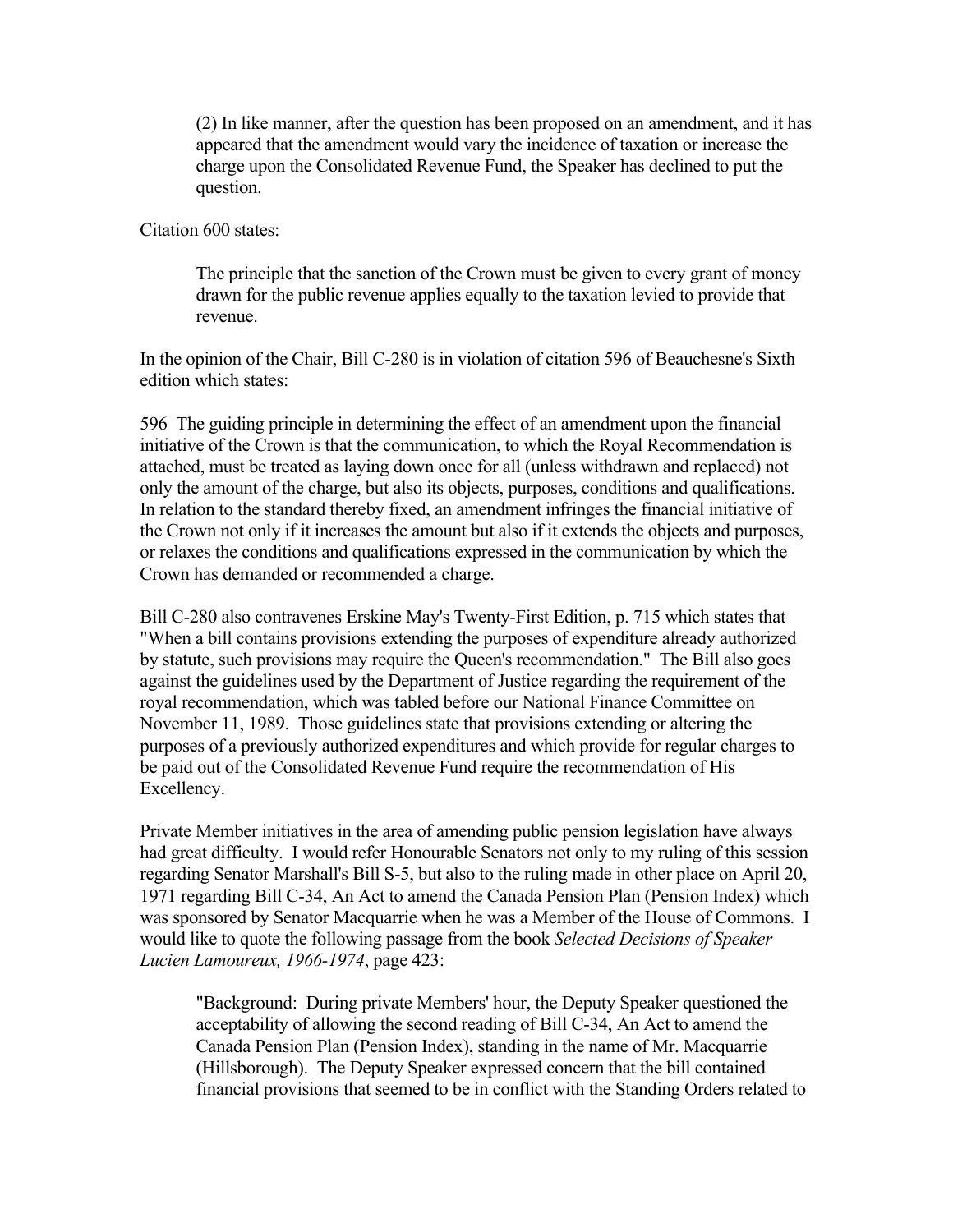> (2) In like manner, after the question has been proposed on an amendment, and it has appeared that the amendment would vary the incidence of taxation or increase the charge upon the Consolidated Revenue Fund, the Speaker has declined to put the question.

Citation 600 states:

> The principle that the sanction of the Crown must be given to every grant of money drawn for the public revenue applies equally to the taxation levied to provide that revenue.

In the opinion of the Chair, Bill C-280 is in violation of citation 596 of Beauchesne's Sixth edition which states:

596 The guiding principle in determining the effect of an amendment upon the financial initiative of the Crown is that the communication, to which the Royal Recommendation is attached, must be treated as laying down once for all (unless withdrawn and replaced) not only the amount of the charge, but also its objects, purposes, conditions and qualifications. In relation to the standard thereby fixed, an amendment infringes the financial initiative of the Crown not only if it increases the amount but also if it extends the objects and purposes, or relaxes the conditions and qualifications expressed in the communication by which the Crown has demanded or recommended a charge.

Bill C-280 also contravenes Erskine May's Twenty-First Edition, p. 715 which states that "When a bill contains provisions extending the purposes of expenditure already authorized by statute, such provisions may require the Queen's recommendation." The Bill also goes against the guidelines used by the Department of Justice regarding the requirement of the royal recommendation, which was tabled before our National Finance Committee on November 11, 1989. Those guidelines state that provisions extending or altering the purposes of a previously authorized expenditures and which provide for regular charges to be paid out of the Consolidated Revenue Fund require the recommendation of His Excellency.

Private Member initiatives in the area of amending public pension legislation have always had great difficulty. I would refer Honourable Senators not only to my ruling of this session regarding Senator Marshall's Bill S-5, but also to the ruling made in other place on April 20, 1971 regarding Bill C-34, An Act to amend the Canada Pension Plan (Pension Index) which was sponsored by Senator Macquarrie when he was a Member of the House of Commons. I would like to quote the following passage from the book *Selected Decisions of Speaker Lucien Lamoureux, 1966-1974*, page 423:

> "Background: During private Members' hour, the Deputy Speaker questioned the acceptability of allowing the second reading of Bill C-34, An Act to amend the Canada Pension Plan (Pension Index), standing in the name of Mr. Macquarrie (Hillsborough). The Deputy Speaker expressed concern that the bill contained financial provisions that seemed to be in conflict with the Standing Orders related to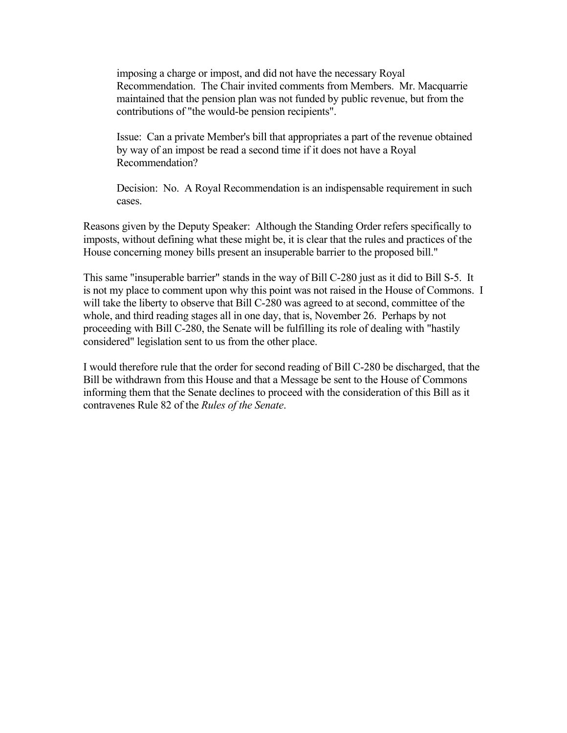> imposing a charge or impost, and did not have the necessary Royal Recommendation. The Chair invited comments from Members. Mr. Macquarrie maintained that the pension plan was not funded by public revenue, but from the contributions of "the would-be pension recipients".
>
> Issue: Can a private Member's bill that appropriates a part of the revenue obtained by way of an impost be read a second time if it does not have a Royal Recommendation?
>
> Decision: No. A Royal Recommendation is an indispensable requirement in such cases.

Reasons given by the Deputy Speaker: Although the Standing Order refers specifically to imposts, without defining what these might be, it is clear that the rules and practices of the House concerning money bills present an insuperable barrier to the proposed bill."

This same "insuperable barrier" stands in the way of Bill C-280 just as it did to Bill S-5. It is not my place to comment upon why this point was not raised in the House of Commons. I will take the liberty to observe that Bill C-280 was agreed to at second, committee of the whole, and third reading stages all in one day, that is, November 26. Perhaps by not proceeding with Bill C-280, the Senate will be fulfilling its role of dealing with "hastily considered" legislation sent to us from the other place.

I would therefore rule that the order for second reading of Bill C-280 be discharged, that the Bill be withdrawn from this House and that a Message be sent to the House of Commons informing them that the Senate declines to proceed with the consideration of this Bill as it contravenes Rule 82 of the *Rules of the Senate*.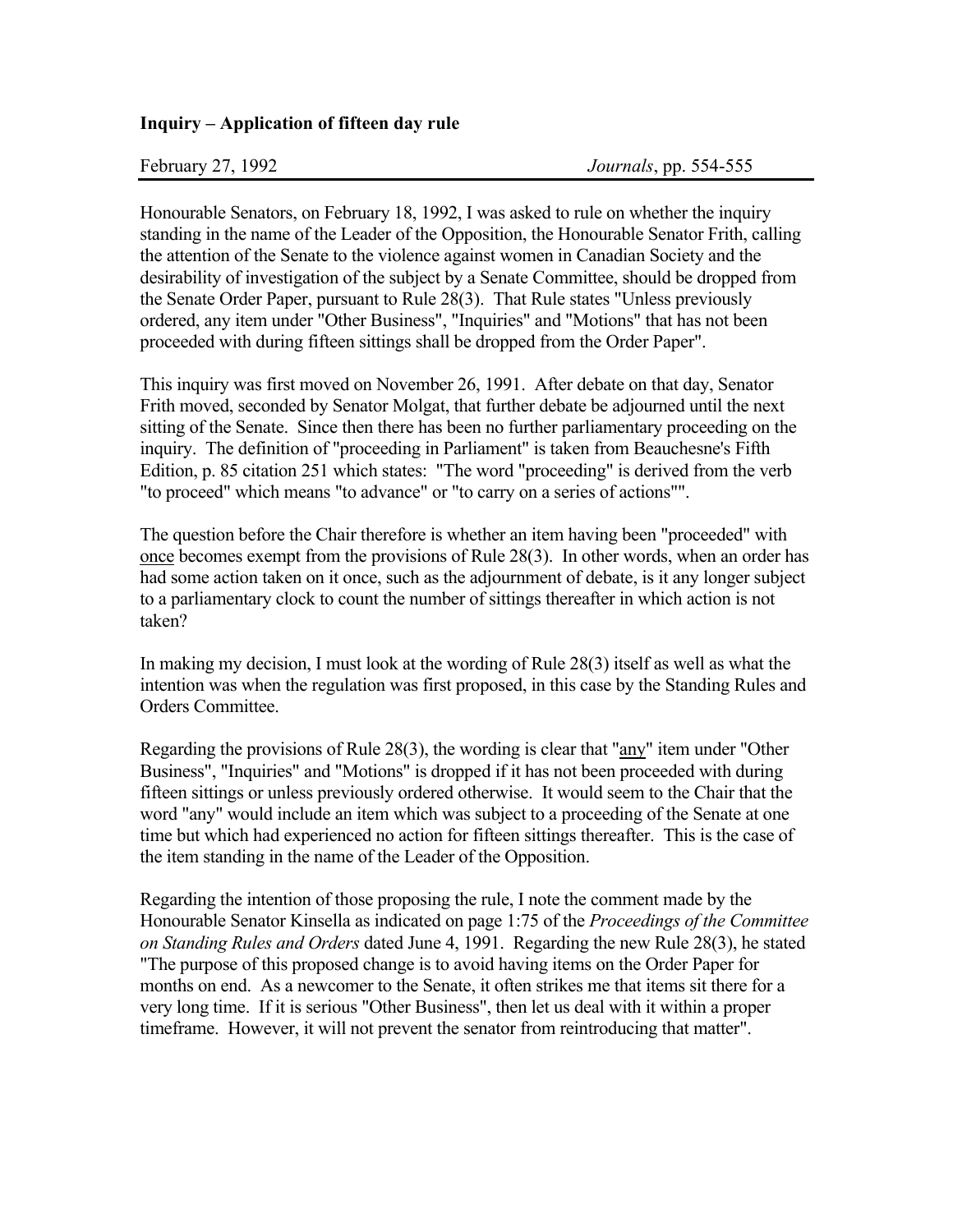### Inquiry – Application of fifteen day rule

February 27, 1992 *Journals*, pp. 554-555

Honourable Senators, on February 18, 1992, I was asked to rule on whether the inquiry standing in the name of the Leader of the Opposition, the Honourable Senator Frith, calling the attention of the Senate to the violence against women in Canadian Society and the desirability of investigation of the subject by a Senate Committee, should be dropped from the Senate Order Paper, pursuant to Rule 28(3). That Rule states "Unless previously ordered, any item under "Other Business", "Inquiries" and "Motions" that has not been proceeded with during fifteen sittings shall be dropped from the Order Paper".

This inquiry was first moved on November 26, 1991. After debate on that day, Senator Frith moved, seconded by Senator Molgat, that further debate be adjourned until the next sitting of the Senate. Since then there has been no further parliamentary proceeding on the inquiry. The definition of "proceeding in Parliament" is taken from Beauchesne's Fifth Edition, p. 85 citation 251 which states: "The word "proceeding" is derived from the verb "to proceed" which means "to advance" or "to carry on a series of actions"".

The question before the Chair therefore is whether an item having been "proceeded" with <u>once</u> becomes exempt from the provisions of Rule 28(3). In other words, when an order has had some action taken on it once, such as the adjournment of debate, is it any longer subject to a parliamentary clock to count the number of sittings thereafter in which action is not taken?

In making my decision, I must look at the wording of Rule 28(3) itself as well as what the intention was when the regulation was first proposed, in this case by the Standing Rules and Orders Committee.

Regarding the provisions of Rule 28(3), the wording is clear that "<u>any</u>" item under "Other Business", "Inquiries" and "Motions" is dropped if it has not been proceeded with during fifteen sittings or unless previously ordered otherwise. It would seem to the Chair that the word "any" would include an item which was subject to a proceeding of the Senate at one time but which had experienced no action for fifteen sittings thereafter. This is the case of the item standing in the name of the Leader of the Opposition.

Regarding the intention of those proposing the rule, I note the comment made by the Honourable Senator Kinsella as indicated on page 1:75 of the *Proceedings of the Committee on Standing Rules and Orders* dated June 4, 1991. Regarding the new Rule 28(3), he stated "The purpose of this proposed change is to avoid having items on the Order Paper for months on end. As a newcomer to the Senate, it often strikes me that items sit there for a very long time. If it is serious "Other Business", then let us deal with it within a proper timeframe. However, it will not prevent the senator from reintroducing that matter".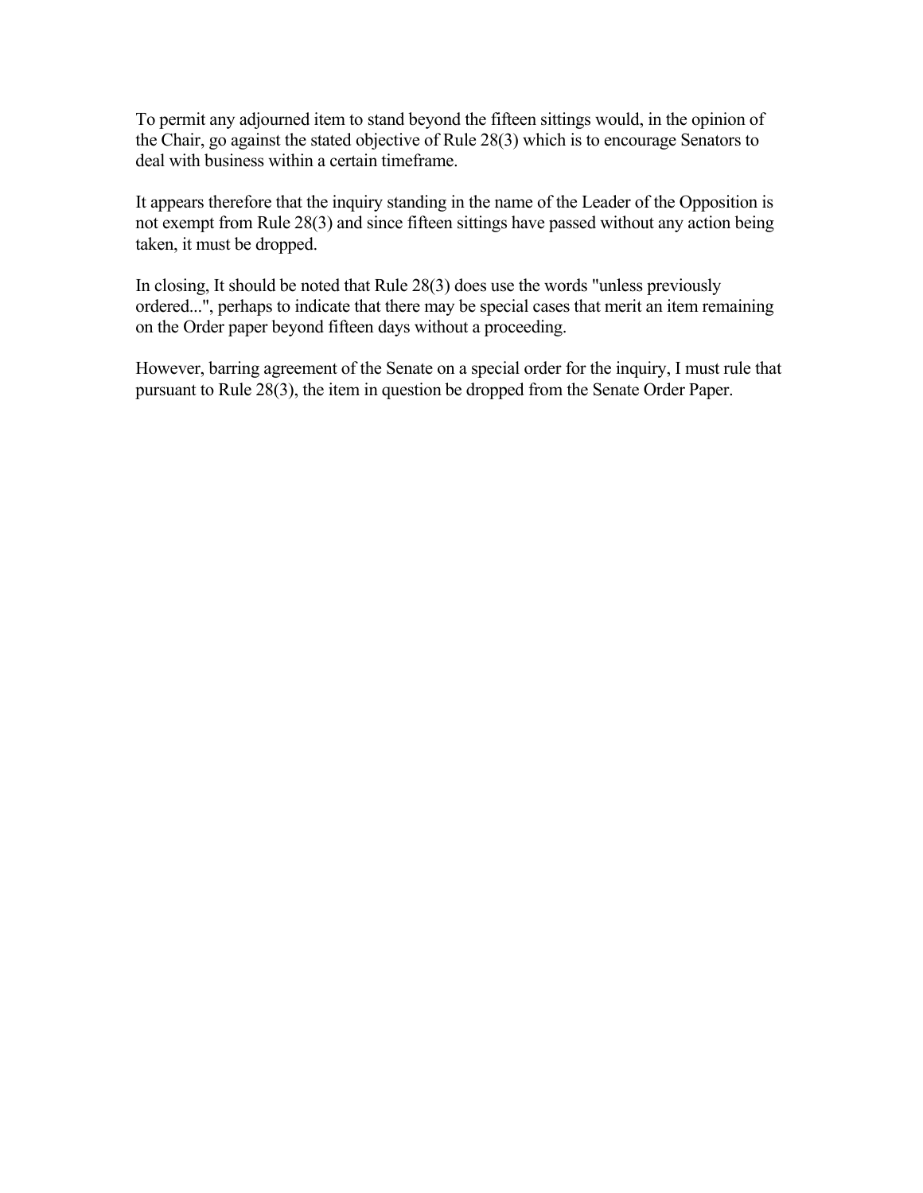To permit any adjourned item to stand beyond the fifteen sittings would, in the opinion of the Chair, go against the stated objective of Rule 28(3) which is to encourage Senators to deal with business within a certain timeframe.

It appears therefore that the inquiry standing in the name of the Leader of the Opposition is not exempt from Rule 28(3) and since fifteen sittings have passed without any action being taken, it must be dropped.

In closing, It should be noted that Rule 28(3) does use the words "unless previously ordered...", perhaps to indicate that there may be special cases that merit an item remaining on the Order paper beyond fifteen days without a proceeding.

However, barring agreement of the Senate on a special order for the inquiry, I must rule that pursuant to Rule 28(3), the item in question be dropped from the Senate Order Paper.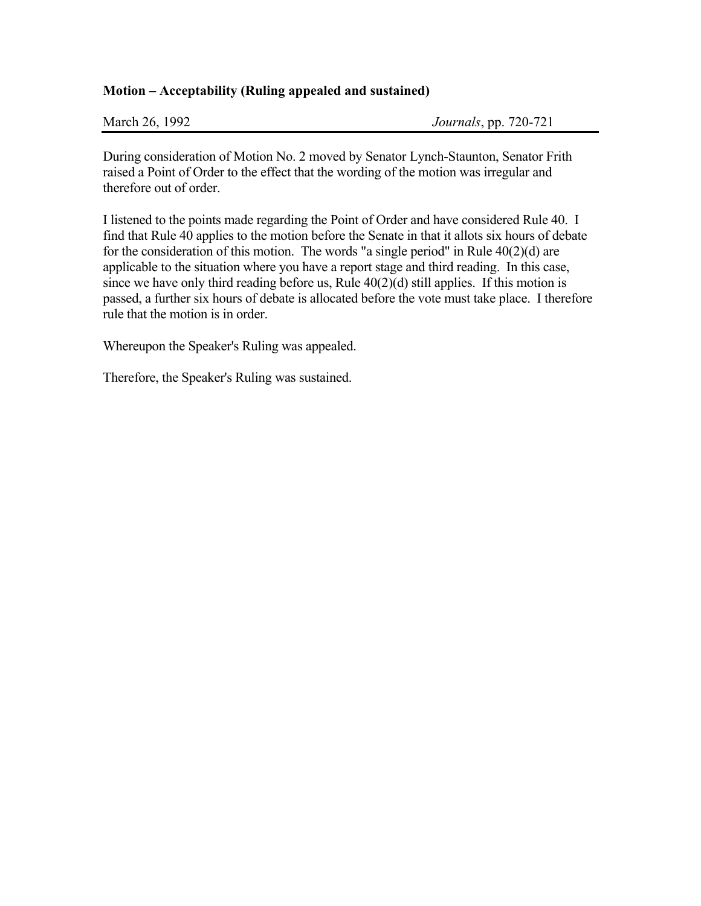**Motion – Acceptability (Ruling appealed and sustained)**

March 26, 1992 *Journals*, pp. 720-721

During consideration of Motion No. 2 moved by Senator Lynch-Staunton, Senator Frith raised a Point of Order to the effect that the wording of the motion was irregular and therefore out of order.

I listened to the points made regarding the Point of Order and have considered Rule 40. I find that Rule 40 applies to the motion before the Senate in that it allots six hours of debate for the consideration of this motion. The words "a single period" in Rule 40(2)(d) are applicable to the situation where you have a report stage and third reading. In this case, since we have only third reading before us, Rule 40(2)(d) still applies. If this motion is passed, a further six hours of debate is allocated before the vote must take place. I therefore rule that the motion is in order.

Whereupon the Speaker's Ruling was appealed.

Therefore, the Speaker's Ruling was sustained.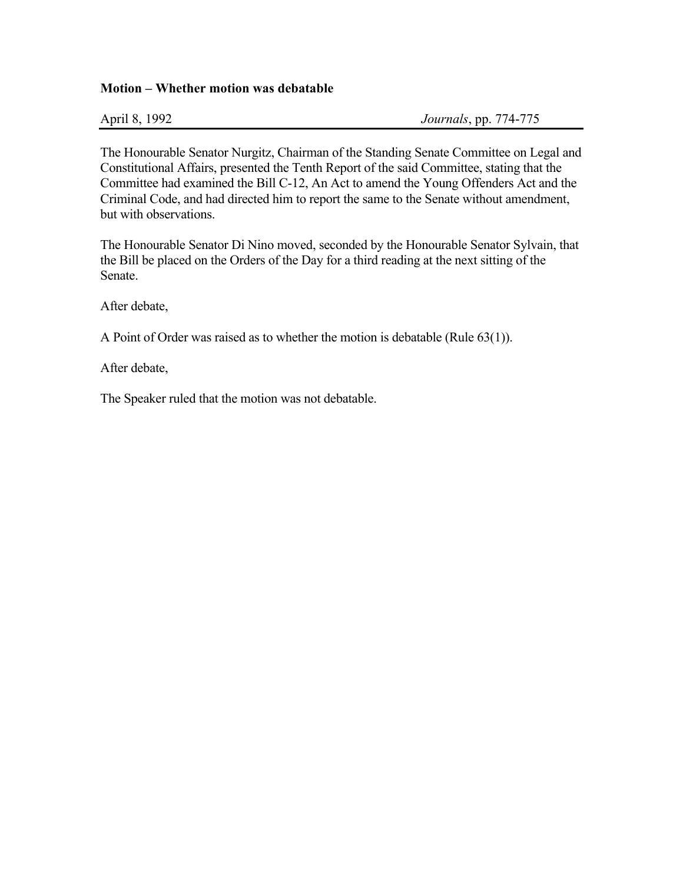**Motion – Whether motion was debatable**

April 8, 1992 *Journals*, pp. 774-775

The Honourable Senator Nurgitz, Chairman of the Standing Senate Committee on Legal and Constitutional Affairs, presented the Tenth Report of the said Committee, stating that the Committee had examined the Bill C-12, An Act to amend the Young Offenders Act and the Criminal Code, and had directed him to report the same to the Senate without amendment, but with observations.

The Honourable Senator Di Nino moved, seconded by the Honourable Senator Sylvain, that the Bill be placed on the Orders of the Day for a third reading at the next sitting of the Senate.

After debate,

A Point of Order was raised as to whether the motion is debatable (Rule 63(1)).

After debate,

The Speaker ruled that the motion was not debatable.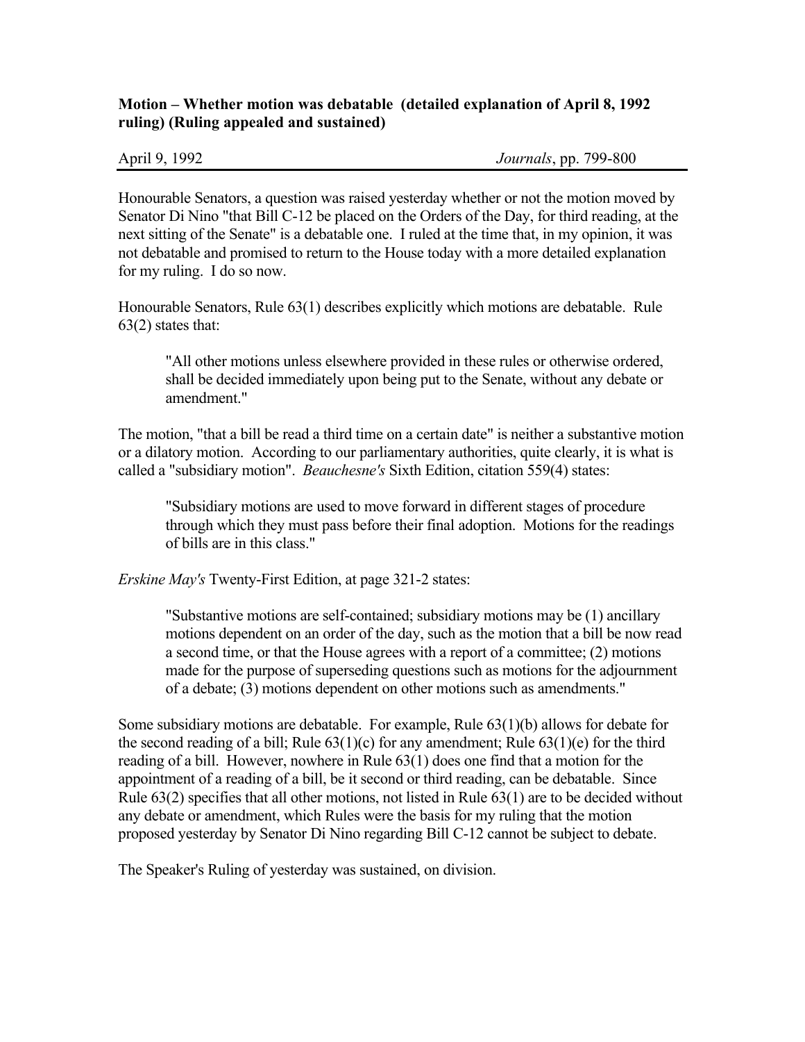**Motion – Whether motion was debatable (detailed explanation of April 8, 1992 ruling) (Ruling appealed and sustained)**

April 9, 1992 *Journals*, pp. 799-800

Honourable Senators, a question was raised yesterday whether or not the motion moved by Senator Di Nino "that Bill C-12 be placed on the Orders of the Day, for third reading, at the next sitting of the Senate" is a debatable one. I ruled at the time that, in my opinion, it was not debatable and promised to return to the House today with a more detailed explanation for my ruling. I do so now.

Honourable Senators, Rule 63(1) describes explicitly which motions are debatable. Rule 63(2) states that:

> "All other motions unless elsewhere provided in these rules or otherwise ordered, shall be decided immediately upon being put to the Senate, without any debate or amendment."

The motion, "that a bill be read a third time on a certain date" is neither a substantive motion or a dilatory motion. According to our parliamentary authorities, quite clearly, it is what is called a "subsidiary motion". *Beauchesne's* Sixth Edition, citation 559(4) states:

> "Subsidiary motions are used to move forward in different stages of procedure through which they must pass before their final adoption. Motions for the readings of bills are in this class."

*Erskine May's* Twenty-First Edition, at page 321-2 states:

> "Substantive motions are self-contained; subsidiary motions may be (1) ancillary motions dependent on an order of the day, such as the motion that a bill be now read a second time, or that the House agrees with a report of a committee; (2) motions made for the purpose of superseding questions such as motions for the adjournment of a debate; (3) motions dependent on other motions such as amendments."

Some subsidiary motions are debatable. For example, Rule 63(1)(b) allows for debate for the second reading of a bill; Rule 63(1)(c) for any amendment; Rule 63(1)(e) for the third reading of a bill. However, nowhere in Rule 63(1) does one find that a motion for the appointment of a reading of a bill, be it second or third reading, can be debatable. Since Rule 63(2) specifies that all other motions, not listed in Rule 63(1) are to be decided without any debate or amendment, which Rules were the basis for my ruling that the motion proposed yesterday by Senator Di Nino regarding Bill C-12 cannot be subject to debate.

The Speaker's Ruling of yesterday was sustained, on division.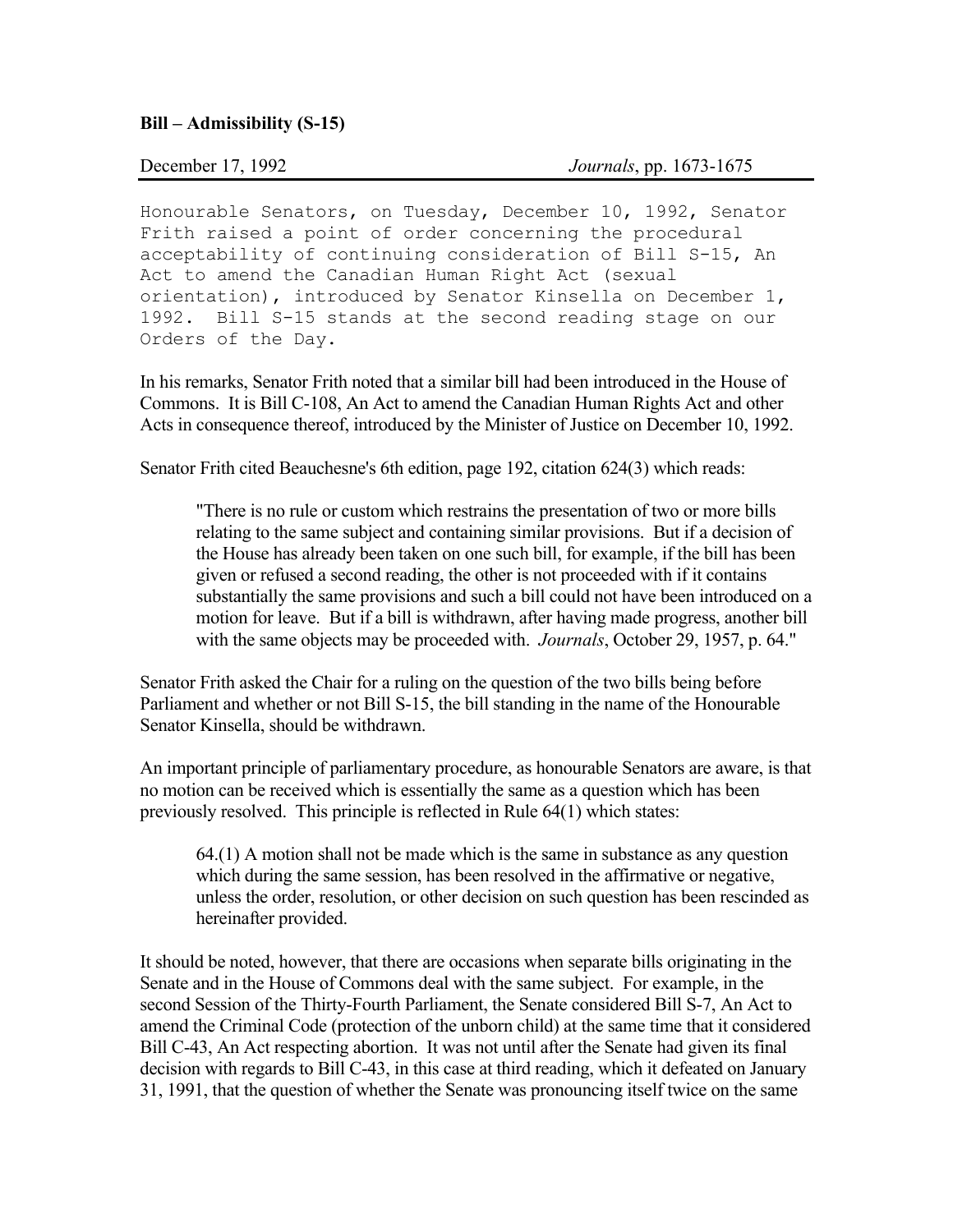**Bill – Admissibility (S-15)**

December 17, 1992 *Journals*, pp. 1673-1675

Honourable Senators, on Tuesday, December 10, 1992, Senator Frith raised a point of order concerning the procedural acceptability of continuing consideration of Bill S-15, An Act to amend the Canadian Human Right Act (sexual orientation), introduced by Senator Kinsella on December 1, 1992. Bill S-15 stands at the second reading stage on our Orders of the Day.

In his remarks, Senator Frith noted that a similar bill had been introduced in the House of Commons. It is Bill C-108, An Act to amend the Canadian Human Rights Act and other Acts in consequence thereof, introduced by the Minister of Justice on December 10, 1992.

Senator Frith cited Beauchesne's 6th edition, page 192, citation 624(3) which reads:

> "There is no rule or custom which restrains the presentation of two or more bills relating to the same subject and containing similar provisions. But if a decision of the House has already been taken on one such bill, for example, if the bill has been given or refused a second reading, the other is not proceeded with if it contains substantially the same provisions and such a bill could not have been introduced on a motion for leave. But if a bill is withdrawn, after having made progress, another bill with the same objects may be proceeded with. *Journals*, October 29, 1957, p. 64."

Senator Frith asked the Chair for a ruling on the question of the two bills being before Parliament and whether or not Bill S-15, the bill standing in the name of the Honourable Senator Kinsella, should be withdrawn.

An important principle of parliamentary procedure, as honourable Senators are aware, is that no motion can be received which is essentially the same as a question which has been previously resolved. This principle is reflected in Rule 64(1) which states:

> 64.(1) A motion shall not be made which is the same in substance as any question which during the same session, has been resolved in the affirmative or negative, unless the order, resolution, or other decision on such question has been rescinded as hereinafter provided.

It should be noted, however, that there are occasions when separate bills originating in the Senate and in the House of Commons deal with the same subject. For example, in the second Session of the Thirty-Fourth Parliament, the Senate considered Bill S-7, An Act to amend the Criminal Code (protection of the unborn child) at the same time that it considered Bill C-43, An Act respecting abortion. It was not until after the Senate had given its final decision with regards to Bill C-43, in this case at third reading, which it defeated on January 31, 1991, that the question of whether the Senate was pronouncing itself twice on the same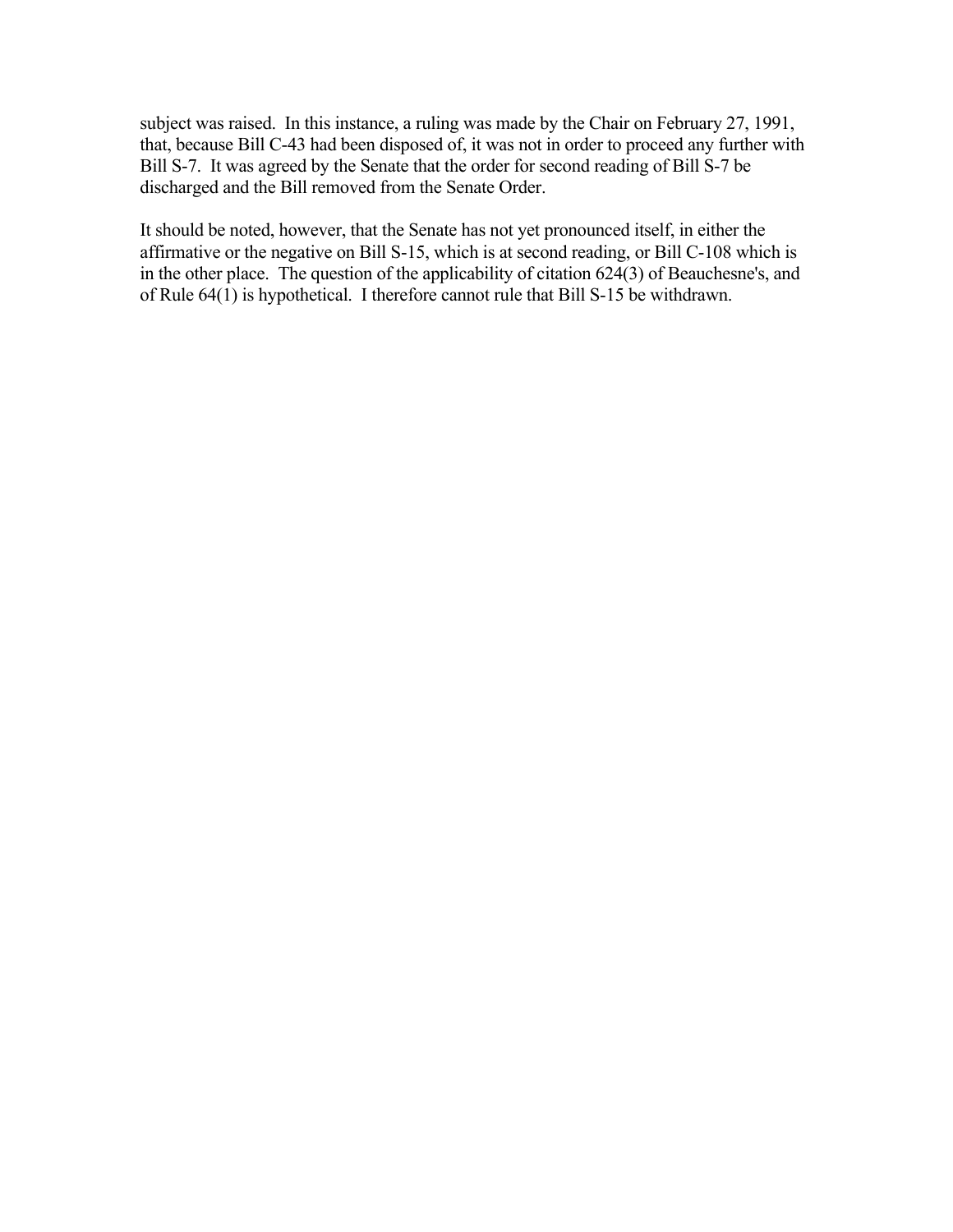subject was raised. In this instance, a ruling was made by the Chair on February 27, 1991, that, because Bill C-43 had been disposed of, it was not in order to proceed any further with Bill S-7. It was agreed by the Senate that the order for second reading of Bill S-7 be discharged and the Bill removed from the Senate Order.

It should be noted, however, that the Senate has not yet pronounced itself, in either the affirmative or the negative on Bill S-15, which is at second reading, or Bill C-108 which is in the other place. The question of the applicability of citation 624(3) of Beauchesne's, and of Rule 64(1) is hypothetical. I therefore cannot rule that Bill S-15 be withdrawn.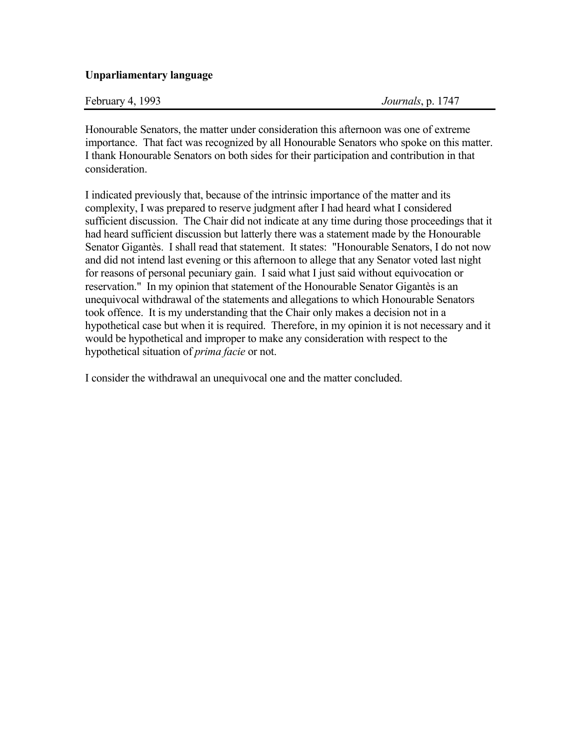**Unparliamentary language**

February 4, 1993 *Journals*, p. 1747

Honourable Senators, the matter under consideration this afternoon was one of extreme importance. That fact was recognized by all Honourable Senators who spoke on this matter. I thank Honourable Senators on both sides for their participation and contribution in that consideration.

I indicated previously that, because of the intrinsic importance of the matter and its complexity, I was prepared to reserve judgment after I had heard what I considered sufficient discussion. The Chair did not indicate at any time during those proceedings that it had heard sufficient discussion but latterly there was a statement made by the Honourable Senator Gigantès. I shall read that statement. It states: "Honourable Senators, I do not now and did not intend last evening or this afternoon to allege that any Senator voted last night for reasons of personal pecuniary gain. I said what I just said without equivocation or reservation." In my opinion that statement of the Honourable Senator Gigantès is an unequivocal withdrawal of the statements and allegations to which Honourable Senators took offence. It is my understanding that the Chair only makes a decision not in a hypothetical case but when it is required. Therefore, in my opinion it is not necessary and it would be hypothetical and improper to make any consideration with respect to the hypothetical situation of *prima facie* or not.

I consider the withdrawal an unequivocal one and the matter concluded.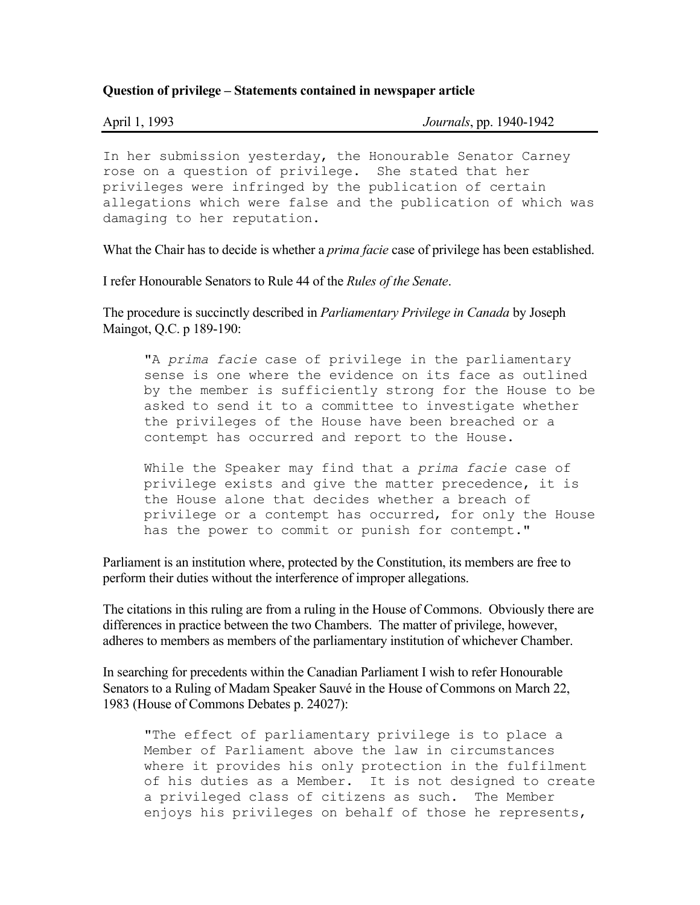**Question of privilege – Statements contained in newspaper article**

April 1, 1993 *Journals*, pp. 1940-1942

In her submission yesterday, the Honourable Senator Carney rose on a question of privilege. She stated that her privileges were infringed by the publication of certain allegations which were false and the publication of which was damaging to her reputation.

What the Chair has to decide is whether a *prima facie* case of privilege has been established.

I refer Honourable Senators to Rule 44 of the *Rules of the Senate*.

The procedure is succinctly described in *Parliamentary Privilege in Canada* by Joseph Maingot, Q.C. p 189-190:

> "A *prima facie* case of privilege in the parliamentary sense is one where the evidence on its face as outlined by the member is sufficiently strong for the House to be asked to send it to a committee to investigate whether the privileges of the House have been breached or a contempt has occurred and report to the House.
>
> While the Speaker may find that a *prima facie* case of privilege exists and give the matter precedence, it is the House alone that decides whether a breach of privilege or a contempt has occurred, for only the House has the power to commit or punish for contempt."

Parliament is an institution where, protected by the Constitution, its members are free to perform their duties without the interference of improper allegations.

The citations in this ruling are from a ruling in the House of Commons. Obviously there are differences in practice between the two Chambers. The matter of privilege, however, adheres to members as members of the parliamentary institution of whichever Chamber.

In searching for precedents within the Canadian Parliament I wish to refer Honourable Senators to a Ruling of Madam Speaker Sauvé in the House of Commons on March 22, 1983 (House of Commons Debates p. 24027):

> "The effect of parliamentary privilege is to place a Member of Parliament above the law in circumstances where it provides his only protection in the fulfilment of his duties as a Member. It is not designed to create a privileged class of citizens as such. The Member enjoys his privileges on behalf of those he represents,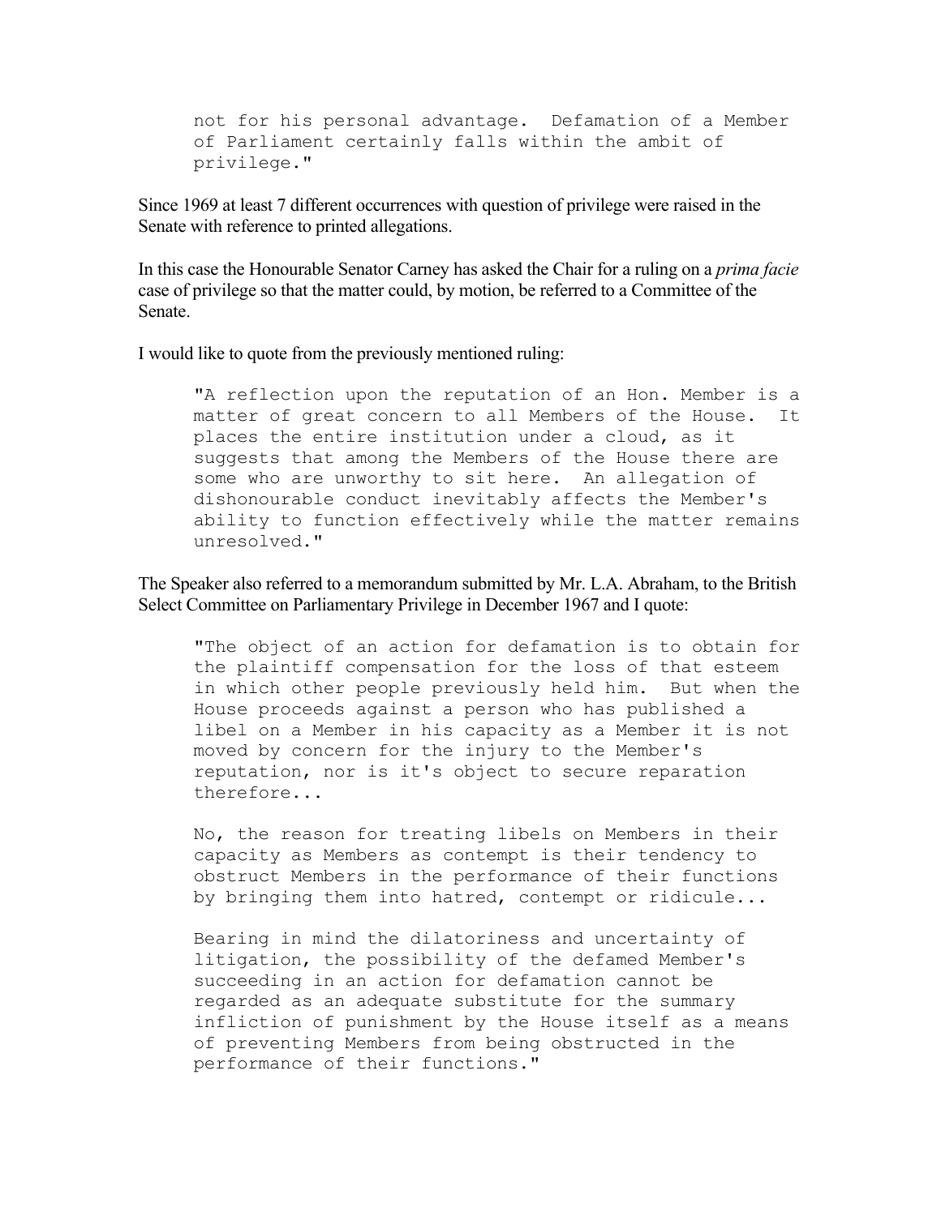> not for his personal advantage. Defamation of a Member of Parliament certainly falls within the ambit of privilege."

Since 1969 at least 7 different occurrences with question of privilege were raised in the Senate with reference to printed allegations.

In this case the Honourable Senator Carney has asked the Chair for a ruling on a *prima facie* case of privilege so that the matter could, by motion, be referred to a Committee of the Senate.

I would like to quote from the previously mentioned ruling:

> "A reflection upon the reputation of an Hon. Member is a matter of great concern to all Members of the House. It places the entire institution under a cloud, as it suggests that among the Members of the House there are some who are unworthy to sit here. An allegation of dishonourable conduct inevitably affects the Member's ability to function effectively while the matter remains unresolved."

The Speaker also referred to a memorandum submitted by Mr. L.A. Abraham, to the British Select Committee on Parliamentary Privilege in December 1967 and I quote:

> "The object of an action for defamation is to obtain for the plaintiff compensation for the loss of that esteem in which other people previously held him. But when the House proceeds against a person who has published a libel on a Member in his capacity as a Member it is not moved by concern for the injury to the Member's reputation, nor is it's object to secure reparation therefore...
>
> No, the reason for treating libels on Members in their capacity as Members as contempt is their tendency to obstruct Members in the performance of their functions by bringing them into hatred, contempt or ridicule...
>
> Bearing in mind the dilatoriness and uncertainty of litigation, the possibility of the defamed Member's succeeding in an action for defamation cannot be regarded as an adequate substitute for the summary infliction of punishment by the House itself as a means of preventing Members from being obstructed in the performance of their functions."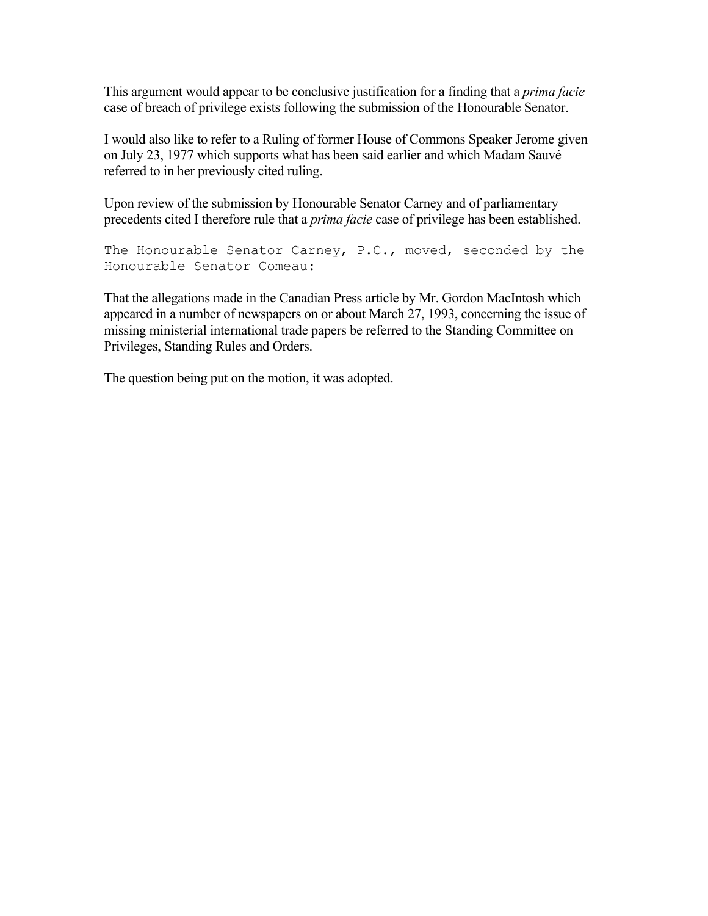This argument would appear to be conclusive justification for a finding that a *prima facie* case of breach of privilege exists following the submission of the Honourable Senator.

I would also like to refer to a Ruling of former House of Commons Speaker Jerome given on July 23, 1977 which supports what has been said earlier and which Madam Sauvé referred to in her previously cited ruling.

Upon review of the submission by Honourable Senator Carney and of parliamentary precedents cited I therefore rule that a *prima facie* case of privilege has been established.

The Honourable Senator Carney, P.C., moved, seconded by the Honourable Senator Comeau:

That the allegations made in the Canadian Press article by Mr. Gordon MacIntosh which appeared in a number of newspapers on or about March 27, 1993, concerning the issue of missing ministerial international trade papers be referred to the Standing Committee on Privileges, Standing Rules and Orders.

The question being put on the motion, it was adopted.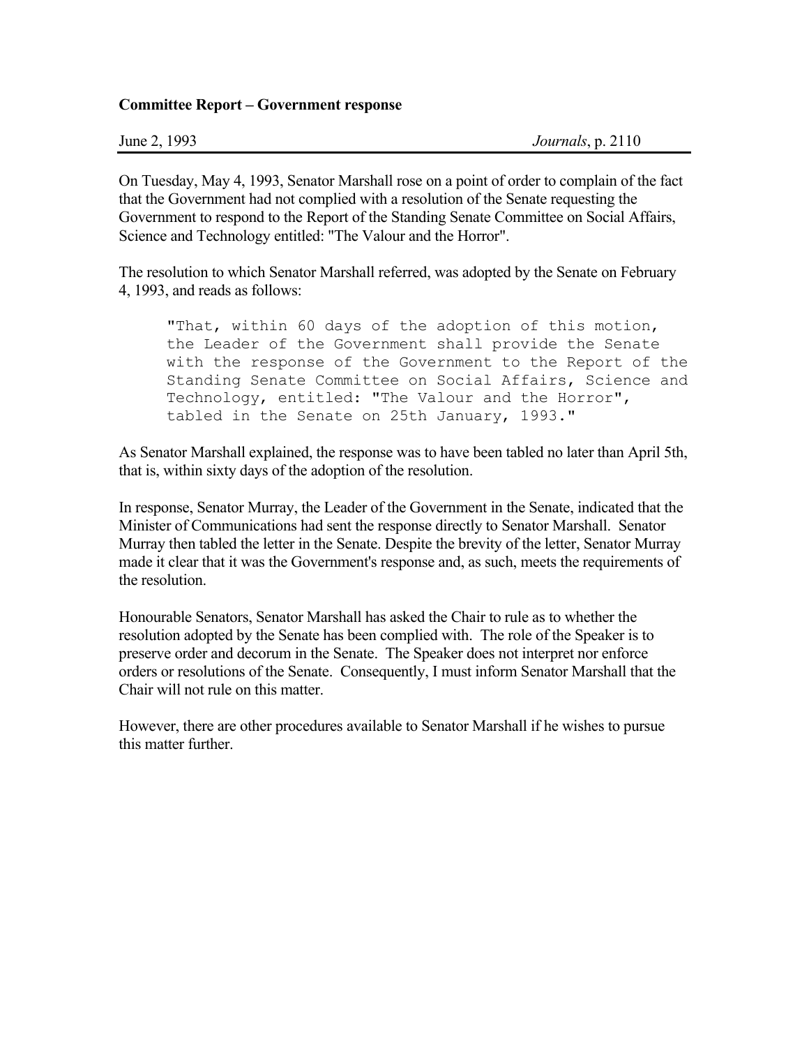**Committee Report – Government response**

June 2, 1993 *Journals*, p. 2110

On Tuesday, May 4, 1993, Senator Marshall rose on a point of order to complain of the fact that the Government had not complied with a resolution of the Senate requesting the Government to respond to the Report of the Standing Senate Committee on Social Affairs, Science and Technology entitled: "The Valour and the Horror".

The resolution to which Senator Marshall referred, was adopted by the Senate on February 4, 1993, and reads as follows:

> "That, within 60 days of the adoption of this motion, the Leader of the Government shall provide the Senate with the response of the Government to the Report of the Standing Senate Committee on Social Affairs, Science and Technology, entitled: "The Valour and the Horror", tabled in the Senate on 25th January, 1993."

As Senator Marshall explained, the response was to have been tabled no later than April 5th, that is, within sixty days of the adoption of the resolution.

In response, Senator Murray, the Leader of the Government in the Senate, indicated that the Minister of Communications had sent the response directly to Senator Marshall. Senator Murray then tabled the letter in the Senate. Despite the brevity of the letter, Senator Murray made it clear that it was the Government's response and, as such, meets the requirements of the resolution.

Honourable Senators, Senator Marshall has asked the Chair to rule as to whether the resolution adopted by the Senate has been complied with. The role of the Speaker is to preserve order and decorum in the Senate. The Speaker does not interpret nor enforce orders or resolutions of the Senate. Consequently, I must inform Senator Marshall that the Chair will not rule on this matter.

However, there are other procedures available to Senator Marshall if he wishes to pursue this matter further.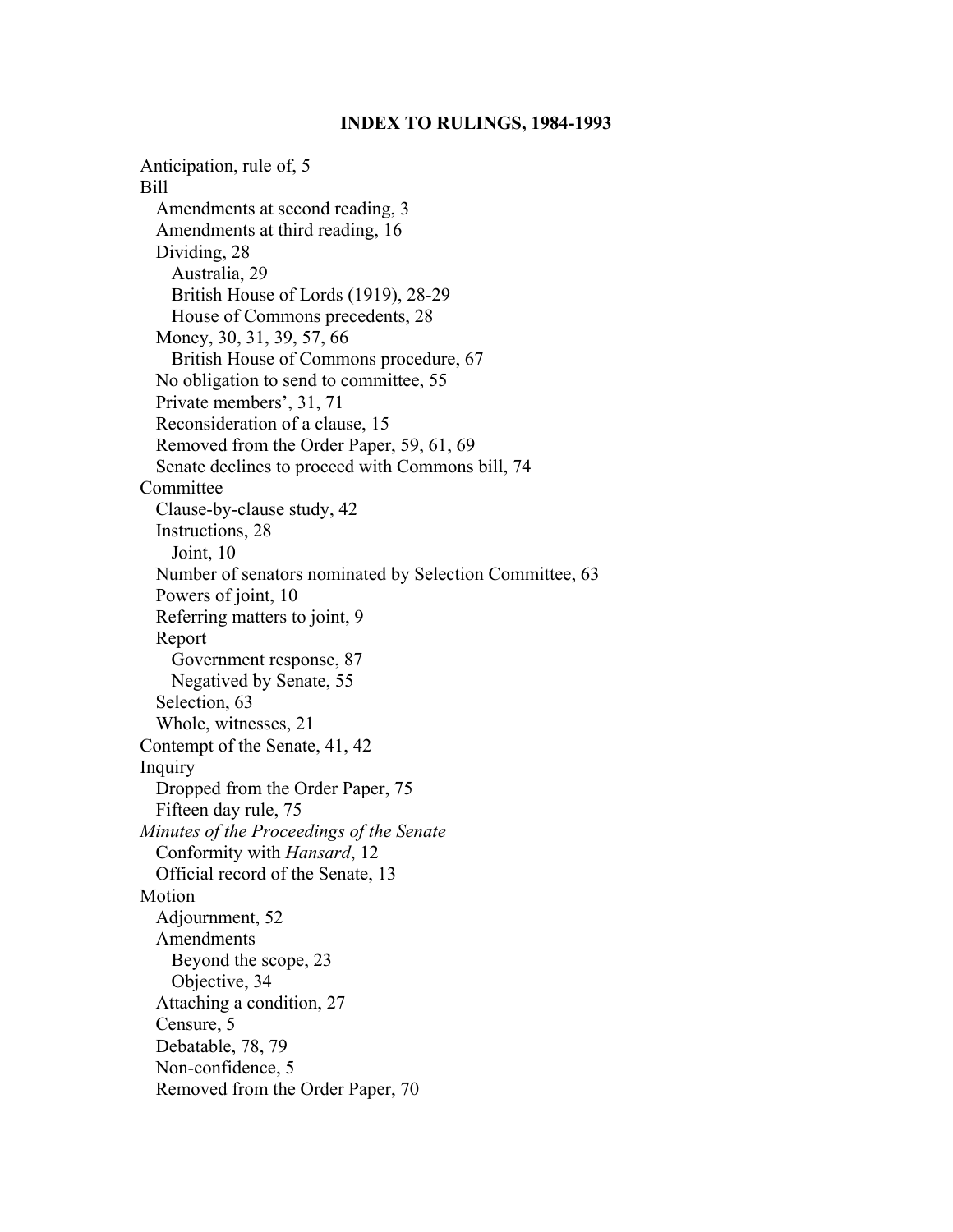**INDEX TO RULINGS, 1984-1993**

Anticipation, rule of, 5
Bill
  Amendments at second reading, 3
  Amendments at third reading, 16
  Dividing, 28
    Australia, 29
    British House of Lords (1919), 28-29
    House of Commons precedents, 28
  Money, 30, 31, 39, 57, 66
    British House of Commons procedure, 67
  No obligation to send to committee, 55
  Private members', 31, 71
  Reconsideration of a clause, 15
  Removed from the Order Paper, 59, 61, 69
  Senate declines to proceed with Commons bill, 74
Committee
  Clause-by-clause study, 42
  Instructions, 28
    Joint, 10
  Number of senators nominated by Selection Committee, 63
  Powers of joint, 10
  Referring matters to joint, 9
  Report
    Government response, 87
    Negatived by Senate, 55
  Selection, 63
  Whole, witnesses, 21
Contempt of the Senate, 41, 42
Inquiry
  Dropped from the Order Paper, 75
  Fifteen day rule, 75
*Minutes of the Proceedings of the Senate*
  Conformity with *Hansard*, 12
  Official record of the Senate, 13
Motion
  Adjournment, 52
  Amendments
    Beyond the scope, 23
    Objective, 34
  Attaching a condition, 27
  Censure, 5
  Debatable, 78, 79
  Non-confidence, 5
  Removed from the Order Paper, 70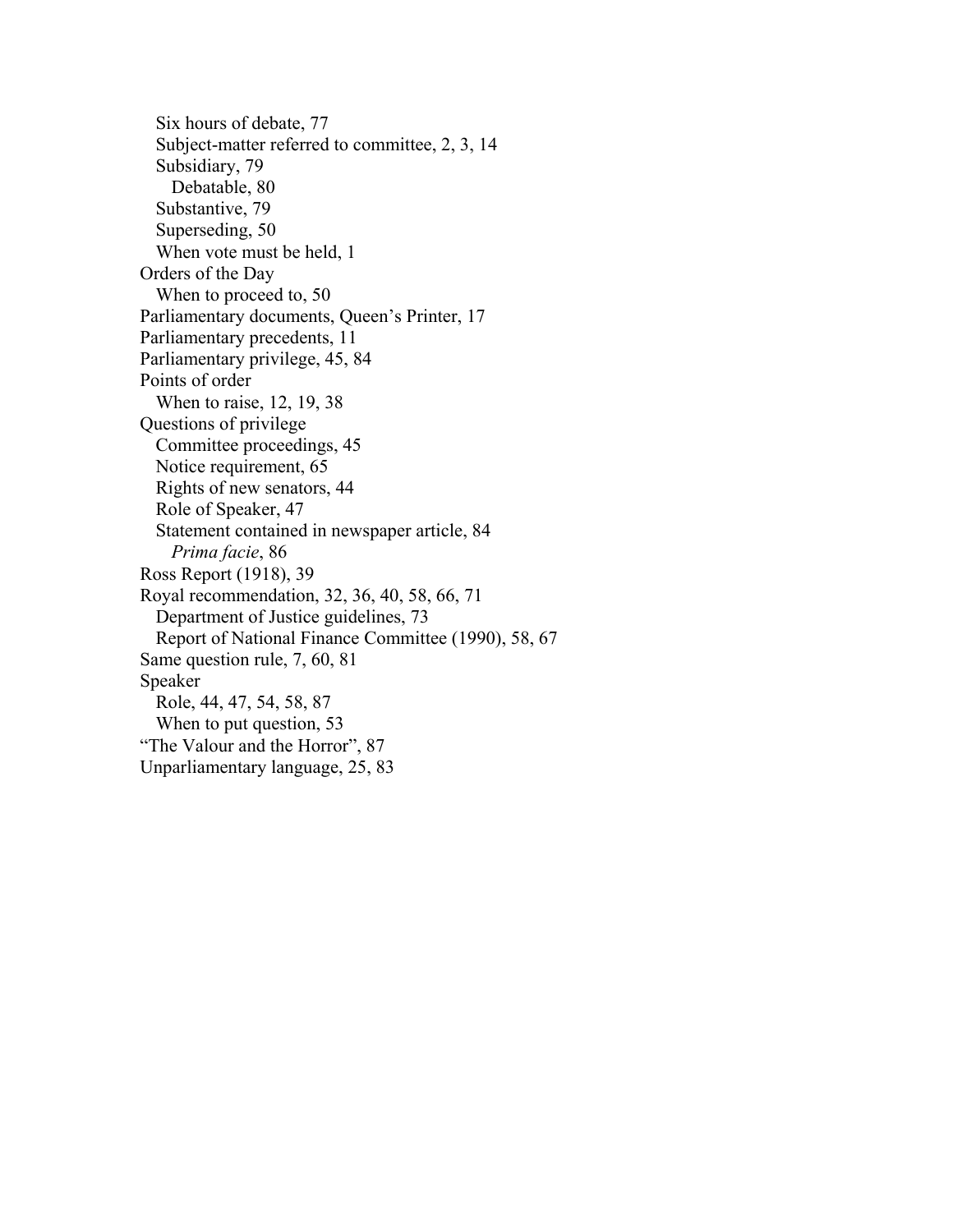Six hours of debate, 77
  Subject-matter referred to committee, 2, 3, 14
  Subsidiary, 79
    Debatable, 80
  Substantive, 79
  Superseding, 50
  When vote must be held, 1
Orders of the Day
  When to proceed to, 50
Parliamentary documents, Queen's Printer, 17
Parliamentary precedents, 11
Parliamentary privilege, 45, 84
Points of order
  When to raise, 12, 19, 38
Questions of privilege
  Committee proceedings, 45
  Notice requirement, 65
  Rights of new senators, 44
  Role of Speaker, 47
  Statement contained in newspaper article, 84
    *Prima facie*, 86
Ross Report (1918), 39
Royal recommendation, 32, 36, 40, 58, 66, 71
  Department of Justice guidelines, 73
  Report of National Finance Committee (1990), 58, 67
Same question rule, 7, 60, 81
Speaker
  Role, 44, 47, 54, 58, 87
  When to put question, 53
"The Valour and the Horror", 87
Unparliamentary language, 25, 83